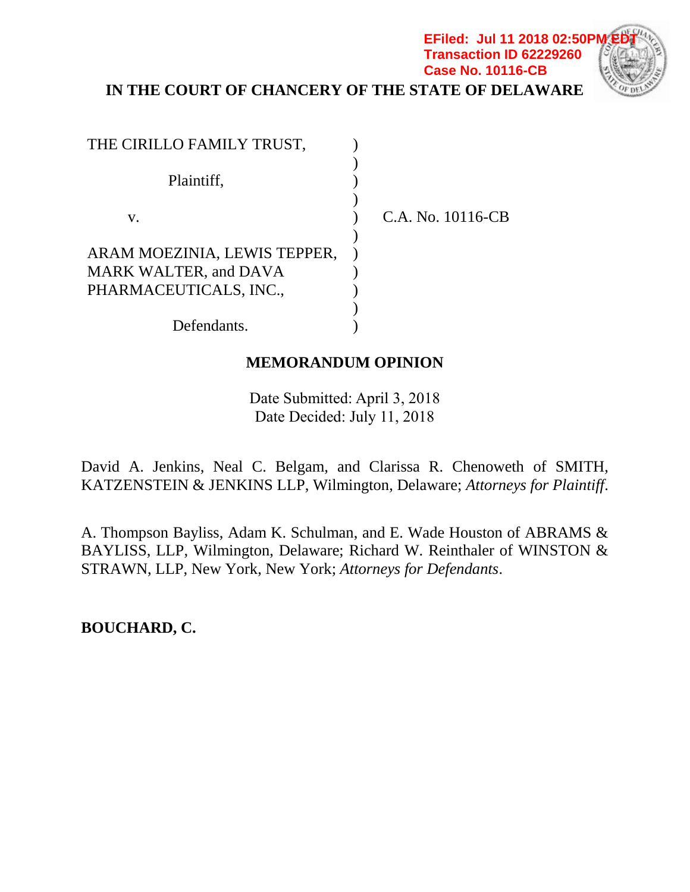EFiled: Jul 11 2018 02:50PM EDT
Transaction ID 62229260
Case No. 10116-CB

**IN THE COURT OF CHANCERY OF THE STATE OF DELAWARE**

| | | |
|---|---|---|
| THE CIRILLO FAMILY TRUST, | ) | |
| | ) | |
| Plaintiff, | ) | |
| | ) | |
| v. | ) | C.A. No. 10116-CB |
| | ) | |
| ARAM MOEZINIA, LEWIS TEPPER, MARK WALTER, and DAVA PHARMACEUTICALS, INC., | ) | |
| | ) | |
| Defendants. | ) | |

**MEMORANDUM OPINION**

Date Submitted: April 3, 2018
Date Decided: July 11, 2018

David A. Jenkins, Neal C. Belgam, and Clarissa R. Chenoweth of SMITH, KATZENSTEIN & JENKINS LLP, Wilmington, Delaware; *Attorneys for Plaintiff*.

A. Thompson Bayliss, Adam K. Schulman, and E. Wade Houston of ABRAMS & BAYLISS, LLP, Wilmington, Delaware; Richard W. Reinthaler of WINSTON & STRAWN, LLP, New York, New York; *Attorneys for Defendants*.

**BOUCHARD, C.**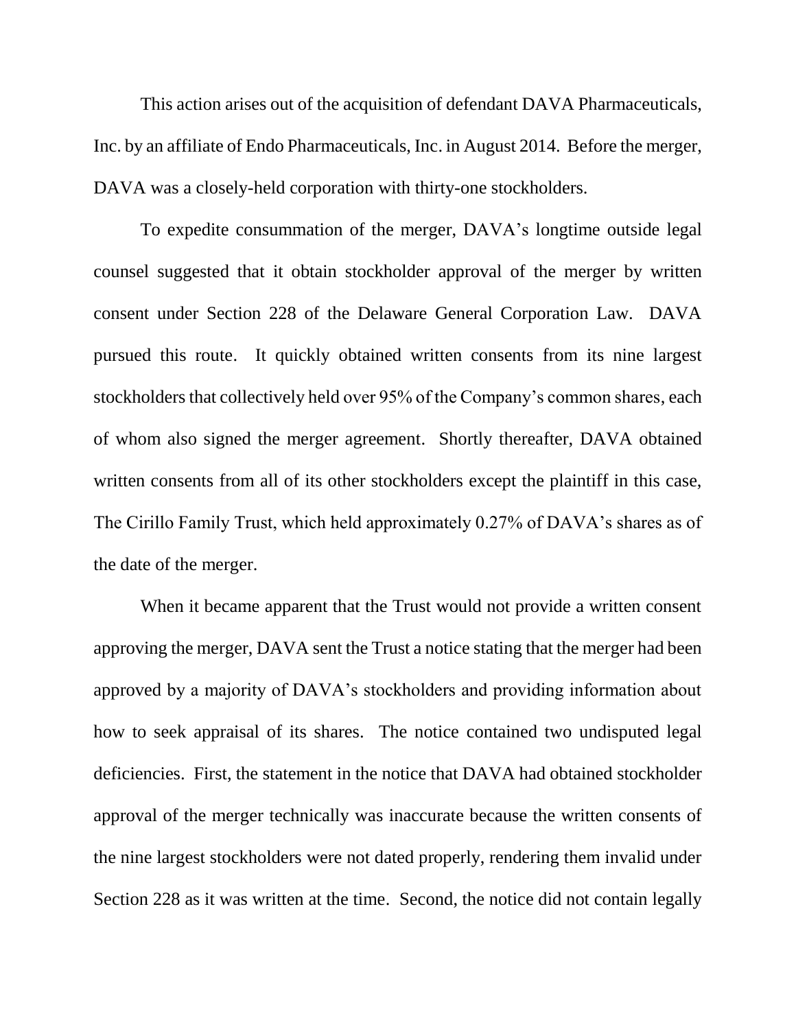This action arises out of the acquisition of defendant DAVA Pharmaceuticals, Inc. by an affiliate of Endo Pharmaceuticals, Inc. in August 2014. Before the merger, DAVA was a closely-held corporation with thirty-one stockholders.

To expedite consummation of the merger, DAVA's longtime outside legal counsel suggested that it obtain stockholder approval of the merger by written consent under Section 228 of the Delaware General Corporation Law. DAVA pursued this route. It quickly obtained written consents from its nine largest stockholders that collectively held over 95% of the Company's common shares, each of whom also signed the merger agreement. Shortly thereafter, DAVA obtained written consents from all of its other stockholders except the plaintiff in this case, The Cirillo Family Trust, which held approximately 0.27% of DAVA's shares as of the date of the merger.

When it became apparent that the Trust would not provide a written consent approving the merger, DAVA sent the Trust a notice stating that the merger had been approved by a majority of DAVA's stockholders and providing information about how to seek appraisal of its shares. The notice contained two undisputed legal deficiencies. First, the statement in the notice that DAVA had obtained stockholder approval of the merger technically was inaccurate because the written consents of the nine largest stockholders were not dated properly, rendering them invalid under Section 228 as it was written at the time. Second, the notice did not contain legally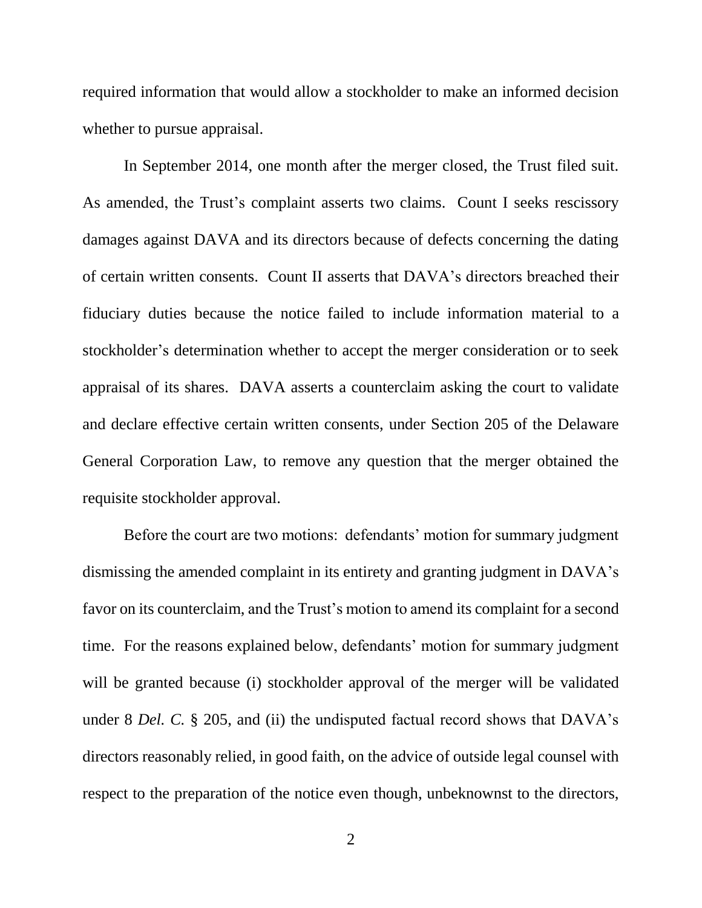required information that would allow a stockholder to make an informed decision whether to pursue appraisal.

In September 2014, one month after the merger closed, the Trust filed suit. As amended, the Trust's complaint asserts two claims. Count I seeks rescissory damages against DAVA and its directors because of defects concerning the dating of certain written consents. Count II asserts that DAVA's directors breached their fiduciary duties because the notice failed to include information material to a stockholder's determination whether to accept the merger consideration or to seek appraisal of its shares. DAVA asserts a counterclaim asking the court to validate and declare effective certain written consents, under Section 205 of the Delaware General Corporation Law, to remove any question that the merger obtained the requisite stockholder approval.

Before the court are two motions: defendants' motion for summary judgment dismissing the amended complaint in its entirety and granting judgment in DAVA's favor on its counterclaim, and the Trust's motion to amend its complaint for a second time. For the reasons explained below, defendants' motion for summary judgment will be granted because (i) stockholder approval of the merger will be validated under 8 *Del. C.* § 205, and (ii) the undisputed factual record shows that DAVA's directors reasonably relied, in good faith, on the advice of outside legal counsel with respect to the preparation of the notice even though, unbeknownst to the directors,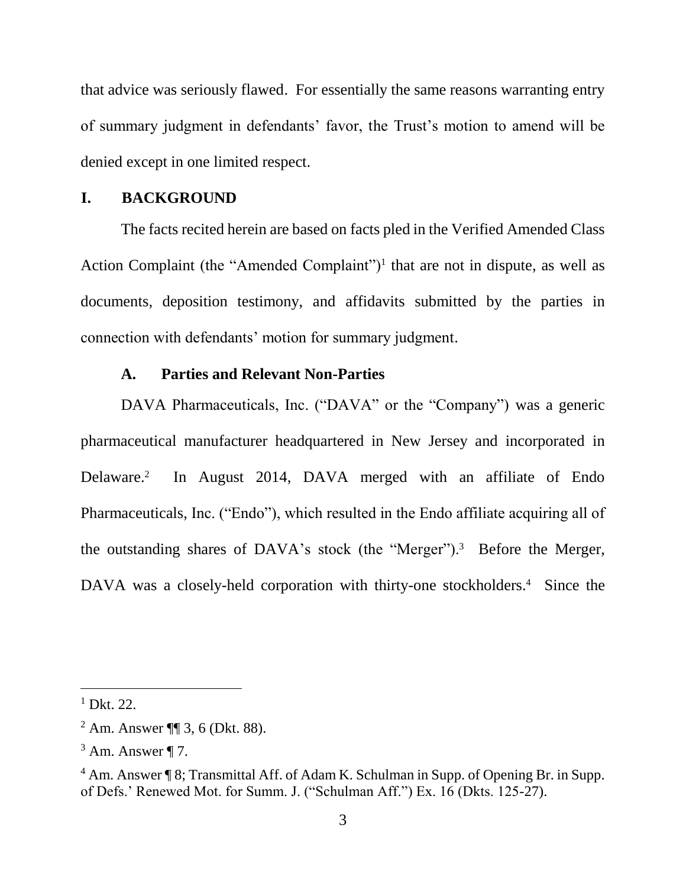that advice was seriously flawed. For essentially the same reasons warranting entry of summary judgment in defendants' favor, the Trust's motion to amend will be denied except in one limited respect.

## I. BACKGROUND

The facts recited herein are based on facts pled in the Verified Amended Class Action Complaint (the "Amended Complaint")[1] that are not in dispute, as well as documents, deposition testimony, and affidavits submitted by the parties in connection with defendants' motion for summary judgment.

### A. Parties and Relevant Non-Parties

DAVA Pharmaceuticals, Inc. ("DAVA" or the "Company") was a generic pharmaceutical manufacturer headquartered in New Jersey and incorporated in Delaware.[2] In August 2014, DAVA merged with an affiliate of Endo Pharmaceuticals, Inc. ("Endo"), which resulted in the Endo affiliate acquiring all of the outstanding shares of DAVA's stock (the "Merger").[3] Before the Merger, DAVA was a closely-held corporation with thirty-one stockholders.[4] Since the

---

[1] Dkt. 22.

[2] Am. Answer ¶¶ 3, 6 (Dkt. 88).

[3] Am. Answer ¶ 7.

[4] Am. Answer ¶ 8; Transmittal Aff. of Adam K. Schulman in Supp. of Opening Br. in Supp. of Defs.' Renewed Mot. for Summ. J. ("Schulman Aff.") Ex. 16 (Dkts. 125-27).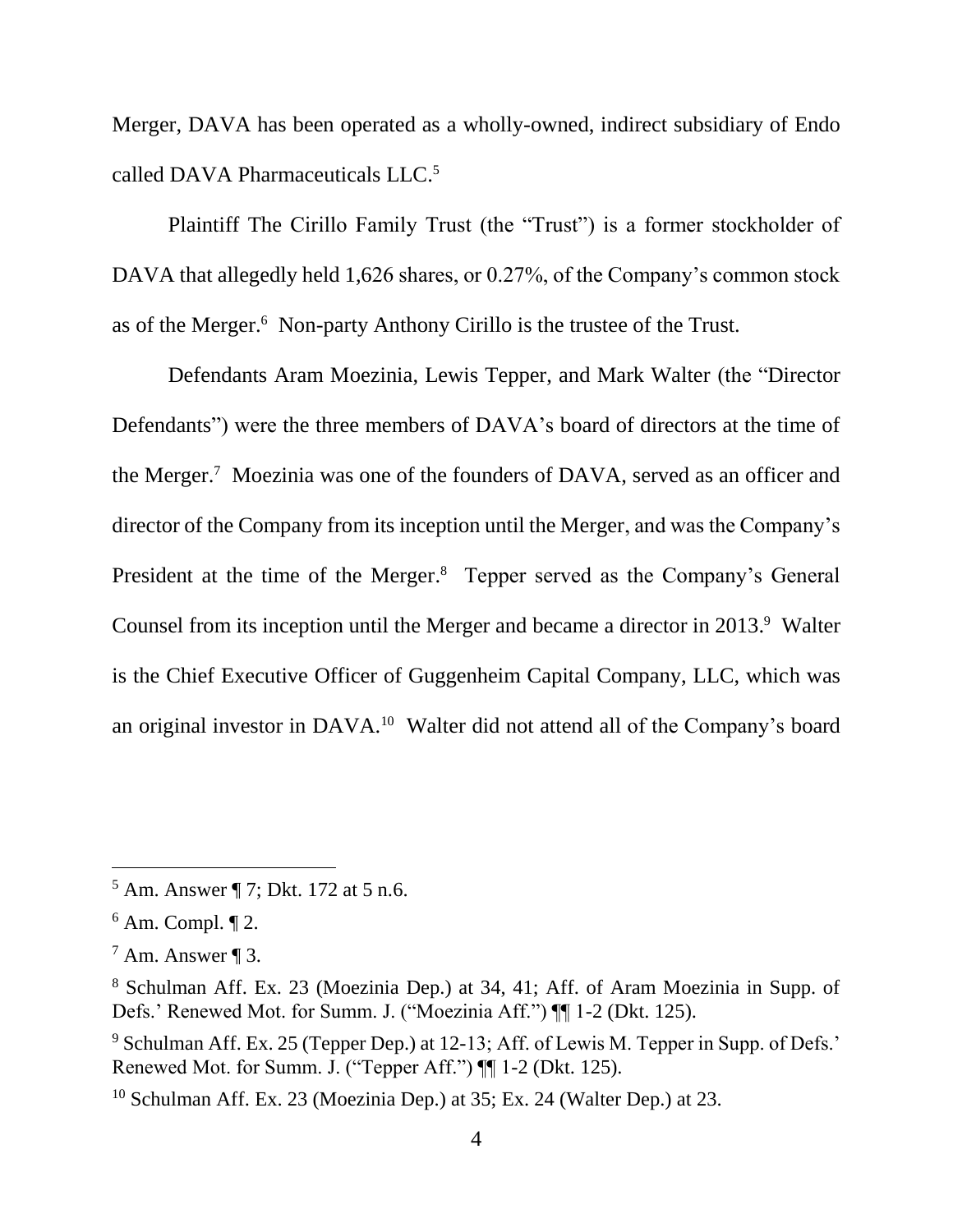Merger, DAVA has been operated as a wholly-owned, indirect subsidiary of Endo called DAVA Pharmaceuticals LLC.[5]

Plaintiff The Cirillo Family Trust (the "Trust") is a former stockholder of DAVA that allegedly held 1,626 shares, or 0.27%, of the Company's common stock as of the Merger.[6] Non-party Anthony Cirillo is the trustee of the Trust.

Defendants Aram Moezinia, Lewis Tepper, and Mark Walter (the "Director Defendants") were the three members of DAVA's board of directors at the time of the Merger.[7] Moezinia was one of the founders of DAVA, served as an officer and director of the Company from its inception until the Merger, and was the Company's President at the time of the Merger.[8] Tepper served as the Company's General Counsel from its inception until the Merger and became a director in 2013.[9] Walter is the Chief Executive Officer of Guggenheim Capital Company, LLC, which was an original investor in DAVA.[10] Walter did not attend all of the Company's board

---

[5] Am. Answer ¶ 7; Dkt. 172 at 5 n.6.

[6] Am. Compl. ¶ 2.

[7] Am. Answer ¶ 3.

[8] Schulman Aff. Ex. 23 (Moezinia Dep.) at 34, 41; Aff. of Aram Moezinia in Supp. of Defs.' Renewed Mot. for Summ. J. ("Moezinia Aff.") ¶¶ 1-2 (Dkt. 125).

[9] Schulman Aff. Ex. 25 (Tepper Dep.) at 12-13; Aff. of Lewis M. Tepper in Supp. of Defs.' Renewed Mot. for Summ. J. ("Tepper Aff.") ¶¶ 1-2 (Dkt. 125).

[10] Schulman Aff. Ex. 23 (Moezinia Dep.) at 35; Ex. 24 (Walter Dep.) at 23.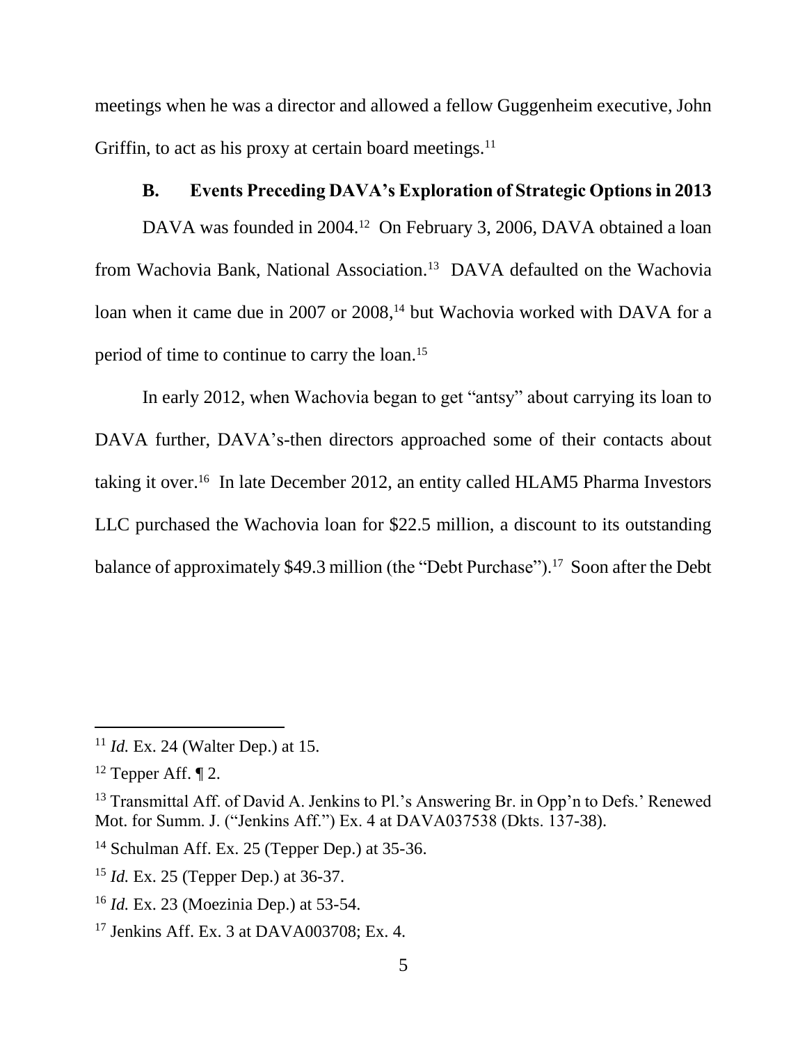meetings when he was a director and allowed a fellow Guggenheim executive, John Griffin, to act as his proxy at certain board meetings.[11]

### B. Events Preceding DAVA's Exploration of Strategic Options in 2013

DAVA was founded in 2004.[12] On February 3, 2006, DAVA obtained a loan from Wachovia Bank, National Association.[13] DAVA defaulted on the Wachovia loan when it came due in 2007 or 2008,[14] but Wachovia worked with DAVA for a period of time to continue to carry the loan.[15]

In early 2012, when Wachovia began to get "antsy" about carrying its loan to DAVA further, DAVA's-then directors approached some of their contacts about taking it over.[16] In late December 2012, an entity called HLAM5 Pharma Investors LLC purchased the Wachovia loan for $22.5 million, a discount to its outstanding balance of approximately $49.3 million (the "Debt Purchase").[17] Soon after the Debt

---

[11] *Id.* Ex. 24 (Walter Dep.) at 15.

[12] Tepper Aff. ¶ 2.

[13] Transmittal Aff. of David A. Jenkins to Pl.'s Answering Br. in Opp'n to Defs.' Renewed Mot. for Summ. J. ("Jenkins Aff.") Ex. 4 at DAVA037538 (Dkts. 137-38).

[14] Schulman Aff. Ex. 25 (Tepper Dep.) at 35-36.

[15] *Id.* Ex. 25 (Tepper Dep.) at 36-37.

[16] *Id.* Ex. 23 (Moezinia Dep.) at 53-54.

[17] Jenkins Aff. Ex. 3 at DAVA003708; Ex. 4.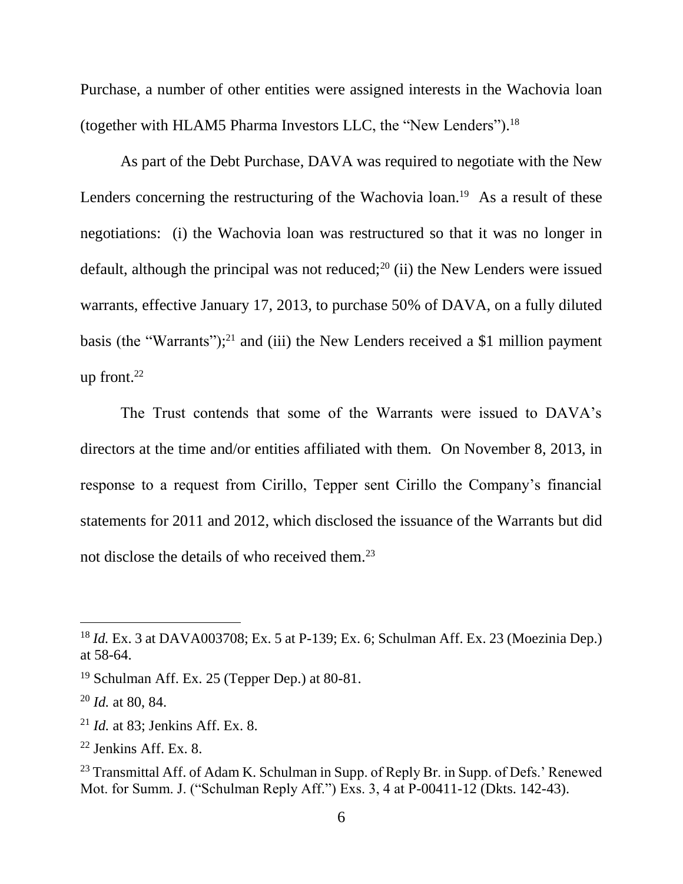Purchase, a number of other entities were assigned interests in the Wachovia loan (together with HLAM5 Pharma Investors LLC, the "New Lenders").[18]

As part of the Debt Purchase, DAVA was required to negotiate with the New Lenders concerning the restructuring of the Wachovia loan.[19] As a result of these negotiations: (i) the Wachovia loan was restructured so that it was no longer in default, although the principal was not reduced;[20] (ii) the New Lenders were issued warrants, effective January 17, 2013, to purchase 50% of DAVA, on a fully diluted basis (the "Warrants");[21] and (iii) the New Lenders received a $1 million payment up front.[22]

The Trust contends that some of the Warrants were issued to DAVA's directors at the time and/or entities affiliated with them. On November 8, 2013, in response to a request from Cirillo, Tepper sent Cirillo the Company's financial statements for 2011 and 2012, which disclosed the issuance of the Warrants but did not disclose the details of who received them.[23]

---

[18] *Id.* Ex. 3 at DAVA003708; Ex. 5 at P-139; Ex. 6; Schulman Aff. Ex. 23 (Moezinia Dep.) at 58-64.

[19] Schulman Aff. Ex. 25 (Tepper Dep.) at 80-81.

[20] *Id.* at 80, 84.

[21] *Id.* at 83; Jenkins Aff. Ex. 8.

[22] Jenkins Aff. Ex. 8.

[23] Transmittal Aff. of Adam K. Schulman in Supp. of Reply Br. in Supp. of Defs.' Renewed Mot. for Summ. J. ("Schulman Reply Aff.") Exs. 3, 4 at P-00411-12 (Dkts. 142-43).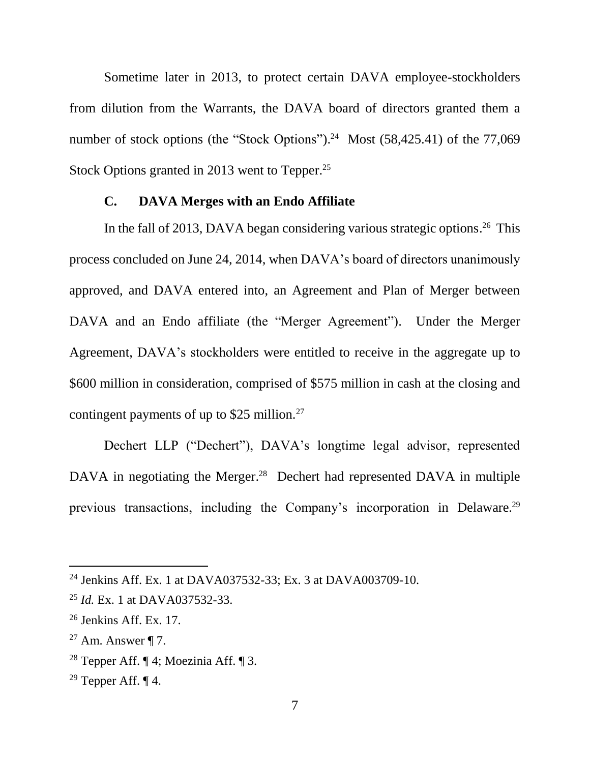Sometime later in 2013, to protect certain DAVA employee-stockholders from dilution from the Warrants, the DAVA board of directors granted them a number of stock options (the "Stock Options").[24] Most (58,425.41) of the 77,069 Stock Options granted in 2013 went to Tepper.[25]

### C. DAVA Merges with an Endo Affiliate

In the fall of 2013, DAVA began considering various strategic options.[26] This process concluded on June 24, 2014, when DAVA's board of directors unanimously approved, and DAVA entered into, an Agreement and Plan of Merger between DAVA and an Endo affiliate (the "Merger Agreement"). Under the Merger Agreement, DAVA's stockholders were entitled to receive in the aggregate up to $600 million in consideration, comprised of $575 million in cash at the closing and contingent payments of up to $25 million.[27]

Dechert LLP ("Dechert"), DAVA's longtime legal advisor, represented DAVA in negotiating the Merger.[28] Dechert had represented DAVA in multiple previous transactions, including the Company's incorporation in Delaware.[29]

---

[24] Jenkins Aff. Ex. 1 at DAVA037532-33; Ex. 3 at DAVA003709-10.

[25] *Id.* Ex. 1 at DAVA037532-33.

[26] Jenkins Aff. Ex. 17.

[27] Am. Answer ¶ 7.

[28] Tepper Aff. ¶ 4; Moezinia Aff. ¶ 3.

[29] Tepper Aff. ¶ 4.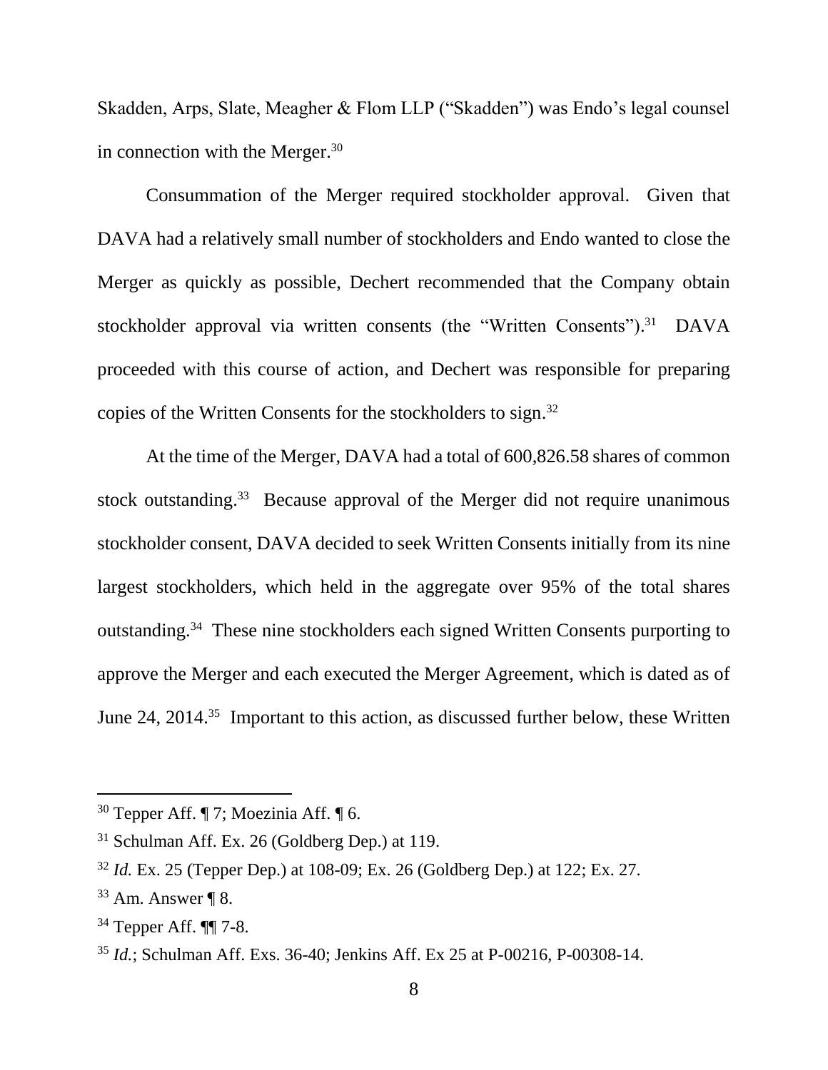Skadden, Arps, Slate, Meagher & Flom LLP ("Skadden") was Endo's legal counsel in connection with the Merger.[30]

Consummation of the Merger required stockholder approval. Given that DAVA had a relatively small number of stockholders and Endo wanted to close the Merger as quickly as possible, Dechert recommended that the Company obtain stockholder approval via written consents (the "Written Consents").[31] DAVA proceeded with this course of action, and Dechert was responsible for preparing copies of the Written Consents for the stockholders to sign.[32]

At the time of the Merger, DAVA had a total of 600,826.58 shares of common stock outstanding.[33] Because approval of the Merger did not require unanimous stockholder consent, DAVA decided to seek Written Consents initially from its nine largest stockholders, which held in the aggregate over 95% of the total shares outstanding.[34] These nine stockholders each signed Written Consents purporting to approve the Merger and each executed the Merger Agreement, which is dated as of June 24, 2014.[35] Important to this action, as discussed further below, these Written

---

[30] Tepper Aff. ¶ 7; Moezinia Aff. ¶ 6.

[31] Schulman Aff. Ex. 26 (Goldberg Dep.) at 119.

[32] *Id.* Ex. 25 (Tepper Dep.) at 108-09; Ex. 26 (Goldberg Dep.) at 122; Ex. 27.

[33] Am. Answer ¶ 8.

[34] Tepper Aff. ¶¶ 7-8.

[35] *Id.*; Schulman Aff. Exs. 36-40; Jenkins Aff. Ex 25 at P-00216, P-00308-14.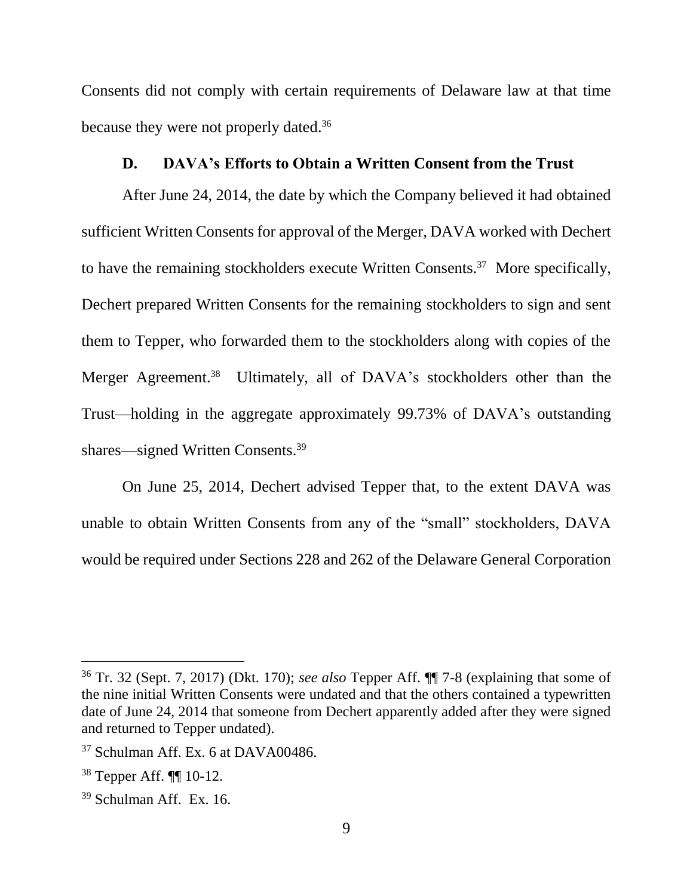Consents did not comply with certain requirements of Delaware law at that time because they were not properly dated.[36]

### D. DAVA's Efforts to Obtain a Written Consent from the Trust

After June 24, 2014, the date by which the Company believed it had obtained sufficient Written Consents for approval of the Merger, DAVA worked with Dechert to have the remaining stockholders execute Written Consents.[37] More specifically, Dechert prepared Written Consents for the remaining stockholders to sign and sent them to Tepper, who forwarded them to the stockholders along with copies of the Merger Agreement.[38] Ultimately, all of DAVA's stockholders other than the Trust—holding in the aggregate approximately 99.73% of DAVA's outstanding shares—signed Written Consents.[39]

On June 25, 2014, Dechert advised Tepper that, to the extent DAVA was unable to obtain Written Consents from any of the "small" stockholders, DAVA would be required under Sections 228 and 262 of the Delaware General Corporation

---

[36] Tr. 32 (Sept. 7, 2017) (Dkt. 170); *see also* Tepper Aff. ¶¶ 7-8 (explaining that some of the nine initial Written Consents were undated and that the others contained a typewritten date of June 24, 2014 that someone from Dechert apparently added after they were signed and returned to Tepper undated).

[37] Schulman Aff. Ex. 6 at DAVA00486.

[38] Tepper Aff. ¶¶ 10-12.

[39] Schulman Aff. Ex. 16.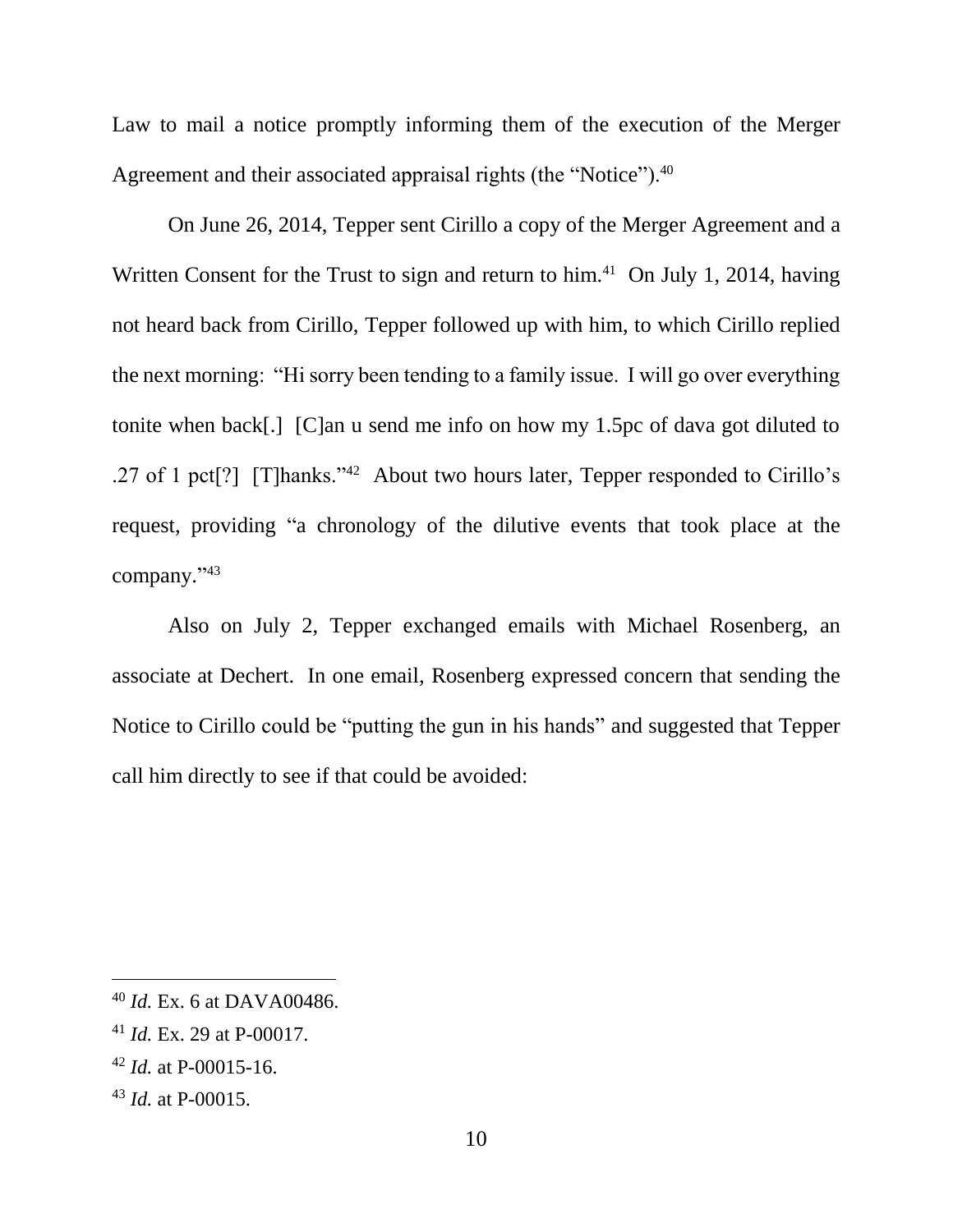Law to mail a notice promptly informing them of the execution of the Merger Agreement and their associated appraisal rights (the "Notice").[40]

On June 26, 2014, Tepper sent Cirillo a copy of the Merger Agreement and a Written Consent for the Trust to sign and return to him.[41] On July 1, 2014, having not heard back from Cirillo, Tepper followed up with him, to which Cirillo replied the next morning: "Hi sorry been tending to a family issue. I will go over everything tonite when back[.] [C]an u send me info on how my 1.5pc of dava got diluted to .27 of 1 pct[?] [T]hanks."[42] About two hours later, Tepper responded to Cirillo's request, providing "a chronology of the dilutive events that took place at the company."[43]

Also on July 2, Tepper exchanged emails with Michael Rosenberg, an associate at Dechert. In one email, Rosenberg expressed concern that sending the Notice to Cirillo could be "putting the gun in his hands" and suggested that Tepper call him directly to see if that could be avoided:

---

[40] *Id.* Ex. 6 at DAVA00486.

[41] *Id.* Ex. 29 at P-00017.

[42] *Id.* at P-00015-16.

[43] *Id.* at P-00015.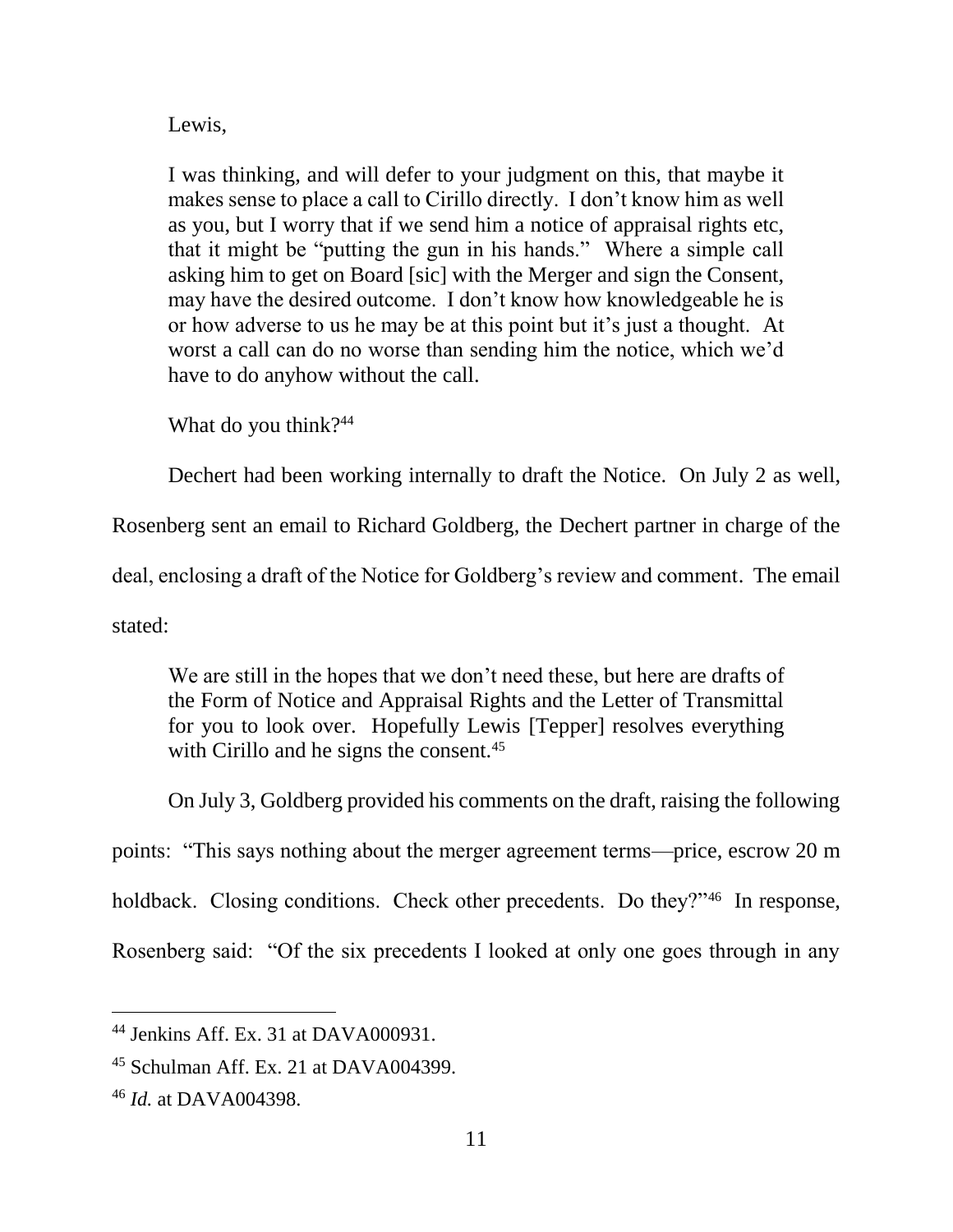> Lewis,
>
> I was thinking, and will defer to your judgment on this, that maybe it makes sense to place a call to Cirillo directly. I don't know him as well as you, but I worry that if we send him a notice of appraisal rights etc, that it might be "putting the gun in his hands." Where a simple call asking him to get on Board [sic] with the Merger and sign the Consent, may have the desired outcome. I don't know how knowledgeable he is or how adverse to us he may be at this point but it's just a thought. At worst a call can do no worse than sending him the notice, which we'd have to do anyhow without the call.
>
> What do you think?[44]

Dechert had been working internally to draft the Notice. On July 2 as well, Rosenberg sent an email to Richard Goldberg, the Dechert partner in charge of the deal, enclosing a draft of the Notice for Goldberg's review and comment. The email stated:

> We are still in the hopes that we don't need these, but here are drafts of the Form of Notice and Appraisal Rights and the Letter of Transmittal for you to look over. Hopefully Lewis [Tepper] resolves everything with Cirillo and he signs the consent.[45]

On July 3, Goldberg provided his comments on the draft, raising the following points: "This says nothing about the merger agreement terms—price, escrow 20 m holdback. Closing conditions. Check other precedents. Do they?"[46] In response, Rosenberg said: "Of the six precedents I looked at only one goes through in any

---

[44] Jenkins Aff. Ex. 31 at DAVA000931.

[45] Schulman Aff. Ex. 21 at DAVA004399.

[46] *Id.* at DAVA004398.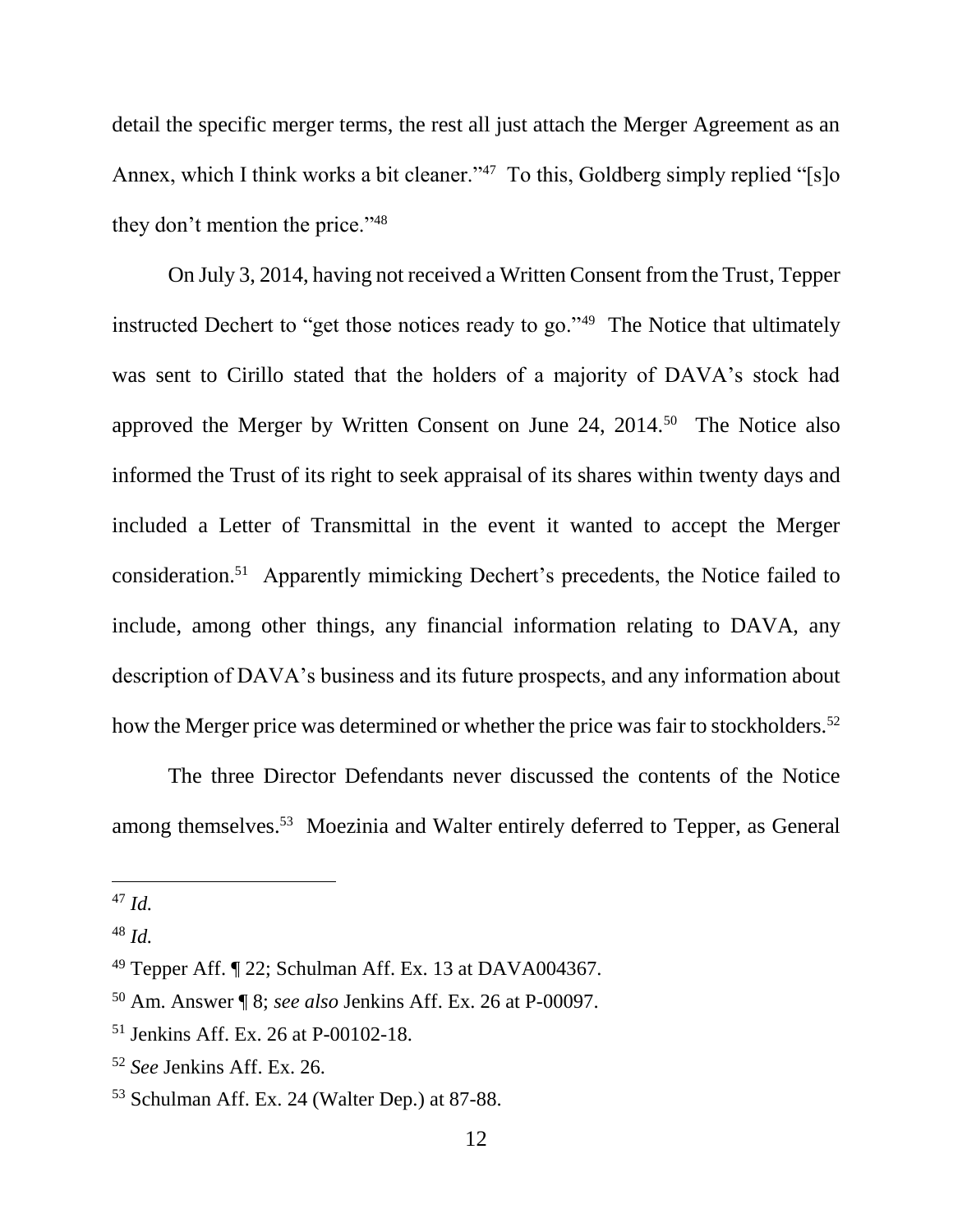detail the specific merger terms, the rest all just attach the Merger Agreement as an Annex, which I think works a bit cleaner."[47] To this, Goldberg simply replied "[s]o they don't mention the price."[48]

On July 3, 2014, having not received a Written Consent from the Trust, Tepper instructed Dechert to "get those notices ready to go."[49] The Notice that ultimately was sent to Cirillo stated that the holders of a majority of DAVA's stock had approved the Merger by Written Consent on June 24, 2014.[50] The Notice also informed the Trust of its right to seek appraisal of its shares within twenty days and included a Letter of Transmittal in the event it wanted to accept the Merger consideration.[51] Apparently mimicking Dechert's precedents, the Notice failed to include, among other things, any financial information relating to DAVA, any description of DAVA's business and its future prospects, and any information about how the Merger price was determined or whether the price was fair to stockholders.[52]

The three Director Defendants never discussed the contents of the Notice among themselves.[53] Moezinia and Walter entirely deferred to Tepper, as General

---

[47] *Id.*

[48] *Id.*

[49] Tepper Aff. ¶ 22; Schulman Aff. Ex. 13 at DAVA004367.

[50] Am. Answer ¶ 8; *see also* Jenkins Aff. Ex. 26 at P-00097.

[51] Jenkins Aff. Ex. 26 at P-00102-18.

[52] *See* Jenkins Aff. Ex. 26.

[53] Schulman Aff. Ex. 24 (Walter Dep.) at 87-88.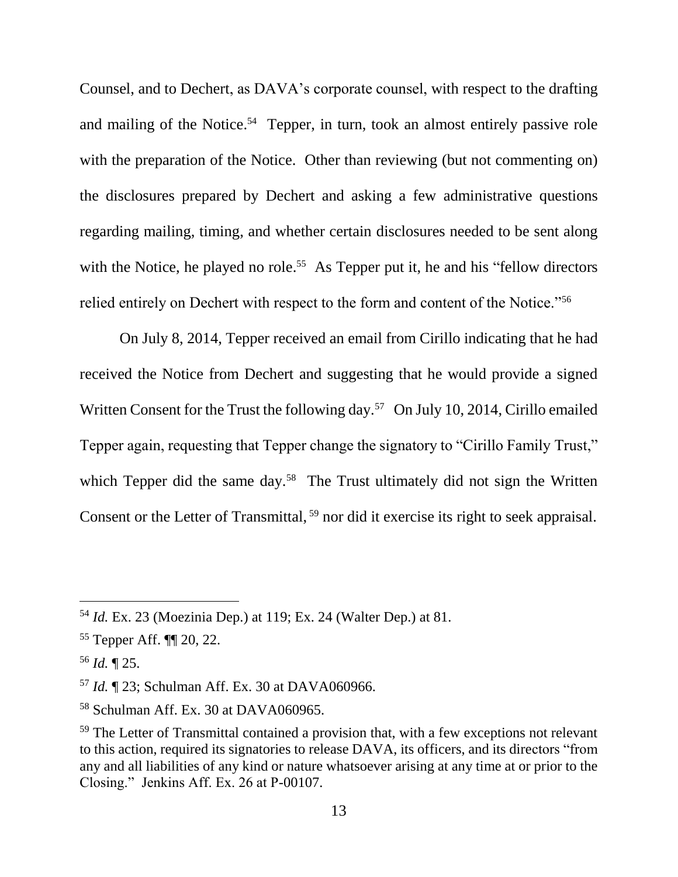Counsel, and to Dechert, as DAVA's corporate counsel, with respect to the drafting and mailing of the Notice.[54] Tepper, in turn, took an almost entirely passive role with the preparation of the Notice. Other than reviewing (but not commenting on) the disclosures prepared by Dechert and asking a few administrative questions regarding mailing, timing, and whether certain disclosures needed to be sent along with the Notice, he played no role.[55] As Tepper put it, he and his "fellow directors relied entirely on Dechert with respect to the form and content of the Notice."[56]

On July 8, 2014, Tepper received an email from Cirillo indicating that he had received the Notice from Dechert and suggesting that he would provide a signed Written Consent for the Trust the following day.[57] On July 10, 2014, Cirillo emailed Tepper again, requesting that Tepper change the signatory to "Cirillo Family Trust," which Tepper did the same day.[58] The Trust ultimately did not sign the Written Consent or the Letter of Transmittal,[59] nor did it exercise its right to seek appraisal.

---

[54] *Id.* Ex. 23 (Moezinia Dep.) at 119; Ex. 24 (Walter Dep.) at 81.

[55] Tepper Aff. ¶¶ 20, 22.

[56] *Id.* ¶ 25.

[57] *Id.* ¶ 23; Schulman Aff. Ex. 30 at DAVA060966.

[58] Schulman Aff. Ex. 30 at DAVA060965.

[59] The Letter of Transmittal contained a provision that, with a few exceptions not relevant to this action, required its signatories to release DAVA, its officers, and its directors "from any and all liabilities of any kind or nature whatsoever arising at any time at or prior to the Closing." Jenkins Aff. Ex. 26 at P-00107.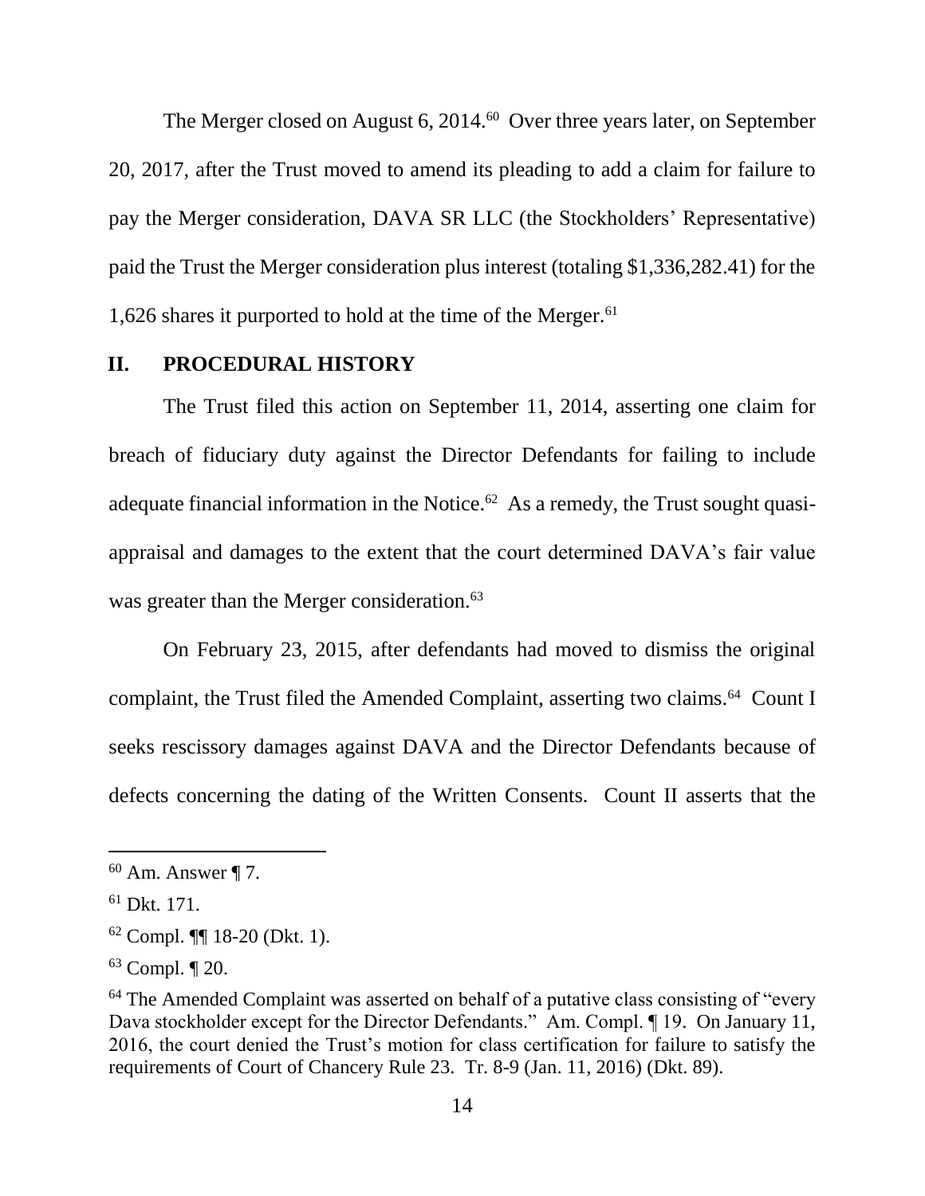The Merger closed on August 6, 2014.[60] Over three years later, on September 20, 2017, after the Trust moved to amend its pleading to add a claim for failure to pay the Merger consideration, DAVA SR LLC (the Stockholders' Representative) paid the Trust the Merger consideration plus interest (totaling $1,336,282.41) for the 1,626 shares it purported to hold at the time of the Merger.[61]

## II. PROCEDURAL HISTORY

The Trust filed this action on September 11, 2014, asserting one claim for breach of fiduciary duty against the Director Defendants for failing to include adequate financial information in the Notice.[62] As a remedy, the Trust sought quasi-appraisal and damages to the extent that the court determined DAVA's fair value was greater than the Merger consideration.[63]

On February 23, 2015, after defendants had moved to dismiss the original complaint, the Trust filed the Amended Complaint, asserting two claims.[64] Count I seeks rescissory damages against DAVA and the Director Defendants because of defects concerning the dating of the Written Consents. Count II asserts that the

---

[60] Am. Answer ¶ 7.

[61] Dkt. 171.

[62] Compl. ¶¶ 18-20 (Dkt. 1).

[63] Compl. ¶ 20.

[64] The Amended Complaint was asserted on behalf of a putative class consisting of "every Dava stockholder except for the Director Defendants." Am. Compl. ¶ 19. On January 11, 2016, the court denied the Trust's motion for class certification for failure to satisfy the requirements of Court of Chancery Rule 23. Tr. 8-9 (Jan. 11, 2016) (Dkt. 89).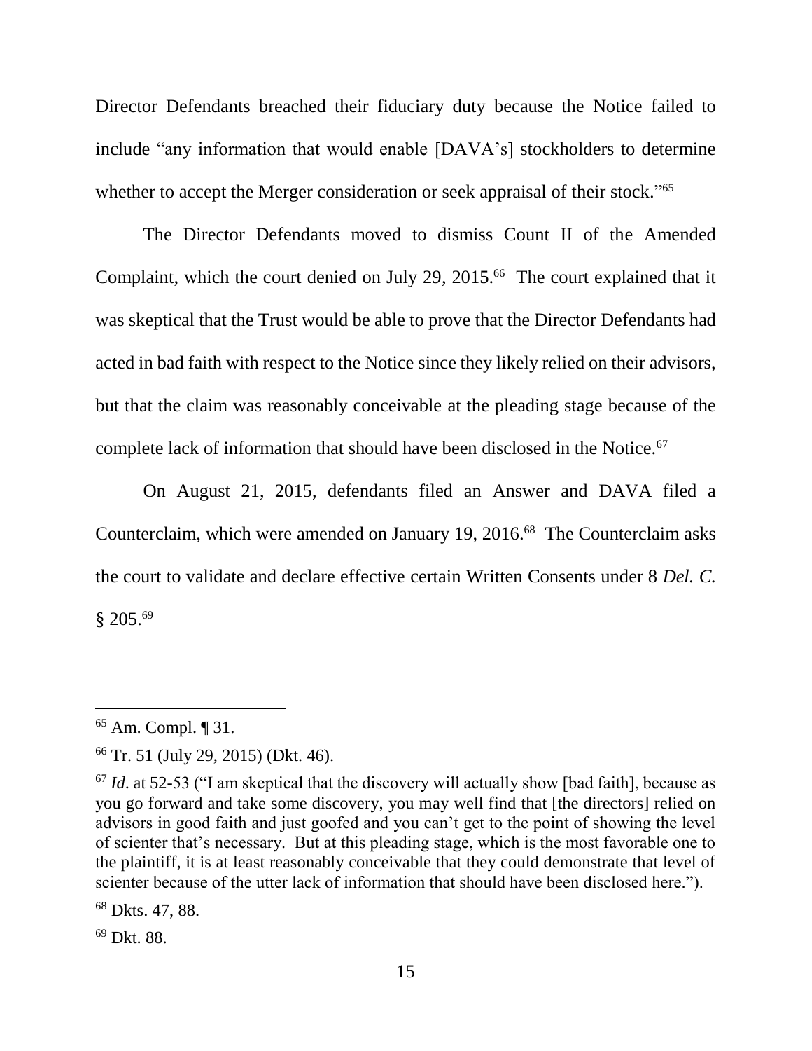Director Defendants breached their fiduciary duty because the Notice failed to include "any information that would enable [DAVA's] stockholders to determine whether to accept the Merger consideration or seek appraisal of their stock."[65]

The Director Defendants moved to dismiss Count II of the Amended Complaint, which the court denied on July 29, 2015.[66] The court explained that it was skeptical that the Trust would be able to prove that the Director Defendants had acted in bad faith with respect to the Notice since they likely relied on their advisors, but that the claim was reasonably conceivable at the pleading stage because of the complete lack of information that should have been disclosed in the Notice.[67]

On August 21, 2015, defendants filed an Answer and DAVA filed a Counterclaim, which were amended on January 19, 2016.[68] The Counterclaim asks the court to validate and declare effective certain Written Consents under 8 *Del. C.* § 205.[69]

---

[65] Am. Compl. ¶ 31.

[66] Tr. 51 (July 29, 2015) (Dkt. 46).

[67] *Id*. at 52-53 ("I am skeptical that the discovery will actually show [bad faith], because as you go forward and take some discovery, you may well find that [the directors] relied on advisors in good faith and just goofed and you can't get to the point of showing the level of scienter that's necessary. But at this pleading stage, which is the most favorable one to the plaintiff, it is at least reasonably conceivable that they could demonstrate that level of scienter because of the utter lack of information that should have been disclosed here.").

[68] Dkts. 47, 88.

[69] Dkt. 88.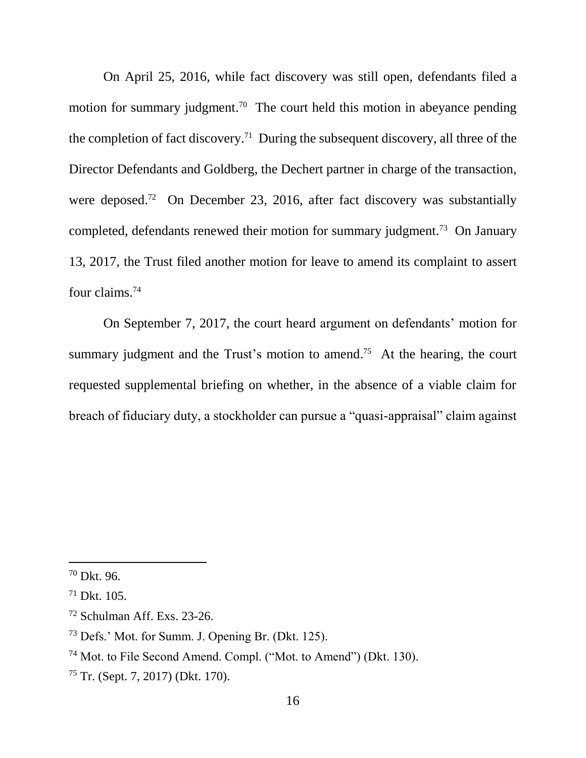On April 25, 2016, while fact discovery was still open, defendants filed a motion for summary judgment.[70] The court held this motion in abeyance pending the completion of fact discovery.[71] During the subsequent discovery, all three of the Director Defendants and Goldberg, the Dechert partner in charge of the transaction, were deposed.[72] On December 23, 2016, after fact discovery was substantially completed, defendants renewed their motion for summary judgment.[73] On January 13, 2017, the Trust filed another motion for leave to amend its complaint to assert four claims.[74]

On September 7, 2017, the court heard argument on defendants' motion for summary judgment and the Trust's motion to amend.[75] At the hearing, the court requested supplemental briefing on whether, in the absence of a viable claim for breach of fiduciary duty, a stockholder can pursue a "quasi-appraisal" claim against

---

[70] Dkt. 96.

[71] Dkt. 105.

[72] Schulman Aff. Exs. 23-26.

[73] Defs.' Mot. for Summ. J. Opening Br. (Dkt. 125).

[74] Mot. to File Second Amend. Compl. ("Mot. to Amend") (Dkt. 130).

[75] Tr. (Sept. 7, 2017) (Dkt. 170).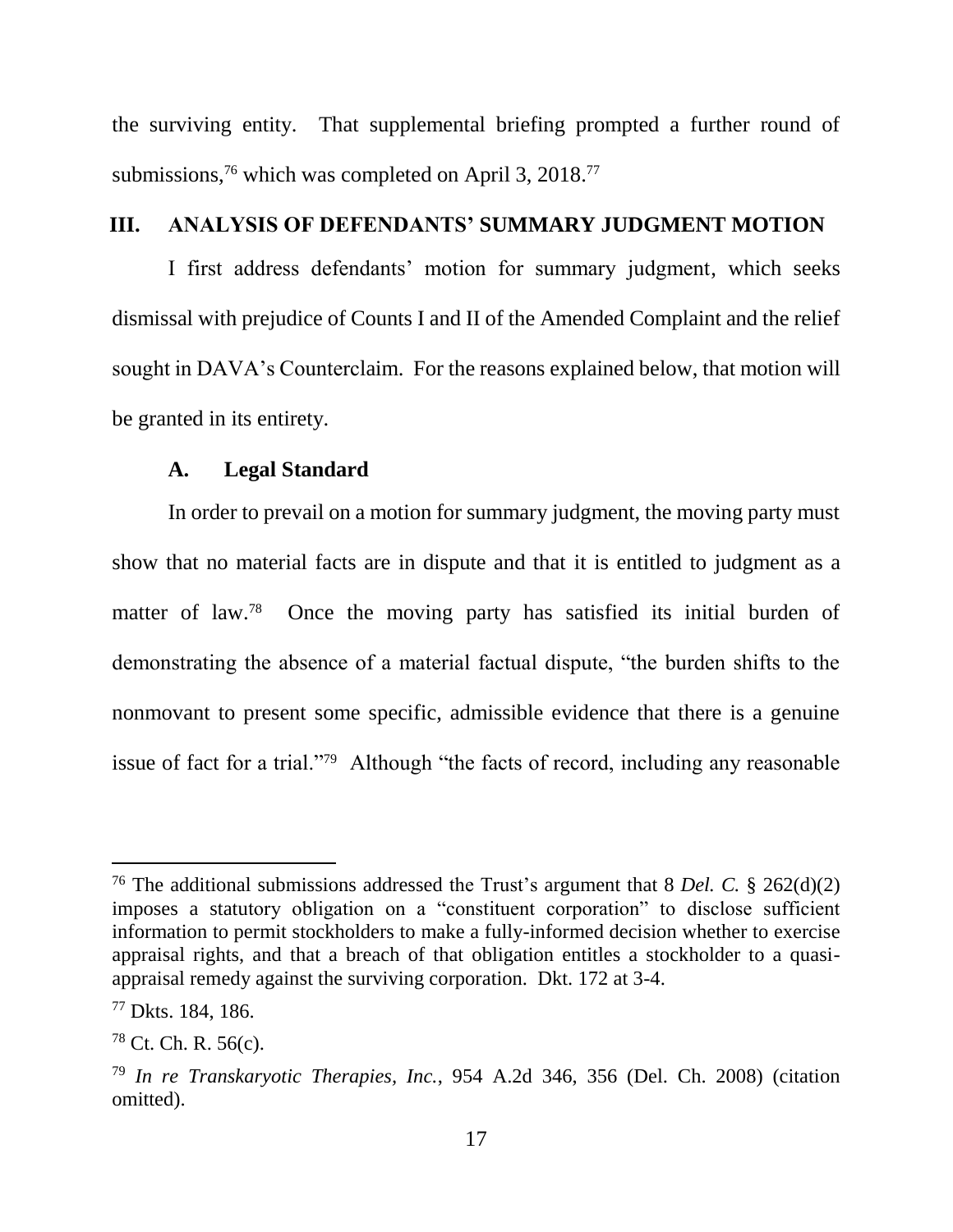the surviving entity. That supplemental briefing prompted a further round of submissions,[76] which was completed on April 3, 2018.[77]

## III. ANALYSIS OF DEFENDANTS' SUMMARY JUDGMENT MOTION

I first address defendants' motion for summary judgment, which seeks dismissal with prejudice of Counts I and II of the Amended Complaint and the relief sought in DAVA's Counterclaim. For the reasons explained below, that motion will be granted in its entirety.

### A. Legal Standard

In order to prevail on a motion for summary judgment, the moving party must show that no material facts are in dispute and that it is entitled to judgment as a matter of law.[78] Once the moving party has satisfied its initial burden of demonstrating the absence of a material factual dispute, "the burden shifts to the nonmovant to present some specific, admissible evidence that there is a genuine issue of fact for a trial."[79] Although "the facts of record, including any reasonable

---

[76] The additional submissions addressed the Trust's argument that 8 *Del. C.* § 262(d)(2) imposes a statutory obligation on a "constituent corporation" to disclose sufficient information to permit stockholders to make a fully-informed decision whether to exercise appraisal rights, and that a breach of that obligation entitles a stockholder to a quasi-appraisal remedy against the surviving corporation. Dkt. 172 at 3-4.

[77] Dkts. 184, 186.

[78] Ct. Ch. R. 56(c).

[79] *In re Transkaryotic Therapies, Inc.*, 954 A.2d 346, 356 (Del. Ch. 2008) (citation omitted).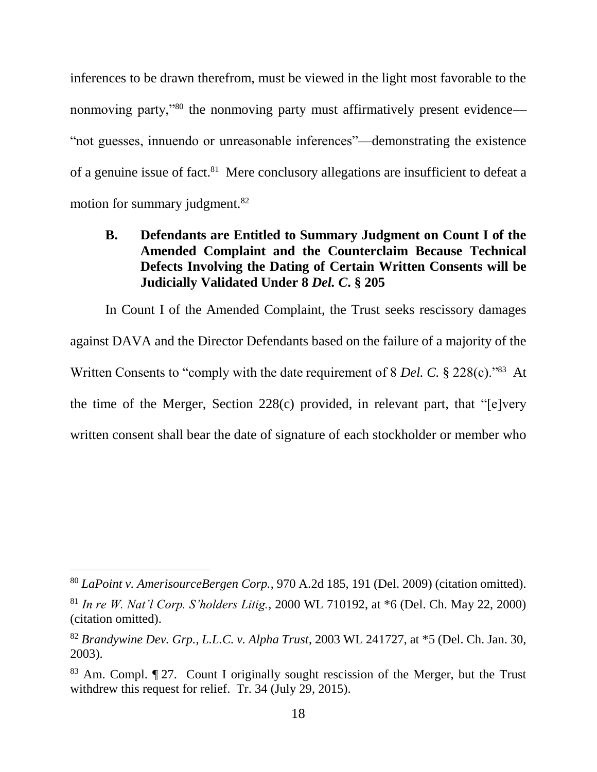inferences to be drawn therefrom, must be viewed in the light most favorable to the nonmoving party,"[80] the nonmoving party must affirmatively present evidence—"not guesses, innuendo or unreasonable inferences"—demonstrating the existence of a genuine issue of fact.[81] Mere conclusory allegations are insufficient to defeat a motion for summary judgment.[82]

### B. Defendants are Entitled to Summary Judgment on Count I of the Amended Complaint and the Counterclaim Because Technical Defects Involving the Dating of Certain Written Consents will be Judicially Validated Under 8 *Del. C.* § 205

In Count I of the Amended Complaint, the Trust seeks rescissory damages against DAVA and the Director Defendants based on the failure of a majority of the Written Consents to "comply with the date requirement of 8 *Del. C.* § 228(c)."[83] At the time of the Merger, Section 228(c) provided, in relevant part, that "[e]very written consent shall bear the date of signature of each stockholder or member who

---

[80] *LaPoint v. AmerisourceBergen Corp.*, 970 A.2d 185, 191 (Del. 2009) (citation omitted).

[81] *In re W. Nat'l Corp. S'holders Litig.*, 2000 WL 710192, at *6 (Del. Ch. May 22, 2000) (citation omitted).

[82] *Brandywine Dev. Grp., L.L.C. v. Alpha Trust*, 2003 WL 241727, at *5 (Del. Ch. Jan. 30, 2003).

[83] Am. Compl. ¶ 27. Count I originally sought rescission of the Merger, but the Trust withdrew this request for relief. Tr. 34 (July 29, 2015).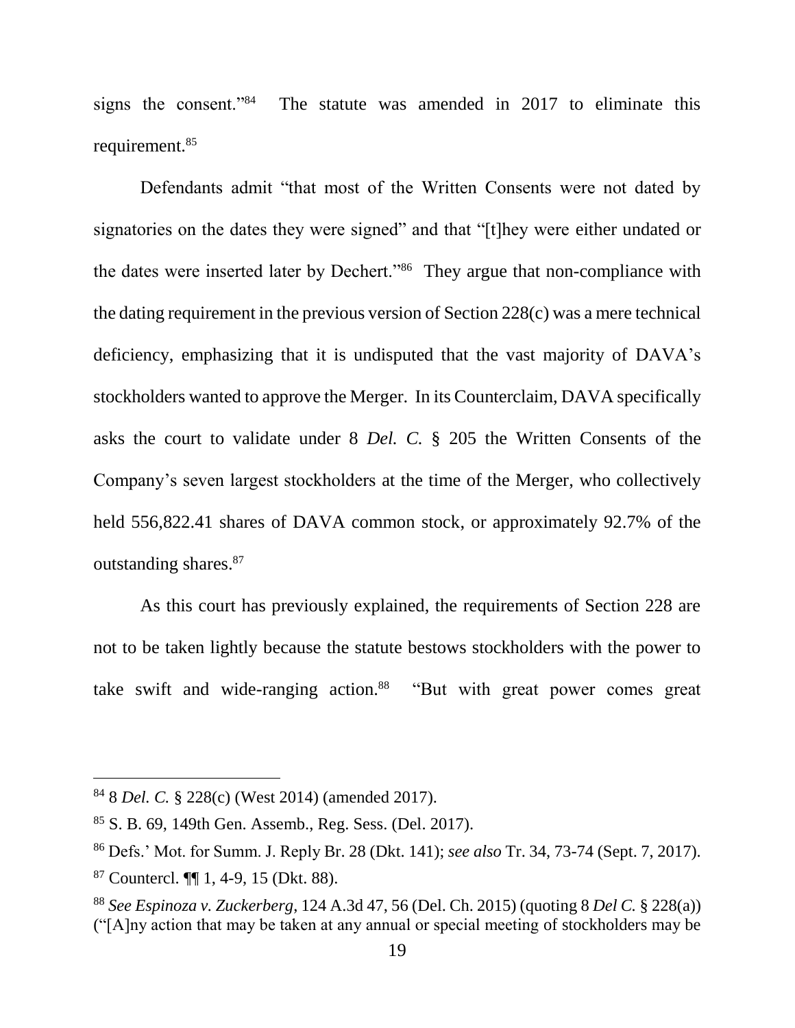signs the consent."[84] The statute was amended in 2017 to eliminate this requirement.[85]

Defendants admit "that most of the Written Consents were not dated by signatories on the dates they were signed" and that "[t]hey were either undated or the dates were inserted later by Dechert."[86] They argue that non-compliance with the dating requirement in the previous version of Section 228(c) was a mere technical deficiency, emphasizing that it is undisputed that the vast majority of DAVA's stockholders wanted to approve the Merger. In its Counterclaim, DAVA specifically asks the court to validate under 8 *Del. C.* § 205 the Written Consents of the Company's seven largest stockholders at the time of the Merger, who collectively held 556,822.41 shares of DAVA common stock, or approximately 92.7% of the outstanding shares.[87]

As this court has previously explained, the requirements of Section 228 are not to be taken lightly because the statute bestows stockholders with the power to take swift and wide-ranging action.[88] "But with great power comes great

---

[84] 8 *Del. C.* § 228(c) (West 2014) (amended 2017).

[85] S. B. 69, 149th Gen. Assemb., Reg. Sess. (Del. 2017).

[86] Defs.' Mot. for Summ. J. Reply Br. 28 (Dkt. 141); *see also* Tr. 34, 73-74 (Sept. 7, 2017).

[87] Countercl. ¶¶ 1, 4-9, 15 (Dkt. 88).

[88] *See Espinoza v. Zuckerberg*, 124 A.3d 47, 56 (Del. Ch. 2015) (quoting 8 *Del C.* § 228(a)) ("[A]ny action that may be taken at any annual or special meeting of stockholders may be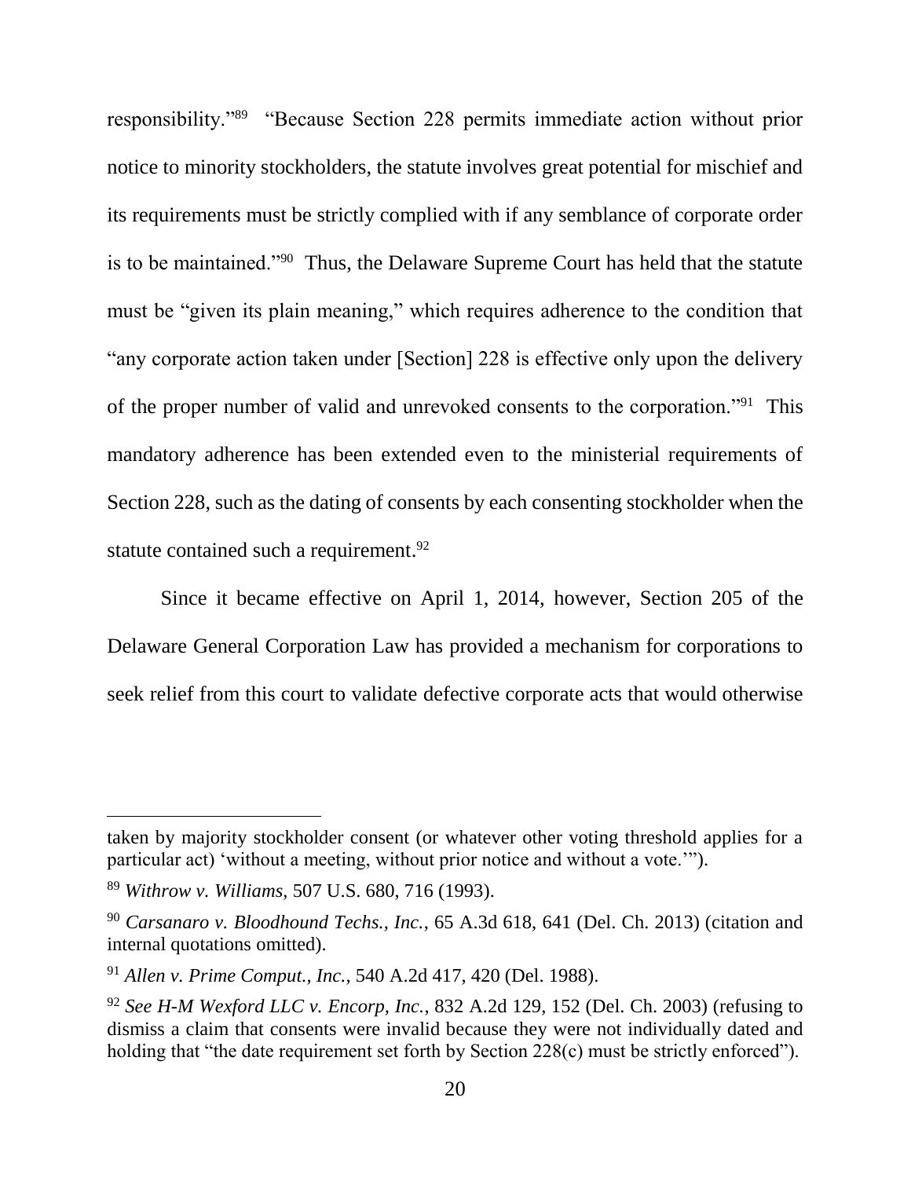responsibility."[89] "Because Section 228 permits immediate action without prior notice to minority stockholders, the statute involves great potential for mischief and its requirements must be strictly complied with if any semblance of corporate order is to be maintained."[90] Thus, the Delaware Supreme Court has held that the statute must be "given its plain meaning," which requires adherence to the condition that "any corporate action taken under [Section] 228 is effective only upon the delivery of the proper number of valid and unrevoked consents to the corporation."[91] This mandatory adherence has been extended even to the ministerial requirements of Section 228, such as the dating of consents by each consenting stockholder when the statute contained such a requirement.[92]

Since it became effective on April 1, 2014, however, Section 205 of the Delaware General Corporation Law has provided a mechanism for corporations to seek relief from this court to validate defective corporate acts that would otherwise

---

taken by majority stockholder consent (or whatever other voting threshold applies for a particular act) 'without a meeting, without prior notice and without a vote.'").

[89] *Withrow v. Williams*, 507 U.S. 680, 716 (1993).

[90] *Carsanaro v. Bloodhound Techs., Inc.*, 65 A.3d 618, 641 (Del. Ch. 2013) (citation and internal quotations omitted).

[91] *Allen v. Prime Comput., Inc.*, 540 A.2d 417, 420 (Del. 1988).

[92] *See H-M Wexford LLC v. Encorp, Inc.*, 832 A.2d 129, 152 (Del. Ch. 2003) (refusing to dismiss a claim that consents were invalid because they were not individually dated and holding that "the date requirement set forth by Section 228(c) must be strictly enforced").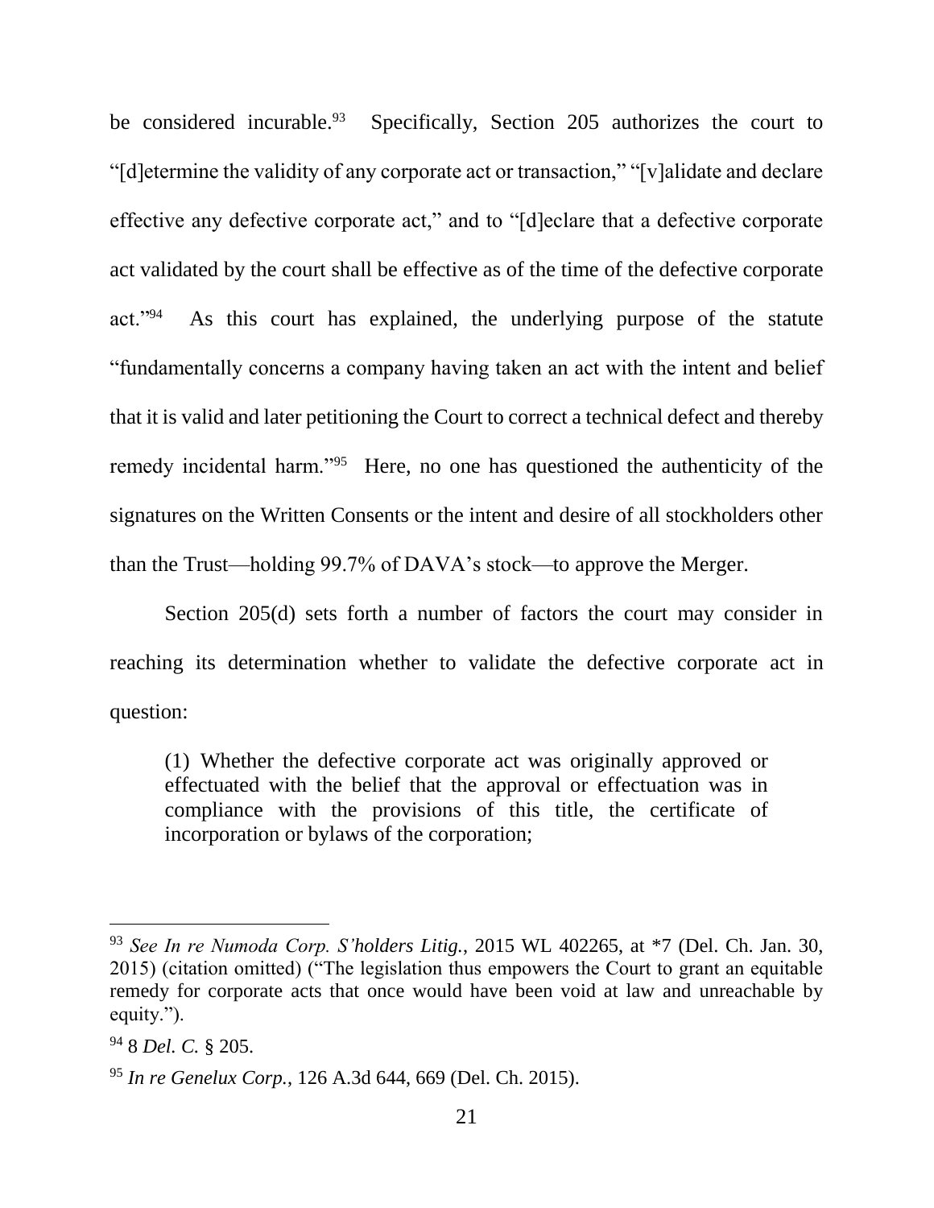be considered incurable.[93] Specifically, Section 205 authorizes the court to "[d]etermine the validity of any corporate act or transaction," "[v]alidate and declare effective any defective corporate act," and to "[d]eclare that a defective corporate act validated by the court shall be effective as of the time of the defective corporate act."[94] As this court has explained, the underlying purpose of the statute "fundamentally concerns a company having taken an act with the intent and belief that it is valid and later petitioning the Court to correct a technical defect and thereby remedy incidental harm."[95] Here, no one has questioned the authenticity of the signatures on the Written Consents or the intent and desire of all stockholders other than the Trust—holding 99.7% of DAVA's stock—to approve the Merger.

Section 205(d) sets forth a number of factors the court may consider in reaching its determination whether to validate the defective corporate act in question:

> (1) Whether the defective corporate act was originally approved or effectuated with the belief that the approval or effectuation was in compliance with the provisions of this title, the certificate of incorporation or bylaws of the corporation;

---

[93] *See In re Numoda Corp. S'holders Litig.*, 2015 WL 402265, at *7 (Del. Ch. Jan. 30, 2015) (citation omitted) ("The legislation thus empowers the Court to grant an equitable remedy for corporate acts that once would have been void at law and unreachable by equity.").

[94] 8 *Del. C.* § 205.

[95] *In re Genelux Corp.*, 126 A.3d 644, 669 (Del. Ch. 2015).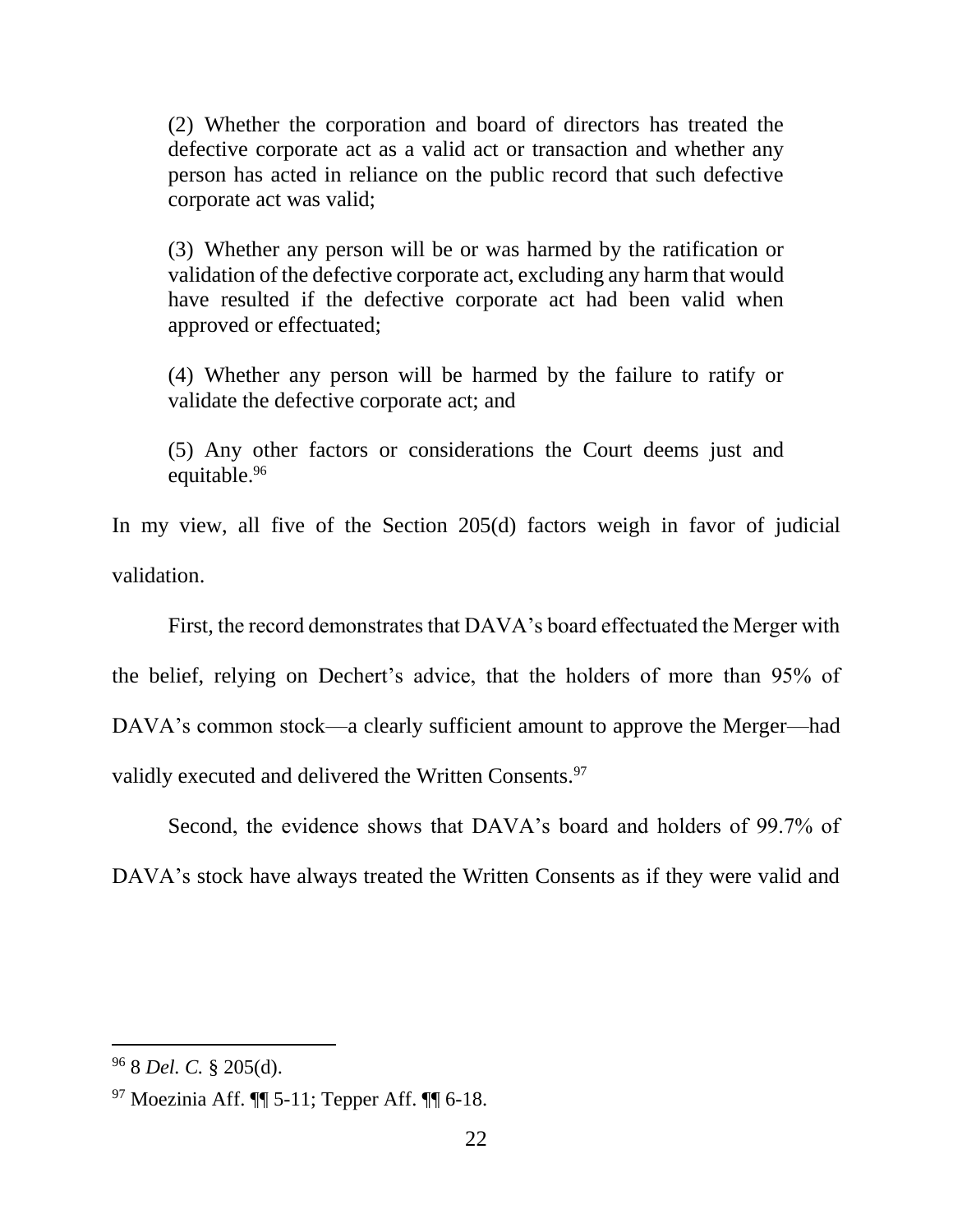> (2) Whether the corporation and board of directors has treated the defective corporate act as a valid act or transaction and whether any person has acted in reliance on the public record that such defective corporate act was valid;
>
> (3) Whether any person will be or was harmed by the ratification or validation of the defective corporate act, excluding any harm that would have resulted if the defective corporate act had been valid when approved or effectuated;
>
> (4) Whether any person will be harmed by the failure to ratify or validate the defective corporate act; and
>
> (5) Any other factors or considerations the Court deems just and equitable.[96]

In my view, all five of the Section 205(d) factors weigh in favor of judicial validation.

First, the record demonstrates that DAVA's board effectuated the Merger with the belief, relying on Dechert's advice, that the holders of more than 95% of DAVA's common stock—a clearly sufficient amount to approve the Merger—had validly executed and delivered the Written Consents.[97]

Second, the evidence shows that DAVA's board and holders of 99.7% of DAVA's stock have always treated the Written Consents as if they were valid and

---

[96] 8 *Del. C.* § 205(d).

[97] Moezinia Aff. ¶¶ 5-11; Tepper Aff. ¶¶ 6-18.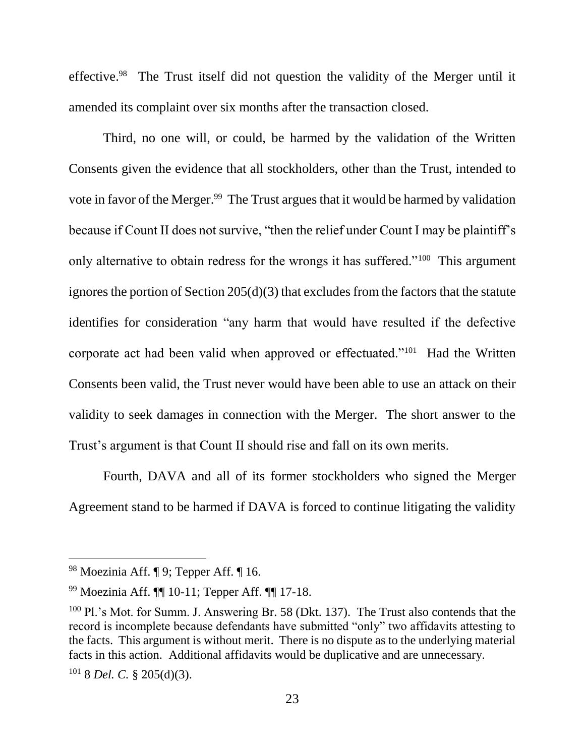effective.[98] The Trust itself did not question the validity of the Merger until it amended its complaint over six months after the transaction closed.

Third, no one will, or could, be harmed by the validation of the Written Consents given the evidence that all stockholders, other than the Trust, intended to vote in favor of the Merger.[99] The Trust argues that it would be harmed by validation because if Count II does not survive, "then the relief under Count I may be plaintiff's only alternative to obtain redress for the wrongs it has suffered."[100] This argument ignores the portion of Section 205(d)(3) that excludes from the factors that the statute identifies for consideration "any harm that would have resulted if the defective corporate act had been valid when approved or effectuated."[101] Had the Written Consents been valid, the Trust never would have been able to use an attack on their validity to seek damages in connection with the Merger. The short answer to the Trust's argument is that Count II should rise and fall on its own merits.

Fourth, DAVA and all of its former stockholders who signed the Merger Agreement stand to be harmed if DAVA is forced to continue litigating the validity

---

[98] Moezinia Aff. ¶ 9; Tepper Aff. ¶ 16.

[99] Moezinia Aff. ¶¶ 10-11; Tepper Aff. ¶¶ 17-18.

[100] Pl.'s Mot. for Summ. J. Answering Br. 58 (Dkt. 137). The Trust also contends that the record is incomplete because defendants have submitted "only" two affidavits attesting to the facts. This argument is without merit. There is no dispute as to the underlying material facts in this action. Additional affidavits would be duplicative and are unnecessary.

[101] 8 *Del. C.* § 205(d)(3).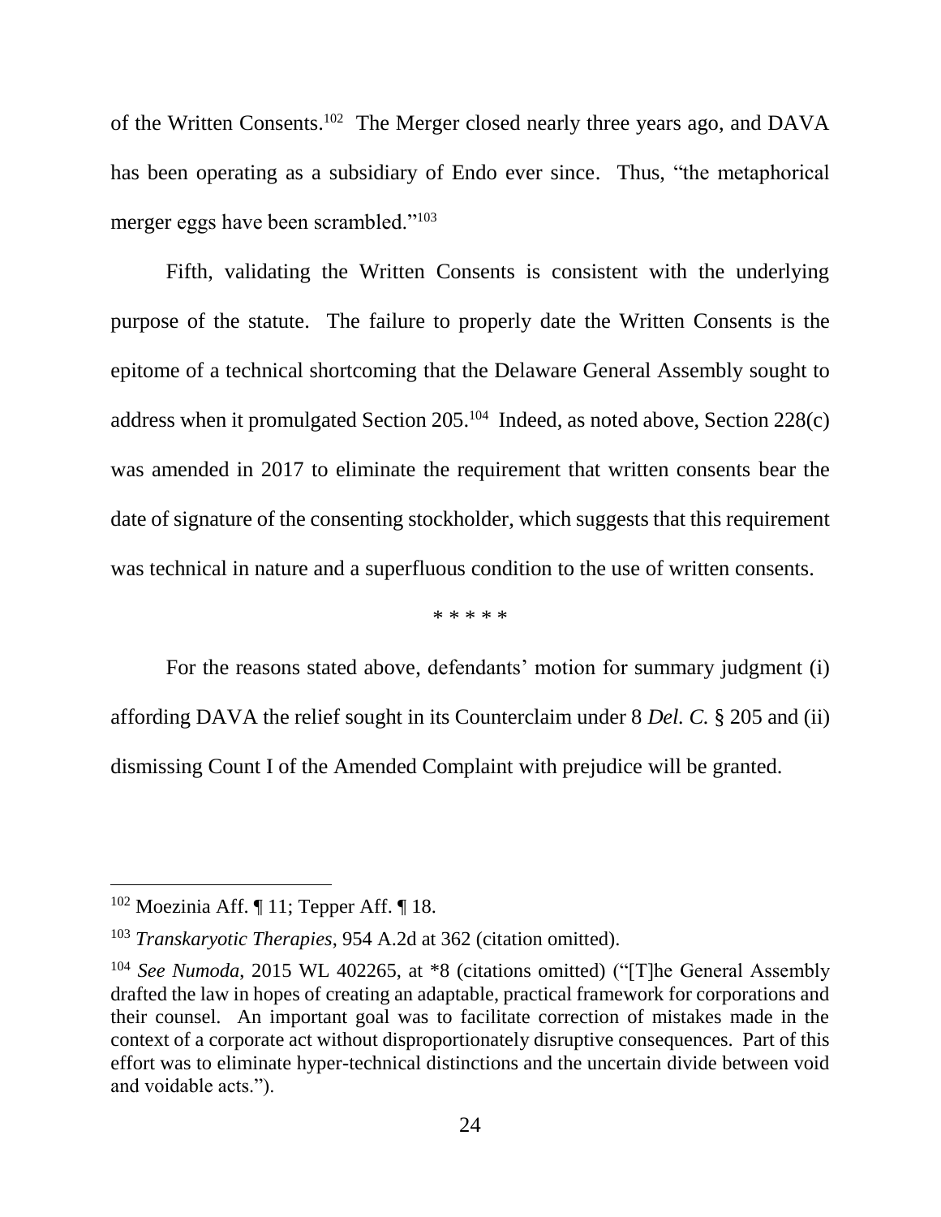of the Written Consents.[102] The Merger closed nearly three years ago, and DAVA has been operating as a subsidiary of Endo ever since. Thus, "the metaphorical merger eggs have been scrambled."[103]

Fifth, validating the Written Consents is consistent with the underlying purpose of the statute. The failure to properly date the Written Consents is the epitome of a technical shortcoming that the Delaware General Assembly sought to address when it promulgated Section 205.[104] Indeed, as noted above, Section 228(c) was amended in 2017 to eliminate the requirement that written consents bear the date of signature of the consenting stockholder, which suggests that this requirement was technical in nature and a superfluous condition to the use of written consents.

\* \* \* \* \*

For the reasons stated above, defendants' motion for summary judgment (i) affording DAVA the relief sought in its Counterclaim under 8 *Del. C.* § 205 and (ii) dismissing Count I of the Amended Complaint with prejudice will be granted.

---

[102] Moezinia Aff. ¶ 11; Tepper Aff. ¶ 18.

[103] *Transkaryotic Therapies*, 954 A.2d at 362 (citation omitted).

[104] *See Numoda*, 2015 WL 402265, at \*8 (citations omitted) ("[T]he General Assembly drafted the law in hopes of creating an adaptable, practical framework for corporations and their counsel. An important goal was to facilitate correction of mistakes made in the context of a corporate act without disproportionately disruptive consequences. Part of this effort was to eliminate hyper-technical distinctions and the uncertain divide between void and voidable acts.").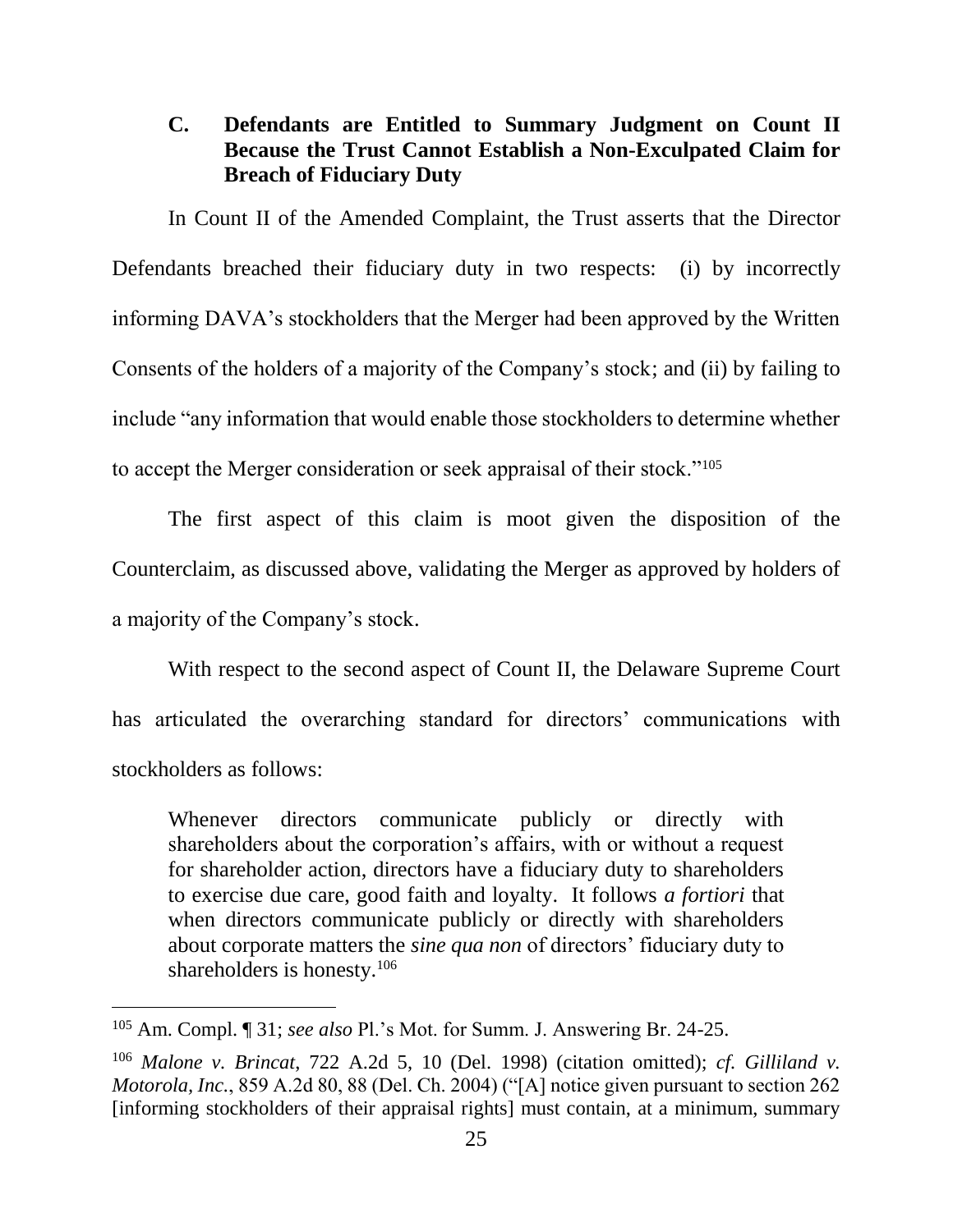### C. Defendants are Entitled to Summary Judgment on Count II Because the Trust Cannot Establish a Non-Exculpated Claim for Breach of Fiduciary Duty

In Count II of the Amended Complaint, the Trust asserts that the Director Defendants breached their fiduciary duty in two respects: (i) by incorrectly informing DAVA's stockholders that the Merger had been approved by the Written Consents of the holders of a majority of the Company's stock; and (ii) by failing to include "any information that would enable those stockholders to determine whether to accept the Merger consideration or seek appraisal of their stock."[105]

The first aspect of this claim is moot given the disposition of the Counterclaim, as discussed above, validating the Merger as approved by holders of a majority of the Company's stock.

With respect to the second aspect of Count II, the Delaware Supreme Court has articulated the overarching standard for directors' communications with stockholders as follows:

> Whenever directors communicate publicly or directly with shareholders about the corporation's affairs, with or without a request for shareholder action, directors have a fiduciary duty to shareholders to exercise due care, good faith and loyalty. It follows *a fortiori* that when directors communicate publicly or directly with shareholders about corporate matters the *sine qua non* of directors' fiduciary duty to shareholders is honesty.[106]

---

[105] Am. Compl. ¶ 31; *see also* Pl.'s Mot. for Summ. J. Answering Br. 24-25.

[106] *Malone v. Brincat*, 722 A.2d 5, 10 (Del. 1998) (citation omitted); *cf. Gilliland v. Motorola, Inc.*, 859 A.2d 80, 88 (Del. Ch. 2004) ("[A] notice given pursuant to section 262 [informing stockholders of their appraisal rights] must contain, at a minimum, summary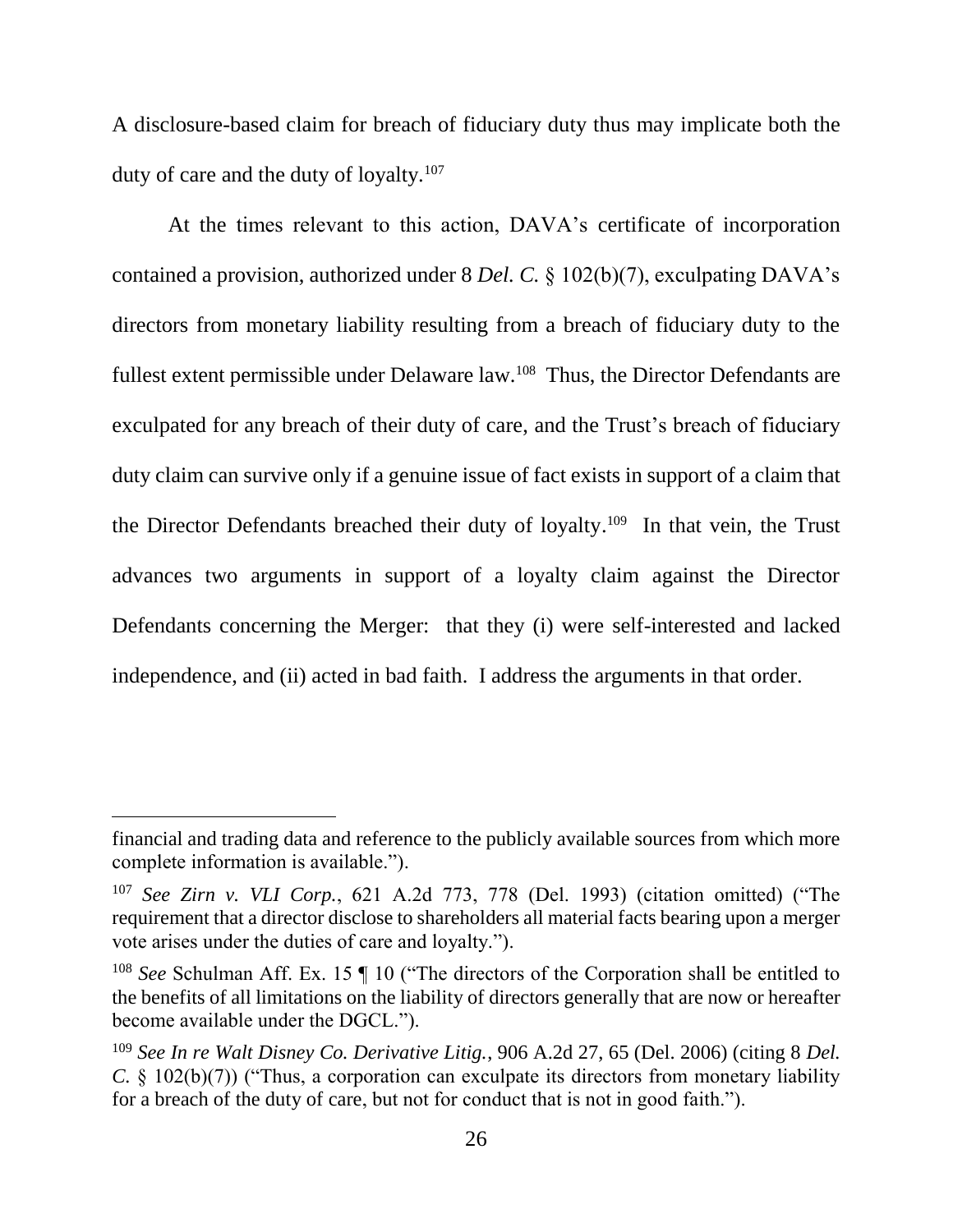A disclosure-based claim for breach of fiduciary duty thus may implicate both the duty of care and the duty of loyalty.[107]

At the times relevant to this action, DAVA's certificate of incorporation contained a provision, authorized under 8 *Del. C.* § 102(b)(7), exculpating DAVA's directors from monetary liability resulting from a breach of fiduciary duty to the fullest extent permissible under Delaware law.[108] Thus, the Director Defendants are exculpated for any breach of their duty of care, and the Trust's breach of fiduciary duty claim can survive only if a genuine issue of fact exists in support of a claim that the Director Defendants breached their duty of loyalty.[109] In that vein, the Trust advances two arguments in support of a loyalty claim against the Director Defendants concerning the Merger: that they (i) were self-interested and lacked independence, and (ii) acted in bad faith. I address the arguments in that order.

---

financial and trading data and reference to the publicly available sources from which more complete information is available.").

[107] *See Zirn v. VLI Corp.*, 621 A.2d 773, 778 (Del. 1993) (citation omitted) ("The requirement that a director disclose to shareholders all material facts bearing upon a merger vote arises under the duties of care and loyalty.").

[108] *See* Schulman Aff. Ex. 15 ¶ 10 ("The directors of the Corporation shall be entitled to the benefits of all limitations on the liability of directors generally that are now or hereafter become available under the DGCL.").

[109] *See In re Walt Disney Co. Derivative Litig.*, 906 A.2d 27, 65 (Del. 2006) (citing 8 *Del. C.* § 102(b)(7)) ("Thus, a corporation can exculpate its directors from monetary liability for a breach of the duty of care, but not for conduct that is not in good faith.").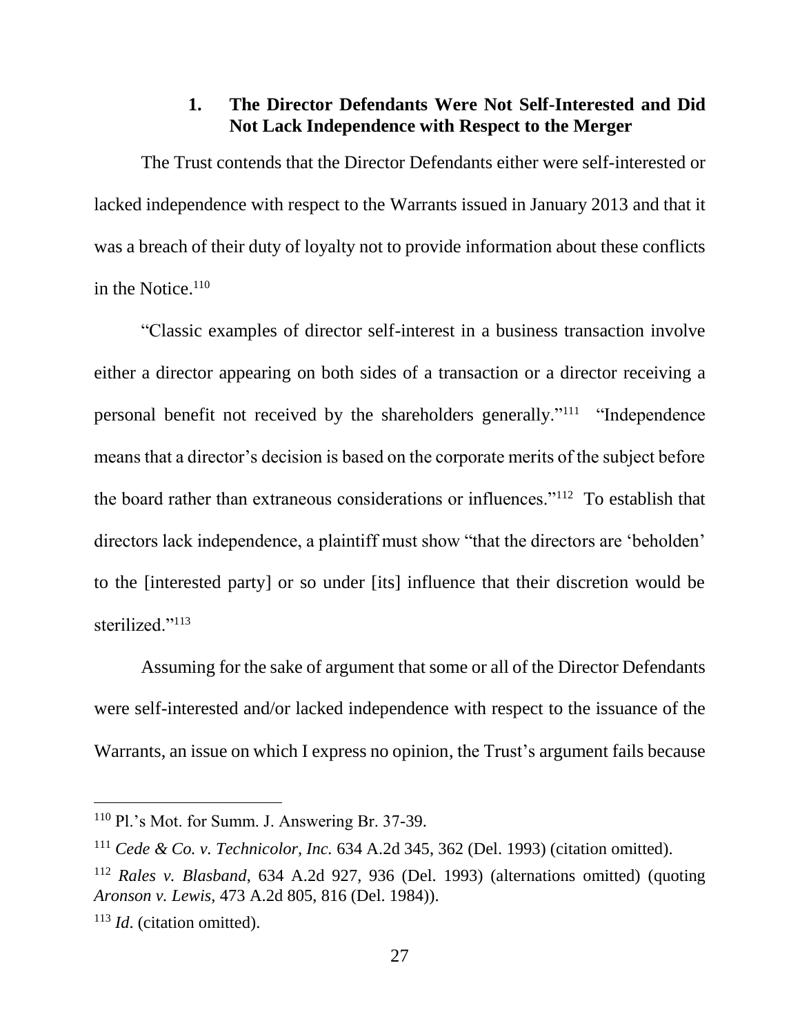### 1. The Director Defendants Were Not Self-Interested and Did Not Lack Independence with Respect to the Merger

The Trust contends that the Director Defendants either were self-interested or lacked independence with respect to the Warrants issued in January 2013 and that it was a breach of their duty of loyalty not to provide information about these conflicts in the Notice.[110]

"Classic examples of director self-interest in a business transaction involve either a director appearing on both sides of a transaction or a director receiving a personal benefit not received by the shareholders generally."[111] "Independence means that a director's decision is based on the corporate merits of the subject before the board rather than extraneous considerations or influences."[112] To establish that directors lack independence, a plaintiff must show "that the directors are 'beholden' to the [interested party] or so under [its] influence that their discretion would be sterilized."[113]

Assuming for the sake of argument that some or all of the Director Defendants were self-interested and/or lacked independence with respect to the issuance of the Warrants, an issue on which I express no opinion, the Trust's argument fails because

---

[110] Pl.'s Mot. for Summ. J. Answering Br. 37-39.

[111] *Cede & Co. v. Technicolor, Inc.* 634 A.2d 345, 362 (Del. 1993) (citation omitted).

[112] *Rales v. Blasband*, 634 A.2d 927, 936 (Del. 1993) (alternations omitted) (quoting *Aronson v. Lewis*, 473 A.2d 805, 816 (Del. 1984)).

[113] *Id*. (citation omitted).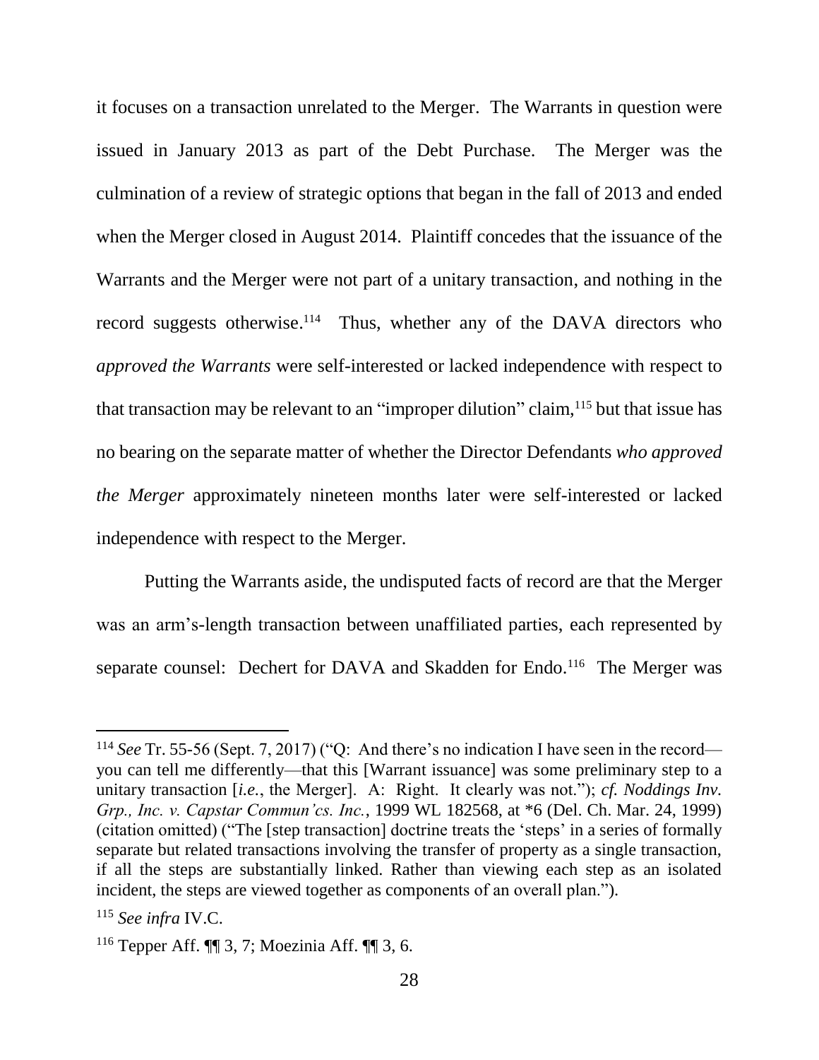it focuses on a transaction unrelated to the Merger. The Warrants in question were issued in January 2013 as part of the Debt Purchase. The Merger was the culmination of a review of strategic options that began in the fall of 2013 and ended when the Merger closed in August 2014. Plaintiff concedes that the issuance of the Warrants and the Merger were not part of a unitary transaction, and nothing in the record suggests otherwise.[114] Thus, whether any of the DAVA directors who *approved the Warrants* were self-interested or lacked independence with respect to that transaction may be relevant to an "improper dilution" claim,[115] but that issue has no bearing on the separate matter of whether the Director Defendants *who approved the Merger* approximately nineteen months later were self-interested or lacked independence with respect to the Merger.

Putting the Warrants aside, the undisputed facts of record are that the Merger was an arm's-length transaction between unaffiliated parties, each represented by separate counsel: Dechert for DAVA and Skadden for Endo.[116] The Merger was

---

[114] *See* Tr. 55-56 (Sept. 7, 2017) ("Q: And there's no indication I have seen in the record—you can tell me differently—that this [Warrant issuance] was some preliminary step to a unitary transaction [*i.e.*, the Merger]. A: Right. It clearly was not."); *cf. Noddings Inv. Grp., Inc. v. Capstar Commun'cs. Inc.*, 1999 WL 182568, at *6 (Del. Ch. Mar. 24, 1999) (citation omitted) ("The [step transaction] doctrine treats the 'steps' in a series of formally separate but related transactions involving the transfer of property as a single transaction, if all the steps are substantially linked. Rather than viewing each step as an isolated incident, the steps are viewed together as components of an overall plan.").

[115] *See infra* IV.C.

[116] Tepper Aff. ¶¶ 3, 7; Moezinia Aff. ¶¶ 3, 6.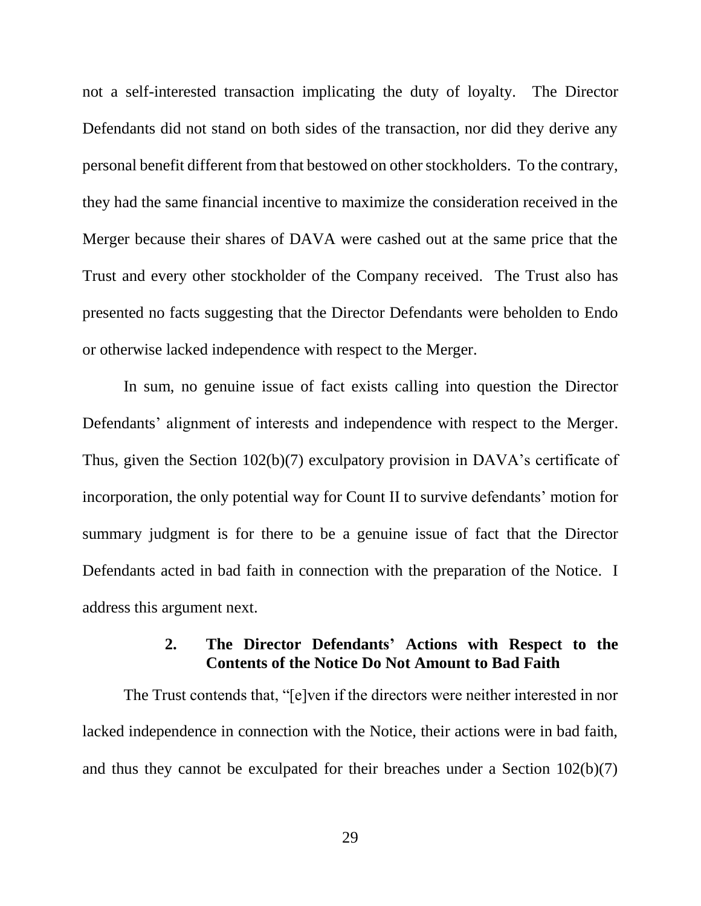not a self-interested transaction implicating the duty of loyalty. The Director Defendants did not stand on both sides of the transaction, nor did they derive any personal benefit different from that bestowed on other stockholders. To the contrary, they had the same financial incentive to maximize the consideration received in the Merger because their shares of DAVA were cashed out at the same price that the Trust and every other stockholder of the Company received. The Trust also has presented no facts suggesting that the Director Defendants were beholden to Endo or otherwise lacked independence with respect to the Merger.

In sum, no genuine issue of fact exists calling into question the Director Defendants' alignment of interests and independence with respect to the Merger. Thus, given the Section 102(b)(7) exculpatory provision in DAVA's certificate of incorporation, the only potential way for Count II to survive defendants' motion for summary judgment is for there to be a genuine issue of fact that the Director Defendants acted in bad faith in connection with the preparation of the Notice. I address this argument next.

### 2. The Director Defendants' Actions with Respect to the Contents of the Notice Do Not Amount to Bad Faith

The Trust contends that, "[e]ven if the directors were neither interested in nor lacked independence in connection with the Notice, their actions were in bad faith, and thus they cannot be exculpated for their breaches under a Section 102(b)(7)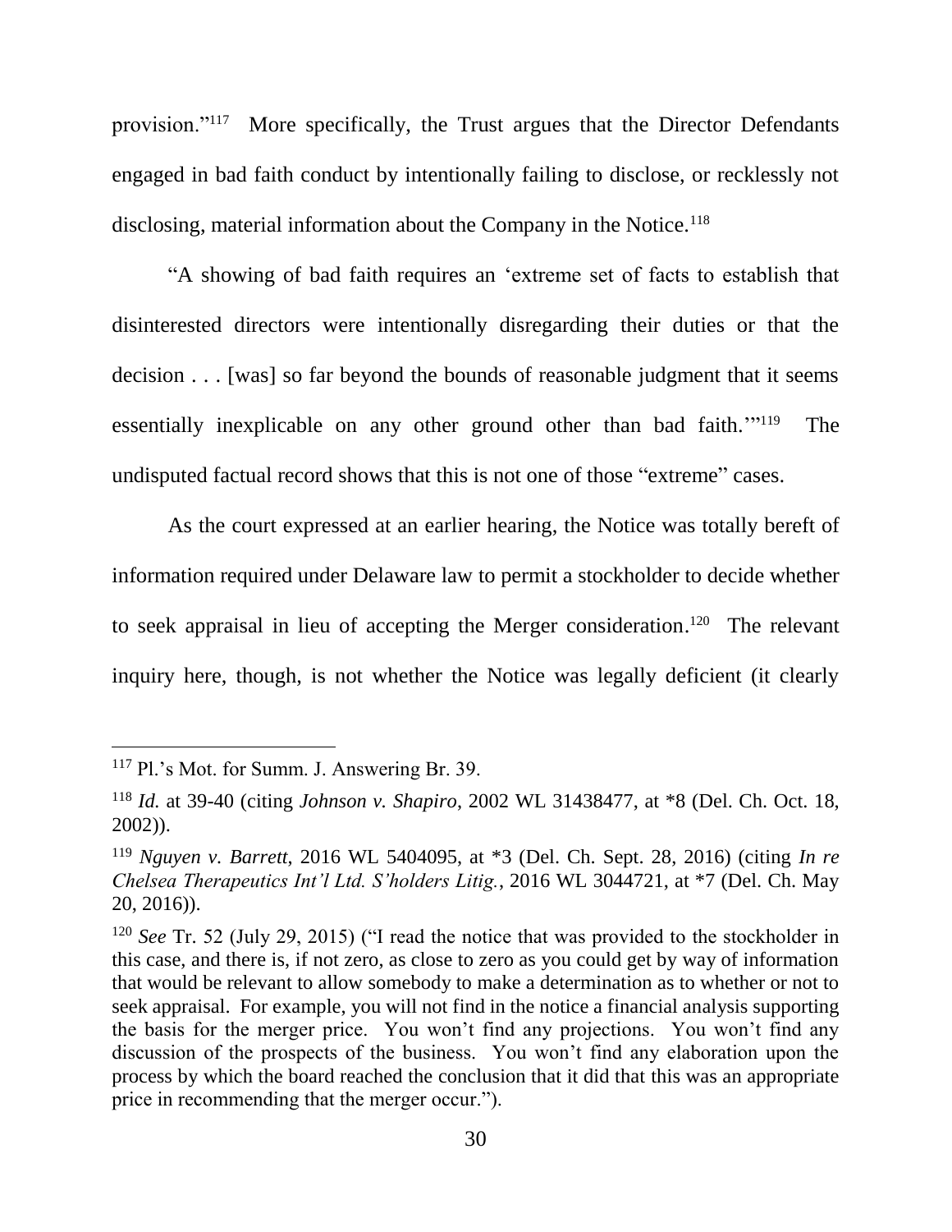provision."[117] More specifically, the Trust argues that the Director Defendants engaged in bad faith conduct by intentionally failing to disclose, or recklessly not disclosing, material information about the Company in the Notice.[118]

"A showing of bad faith requires an 'extreme set of facts to establish that disinterested directors were intentionally disregarding their duties or that the decision . . . [was] so far beyond the bounds of reasonable judgment that it seems essentially inexplicable on any other ground other than bad faith.'"[119] The undisputed factual record shows that this is not one of those "extreme" cases.

As the court expressed at an earlier hearing, the Notice was totally bereft of information required under Delaware law to permit a stockholder to decide whether to seek appraisal in lieu of accepting the Merger consideration.[120] The relevant inquiry here, though, is not whether the Notice was legally deficient (it clearly

---

[117] Pl.'s Mot. for Summ. J. Answering Br. 39.

[118] *Id.* at 39-40 (citing *Johnson v. Shapiro*, 2002 WL 31438477, at *8 (Del. Ch. Oct. 18, 2002)).

[119] *Nguyen v. Barrett*, 2016 WL 5404095, at *3 (Del. Ch. Sept. 28, 2016) (citing *In re Chelsea Therapeutics Int'l Ltd. S'holders Litig.*, 2016 WL 3044721, at *7 (Del. Ch. May 20, 2016)).

[120] *See* Tr. 52 (July 29, 2015) ("I read the notice that was provided to the stockholder in this case, and there is, if not zero, as close to zero as you could get by way of information that would be relevant to allow somebody to make a determination as to whether or not to seek appraisal. For example, you will not find in the notice a financial analysis supporting the basis for the merger price. You won't find any projections. You won't find any discussion of the prospects of the business. You won't find any elaboration upon the process by which the board reached the conclusion that it did that this was an appropriate price in recommending that the merger occur.").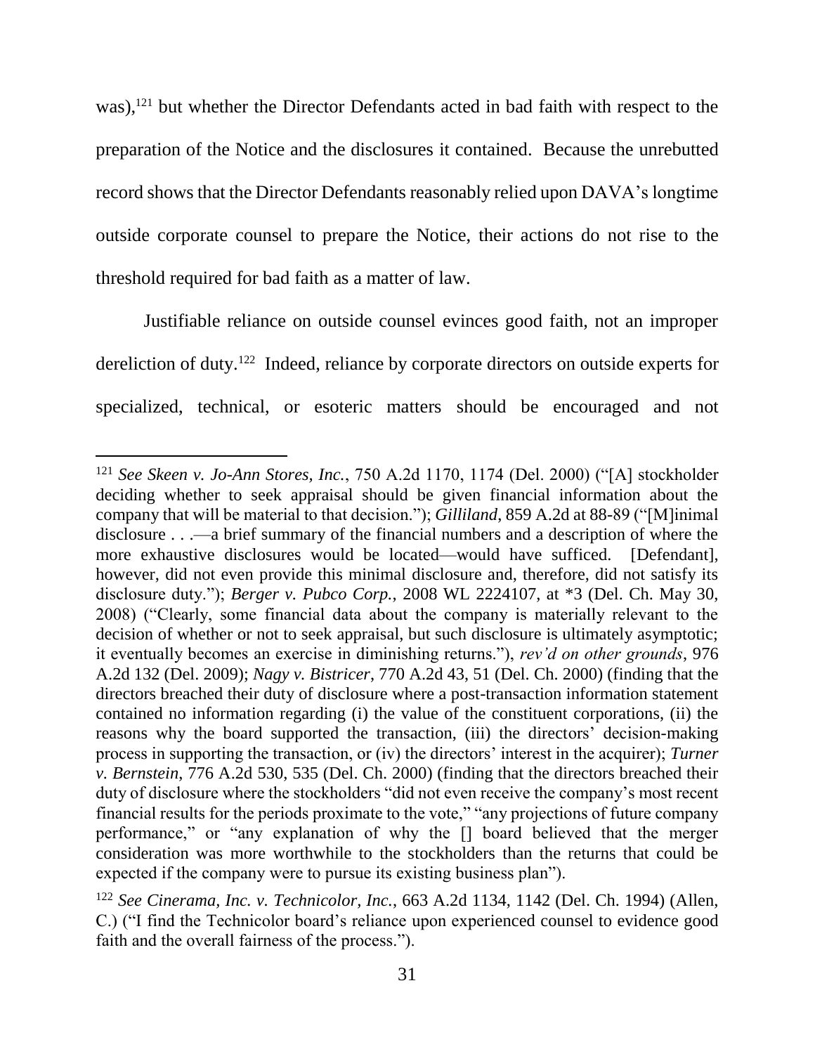was),[121] but whether the Director Defendants acted in bad faith with respect to the preparation of the Notice and the disclosures it contained. Because the unrebutted record shows that the Director Defendants reasonably relied upon DAVA's longtime outside corporate counsel to prepare the Notice, their actions do not rise to the threshold required for bad faith as a matter of law.

Justifiable reliance on outside counsel evinces good faith, not an improper dereliction of duty.[122] Indeed, reliance by corporate directors on outside experts for specialized, technical, or esoteric matters should be encouraged and not

---

[121] *See Skeen v. Jo-Ann Stores, Inc.*, 750 A.2d 1170, 1174 (Del. 2000) ("[A] stockholder deciding whether to seek appraisal should be given financial information about the company that will be material to that decision."); *Gilliland*, 859 A.2d at 88-89 ("[M]inimal disclosure . . .—a brief summary of the financial numbers and a description of where the more exhaustive disclosures would be located—would have sufficed. [Defendant], however, did not even provide this minimal disclosure and, therefore, did not satisfy its disclosure duty."); *Berger v. Pubco Corp.*, 2008 WL 2224107, at *3 (Del. Ch. May 30, 2008) ("Clearly, some financial data about the company is materially relevant to the decision of whether or not to seek appraisal, but such disclosure is ultimately asymptotic; it eventually becomes an exercise in diminishing returns."), *rev'd on other grounds*, 976 A.2d 132 (Del. 2009); *Nagy v. Bistricer*, 770 A.2d 43, 51 (Del. Ch. 2000) (finding that the directors breached their duty of disclosure where a post-transaction information statement contained no information regarding (i) the value of the constituent corporations, (ii) the reasons why the board supported the transaction, (iii) the directors' decision-making process in supporting the transaction, or (iv) the directors' interest in the acquirer); *Turner v. Bernstein*, 776 A.2d 530, 535 (Del. Ch. 2000) (finding that the directors breached their duty of disclosure where the stockholders "did not even receive the company's most recent financial results for the periods proximate to the vote," "any projections of future company performance," or "any explanation of why the [] board believed that the merger consideration was more worthwhile to the stockholders than the returns that could be expected if the company were to pursue its existing business plan").

[122] *See Cinerama, Inc. v. Technicolor, Inc.*, 663 A.2d 1134, 1142 (Del. Ch. 1994) (Allen, C.) ("I find the Technicolor board's reliance upon experienced counsel to evidence good faith and the overall fairness of the process.").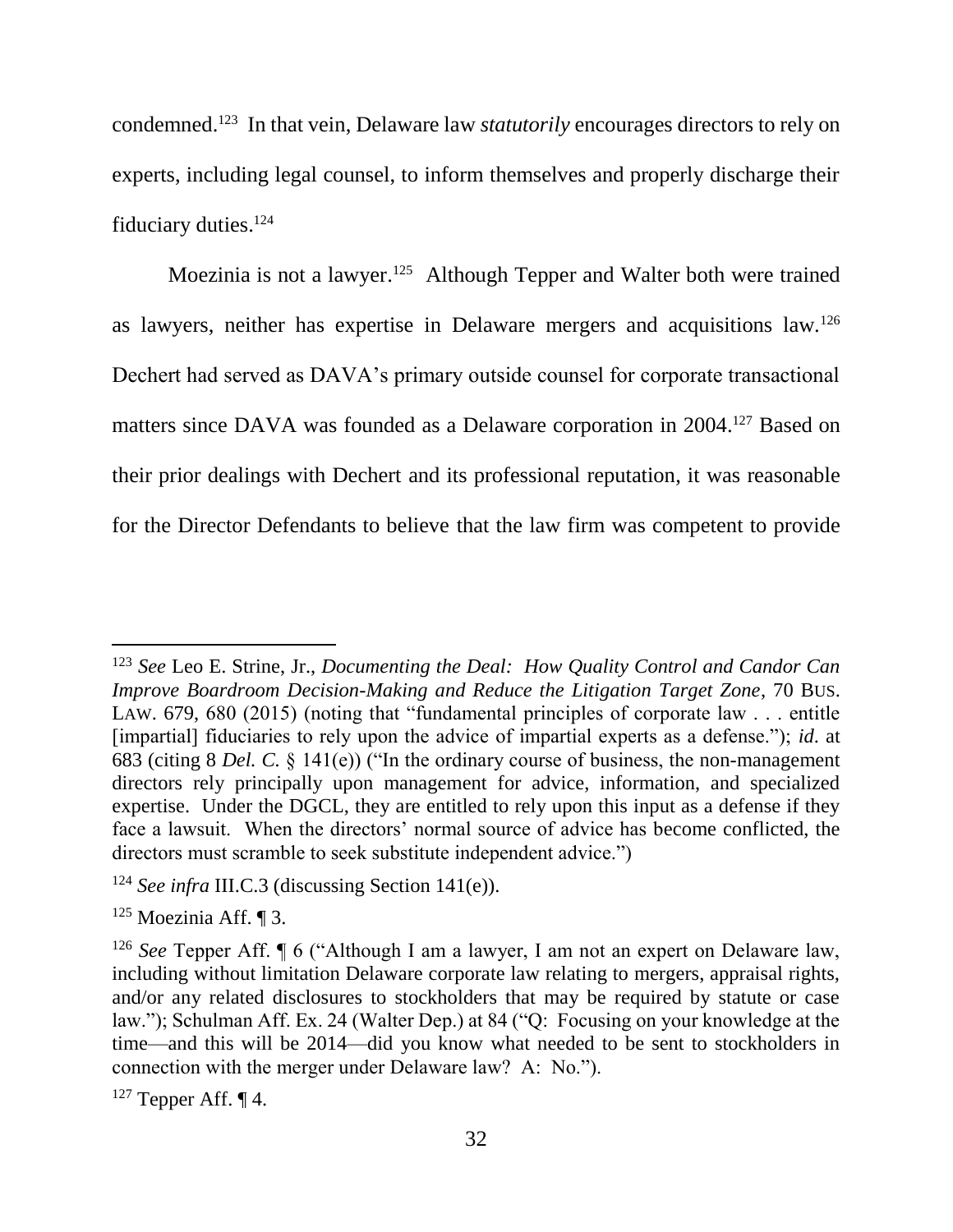condemned.[123] In that vein, Delaware law *statutorily* encourages directors to rely on experts, including legal counsel, to inform themselves and properly discharge their fiduciary duties.[124]

Moezinia is not a lawyer.[125] Although Tepper and Walter both were trained as lawyers, neither has expertise in Delaware mergers and acquisitions law.[126] Dechert had served as DAVA's primary outside counsel for corporate transactional matters since DAVA was founded as a Delaware corporation in 2004.[127] Based on their prior dealings with Dechert and its professional reputation, it was reasonable for the Director Defendants to believe that the law firm was competent to provide

---

[123] *See* Leo E. Strine, Jr., *Documenting the Deal: How Quality Control and Candor Can Improve Boardroom Decision-Making and Reduce the Litigation Target Zone*, 70 BUS. LAW. 679, 680 (2015) (noting that "fundamental principles of corporate law . . . entitle [impartial] fiduciaries to rely upon the advice of impartial experts as a defense."); *id*. at 683 (citing 8 *Del. C.* § 141(e)) ("In the ordinary course of business, the non-management directors rely principally upon management for advice, information, and specialized expertise. Under the DGCL, they are entitled to rely upon this input as a defense if they face a lawsuit. When the directors' normal source of advice has become conflicted, the directors must scramble to seek substitute independent advice.")

[124] *See infra* III.C.3 (discussing Section 141(e)).

[125] Moezinia Aff. ¶ 3.

[126] *See* Tepper Aff. ¶ 6 ("Although I am a lawyer, I am not an expert on Delaware law, including without limitation Delaware corporate law relating to mergers, appraisal rights, and/or any related disclosures to stockholders that may be required by statute or case law."); Schulman Aff. Ex. 24 (Walter Dep.) at 84 ("Q: Focusing on your knowledge at the time—and this will be 2014—did you know what needed to be sent to stockholders in connection with the merger under Delaware law? A: No.").

[127] Tepper Aff. ¶ 4.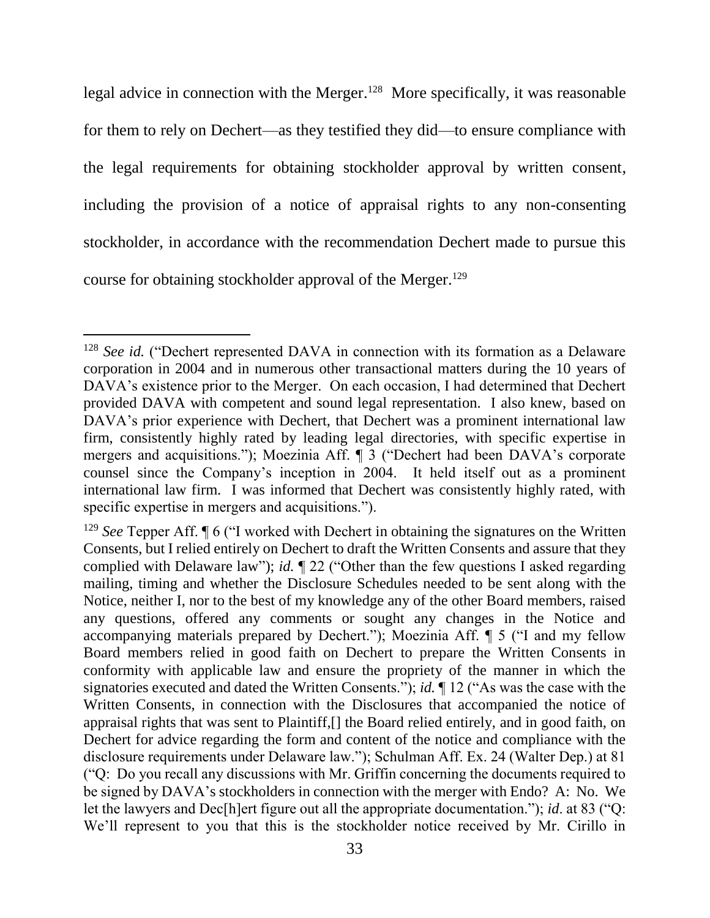legal advice in connection with the Merger.[128] More specifically, it was reasonable for them to rely on Dechert—as they testified they did—to ensure compliance with the legal requirements for obtaining stockholder approval by written consent, including the provision of a notice of appraisal rights to any non-consenting stockholder, in accordance with the recommendation Dechert made to pursue this course for obtaining stockholder approval of the Merger.[129]

---

[128] *See id.* ("Dechert represented DAVA in connection with its formation as a Delaware corporation in 2004 and in numerous other transactional matters during the 10 years of DAVA's existence prior to the Merger. On each occasion, I had determined that Dechert provided DAVA with competent and sound legal representation. I also knew, based on DAVA's prior experience with Dechert, that Dechert was a prominent international law firm, consistently highly rated by leading legal directories, with specific expertise in mergers and acquisitions."); Moezinia Aff. ¶ 3 ("Dechert had been DAVA's corporate counsel since the Company's inception in 2004. It held itself out as a prominent international law firm. I was informed that Dechert was consistently highly rated, with specific expertise in mergers and acquisitions.").

[129] *See* Tepper Aff. ¶ 6 ("I worked with Dechert in obtaining the signatures on the Written Consents, but I relied entirely on Dechert to draft the Written Consents and assure that they complied with Delaware law"); *id.* ¶ 22 ("Other than the few questions I asked regarding mailing, timing and whether the Disclosure Schedules needed to be sent along with the Notice, neither I, nor to the best of my knowledge any of the other Board members, raised any questions, offered any comments or sought any changes in the Notice and accompanying materials prepared by Dechert."); Moezinia Aff. ¶ 5 ("I and my fellow Board members relied in good faith on Dechert to prepare the Written Consents in conformity with applicable law and ensure the propriety of the manner in which the signatories executed and dated the Written Consents."); *id.* ¶ 12 ("As was the case with the Written Consents, in connection with the Disclosures that accompanied the notice of appraisal rights that was sent to Plaintiff,[] the Board relied entirely, and in good faith, on Dechert for advice regarding the form and content of the notice and compliance with the disclosure requirements under Delaware law."); Schulman Aff. Ex. 24 (Walter Dep.) at 81 ("Q: Do you recall any discussions with Mr. Griffin concerning the documents required to be signed by DAVA's stockholders in connection with the merger with Endo? A: No. We let the lawyers and Dec[h]ert figure out all the appropriate documentation."); *id*. at 83 ("Q: We'll represent to you that this is the stockholder notice received by Mr. Cirillo in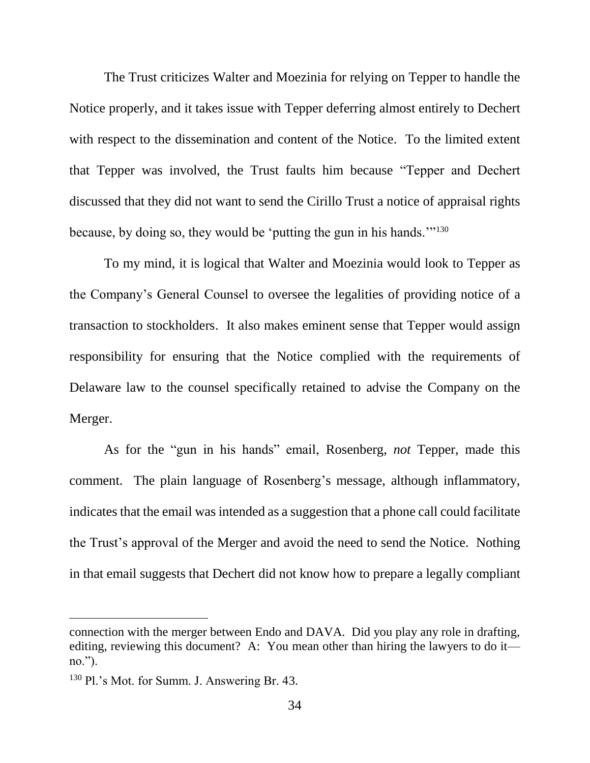The Trust criticizes Walter and Moezinia for relying on Tepper to handle the Notice properly, and it takes issue with Tepper deferring almost entirely to Dechert with respect to the dissemination and content of the Notice. To the limited extent that Tepper was involved, the Trust faults him because "Tepper and Dechert discussed that they did not want to send the Cirillo Trust a notice of appraisal rights because, by doing so, they would be 'putting the gun in his hands.'"[130]

To my mind, it is logical that Walter and Moezinia would look to Tepper as the Company's General Counsel to oversee the legalities of providing notice of a transaction to stockholders. It also makes eminent sense that Tepper would assign responsibility for ensuring that the Notice complied with the requirements of Delaware law to the counsel specifically retained to advise the Company on the Merger.

As for the "gun in his hands" email, Rosenberg, *not* Tepper, made this comment. The plain language of Rosenberg's message, although inflammatory, indicates that the email was intended as a suggestion that a phone call could facilitate the Trust's approval of the Merger and avoid the need to send the Notice. Nothing in that email suggests that Dechert did not know how to prepare a legally compliant

---

connection with the merger between Endo and DAVA. Did you play any role in drafting, editing, reviewing this document? A: You mean other than hiring the lawyers to do it—no.").

[130] Pl.'s Mot. for Summ. J. Answering Br. 43.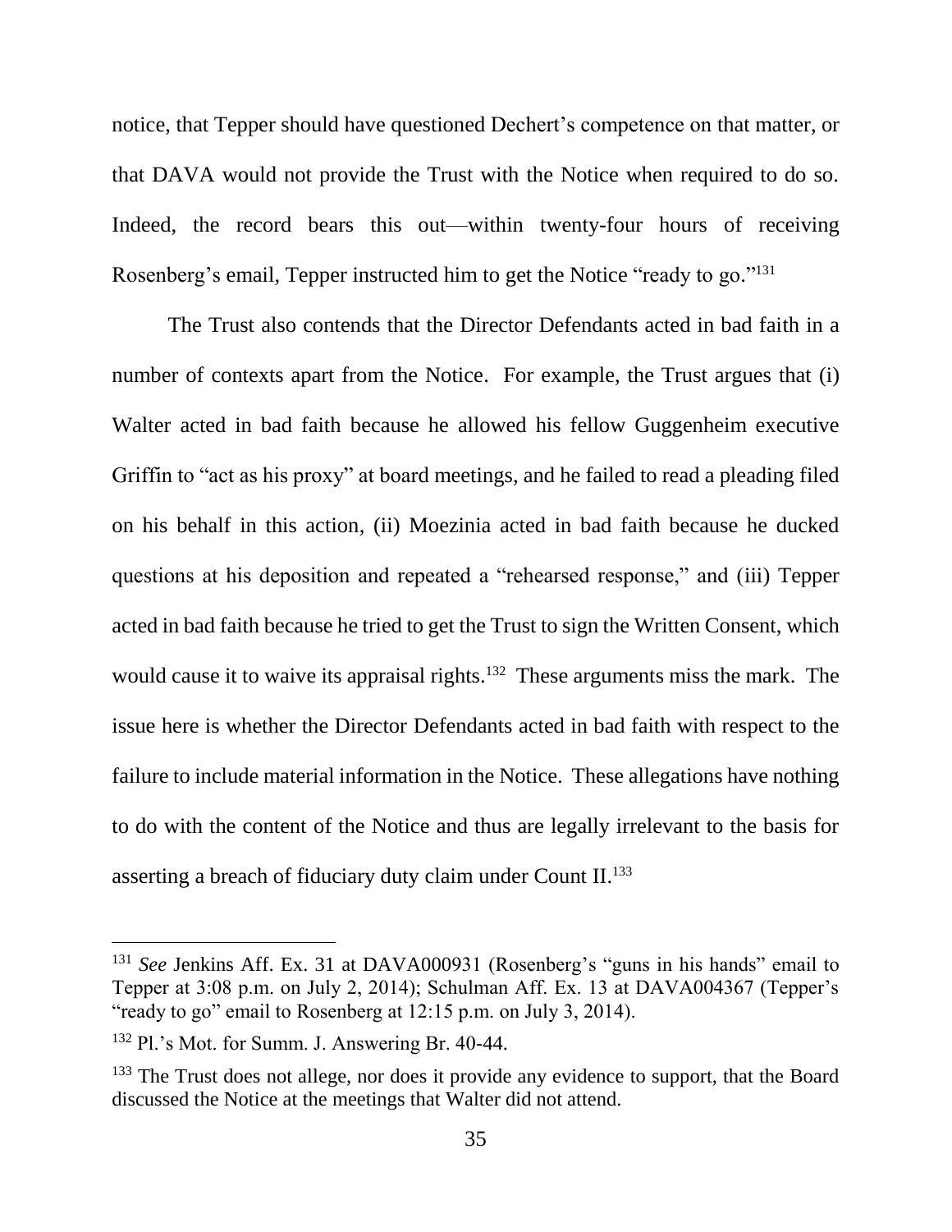notice, that Tepper should have questioned Dechert's competence on that matter, or that DAVA would not provide the Trust with the Notice when required to do so. Indeed, the record bears this out—within twenty-four hours of receiving Rosenberg's email, Tepper instructed him to get the Notice "ready to go."[131]

The Trust also contends that the Director Defendants acted in bad faith in a number of contexts apart from the Notice. For example, the Trust argues that (i) Walter acted in bad faith because he allowed his fellow Guggenheim executive Griffin to "act as his proxy" at board meetings, and he failed to read a pleading filed on his behalf in this action, (ii) Moezinia acted in bad faith because he ducked questions at his deposition and repeated a "rehearsed response," and (iii) Tepper acted in bad faith because he tried to get the Trust to sign the Written Consent, which would cause it to waive its appraisal rights.[132] These arguments miss the mark. The issue here is whether the Director Defendants acted in bad faith with respect to the failure to include material information in the Notice. These allegations have nothing to do with the content of the Notice and thus are legally irrelevant to the basis for asserting a breach of fiduciary duty claim under Count II.[133]

---

[131] *See* Jenkins Aff. Ex. 31 at DAVA000931 (Rosenberg's "guns in his hands" email to Tepper at 3:08 p.m. on July 2, 2014); Schulman Aff. Ex. 13 at DAVA004367 (Tepper's "ready to go" email to Rosenberg at 12:15 p.m. on July 3, 2014).

[132] Pl.'s Mot. for Summ. J. Answering Br. 40-44.

[133] The Trust does not allege, nor does it provide any evidence to support, that the Board discussed the Notice at the meetings that Walter did not attend.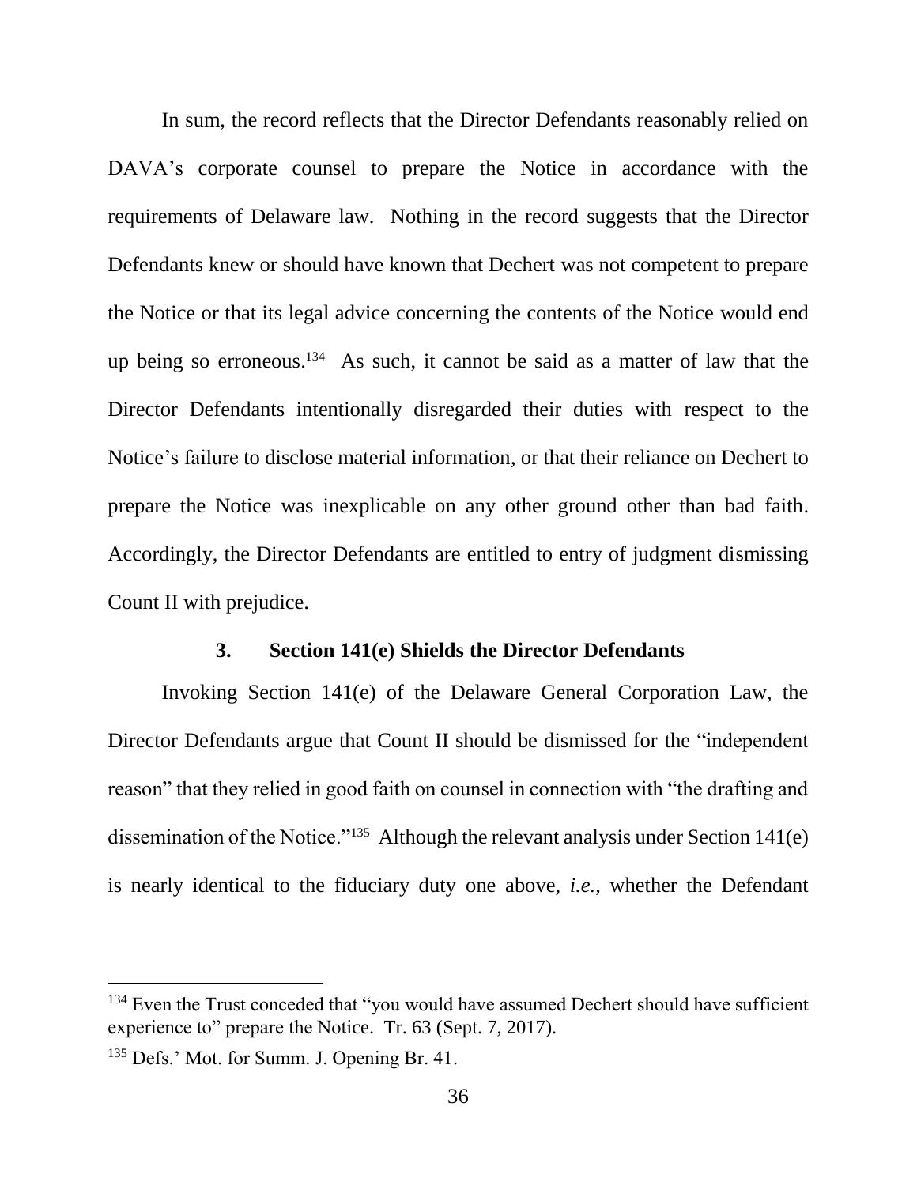In sum, the record reflects that the Director Defendants reasonably relied on DAVA's corporate counsel to prepare the Notice in accordance with the requirements of Delaware law. Nothing in the record suggests that the Director Defendants knew or should have known that Dechert was not competent to prepare the Notice or that its legal advice concerning the contents of the Notice would end up being so erroneous.[134] As such, it cannot be said as a matter of law that the Director Defendants intentionally disregarded their duties with respect to the Notice's failure to disclose material information, or that their reliance on Dechert to prepare the Notice was inexplicable on any other ground other than bad faith. Accordingly, the Director Defendants are entitled to entry of judgment dismissing Count II with prejudice.

### 3. Section 141(e) Shields the Director Defendants

Invoking Section 141(e) of the Delaware General Corporation Law, the Director Defendants argue that Count II should be dismissed for the "independent reason" that they relied in good faith on counsel in connection with "the drafting and dissemination of the Notice."[135] Although the relevant analysis under Section 141(e) is nearly identical to the fiduciary duty one above, *i.e.*, whether the Defendant

---

[134] Even the Trust conceded that "you would have assumed Dechert should have sufficient experience to" prepare the Notice. Tr. 63 (Sept. 7, 2017).

[135] Defs.' Mot. for Summ. J. Opening Br. 41.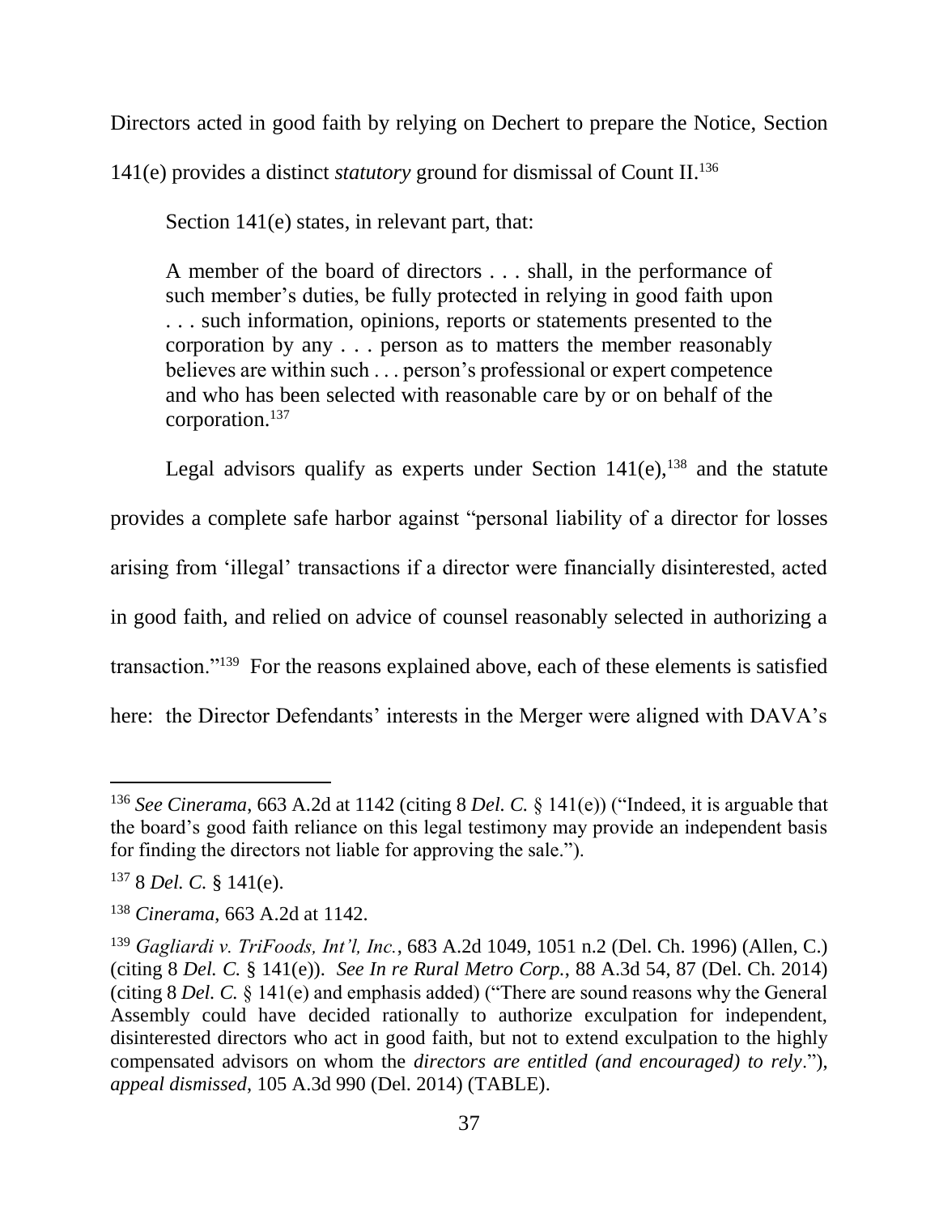Directors acted in good faith by relying on Dechert to prepare the Notice, Section 141(e) provides a distinct *statutory* ground for dismissal of Count II.[136]

Section 141(e) states, in relevant part, that:

> A member of the board of directors . . . shall, in the performance of such member's duties, be fully protected in relying in good faith upon . . . such information, opinions, reports or statements presented to the corporation by any . . . person as to matters the member reasonably believes are within such . . . person's professional or expert competence and who has been selected with reasonable care by or on behalf of the corporation.[137]

Legal advisors qualify as experts under Section 141(e),[138] and the statute provides a complete safe harbor against "personal liability of a director for losses arising from 'illegal' transactions if a director were financially disinterested, acted in good faith, and relied on advice of counsel reasonably selected in authorizing a transaction."[139] For the reasons explained above, each of these elements is satisfied here: the Director Defendants' interests in the Merger were aligned with DAVA's

---

[136] *See Cinerama*, 663 A.2d at 1142 (citing 8 *Del. C.* § 141(e)) ("Indeed, it is arguable that the board's good faith reliance on this legal testimony may provide an independent basis for finding the directors not liable for approving the sale.").

[137] 8 *Del. C.* § 141(e).

[138] *Cinerama*, 663 A.2d at 1142.

[139] *Gagliardi v. TriFoods, Int'l, Inc.*, 683 A.2d 1049, 1051 n.2 (Del. Ch. 1996) (Allen, C.) (citing 8 *Del. C.* § 141(e)). *See In re Rural Metro Corp.*, 88 A.3d 54, 87 (Del. Ch. 2014) (citing 8 *Del. C.* § 141(e) and emphasis added) ("There are sound reasons why the General Assembly could have decided rationally to authorize exculpation for independent, disinterested directors who act in good faith, but not to extend exculpation to the highly compensated advisors on whom the *directors are entitled (and encouraged) to rely*."), *appeal dismissed*, 105 A.3d 990 (Del. 2014) (TABLE).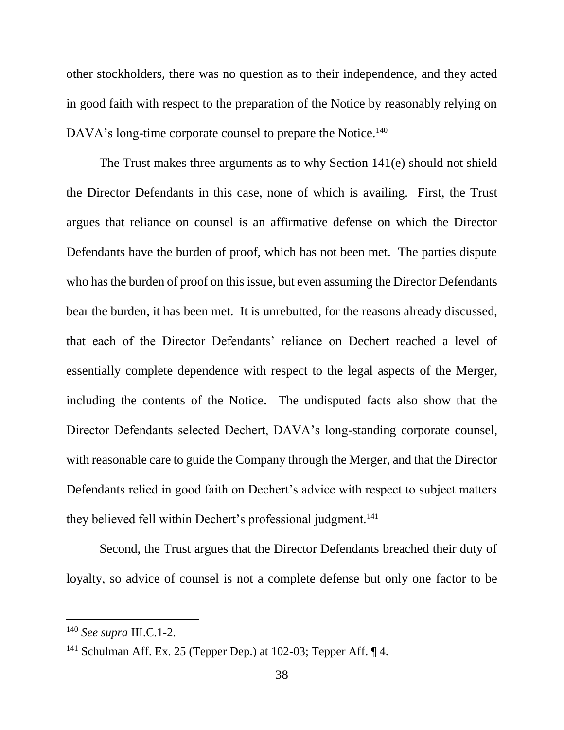other stockholders, there was no question as to their independence, and they acted in good faith with respect to the preparation of the Notice by reasonably relying on DAVA's long-time corporate counsel to prepare the Notice.[140]

The Trust makes three arguments as to why Section 141(e) should not shield the Director Defendants in this case, none of which is availing. First, the Trust argues that reliance on counsel is an affirmative defense on which the Director Defendants have the burden of proof, which has not been met. The parties dispute who has the burden of proof on this issue, but even assuming the Director Defendants bear the burden, it has been met. It is unrebutted, for the reasons already discussed, that each of the Director Defendants' reliance on Dechert reached a level of essentially complete dependence with respect to the legal aspects of the Merger, including the contents of the Notice. The undisputed facts also show that the Director Defendants selected Dechert, DAVA's long-standing corporate counsel, with reasonable care to guide the Company through the Merger, and that the Director Defendants relied in good faith on Dechert's advice with respect to subject matters they believed fell within Dechert's professional judgment.[141]

Second, the Trust argues that the Director Defendants breached their duty of loyalty, so advice of counsel is not a complete defense but only one factor to be

---

[140] *See supra* III.C.1-2.

[141] Schulman Aff. Ex. 25 (Tepper Dep.) at 102-03; Tepper Aff. ¶ 4.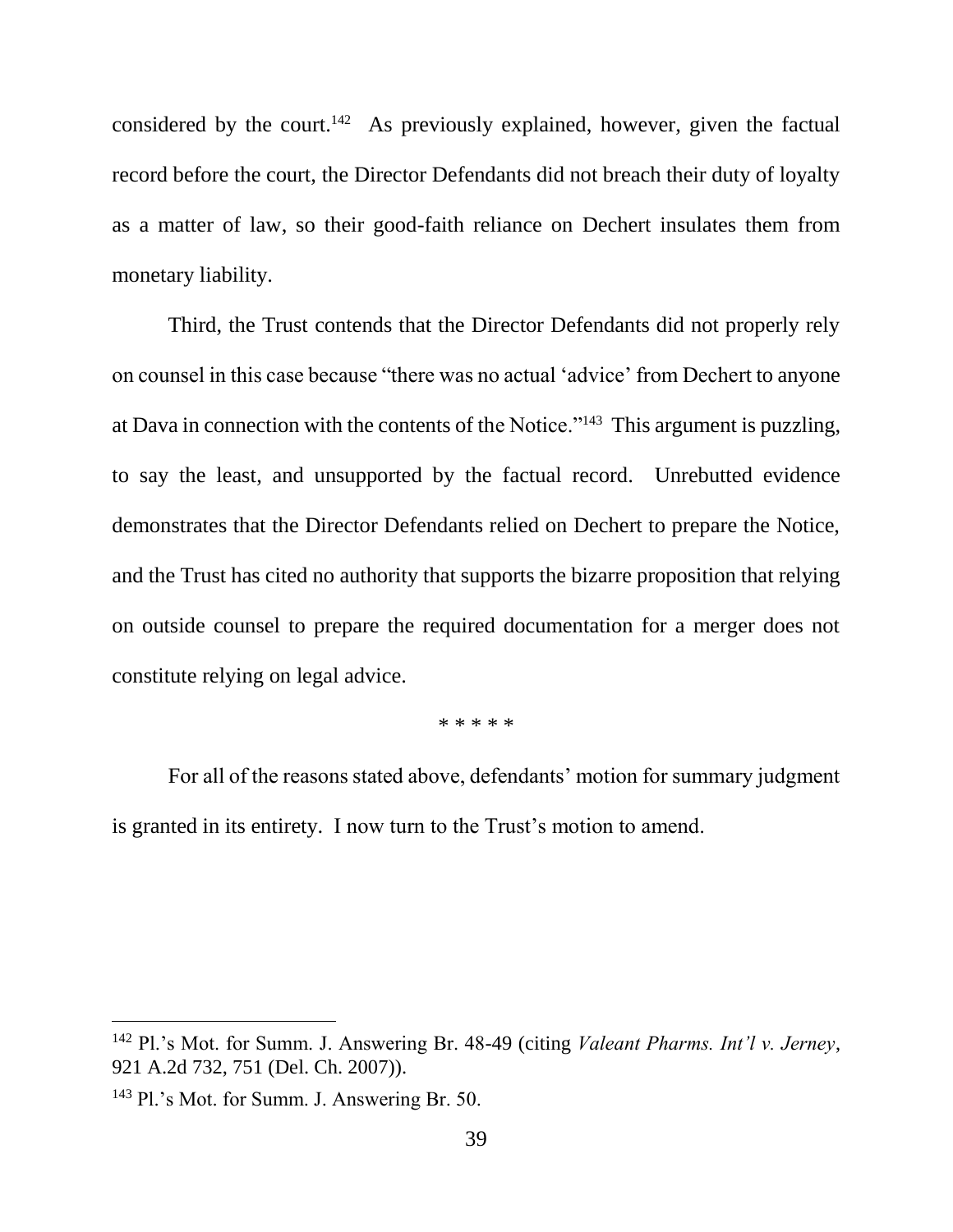considered by the court.[142] As previously explained, however, given the factual record before the court, the Director Defendants did not breach their duty of loyalty as a matter of law, so their good-faith reliance on Dechert insulates them from monetary liability.

Third, the Trust contends that the Director Defendants did not properly rely on counsel in this case because "there was no actual 'advice' from Dechert to anyone at Dava in connection with the contents of the Notice."[143] This argument is puzzling, to say the least, and unsupported by the factual record. Unrebutted evidence demonstrates that the Director Defendants relied on Dechert to prepare the Notice, and the Trust has cited no authority that supports the bizarre proposition that relying on outside counsel to prepare the required documentation for a merger does not constitute relying on legal advice.

\* \* \* \* \*

For all of the reasons stated above, defendants' motion for summary judgment is granted in its entirety. I now turn to the Trust's motion to amend.

---

[142] Pl.'s Mot. for Summ. J. Answering Br. 48-49 (citing *Valeant Pharms. Int'l v. Jerney*, 921 A.2d 732, 751 (Del. Ch. 2007)).

[143] Pl.'s Mot. for Summ. J. Answering Br. 50.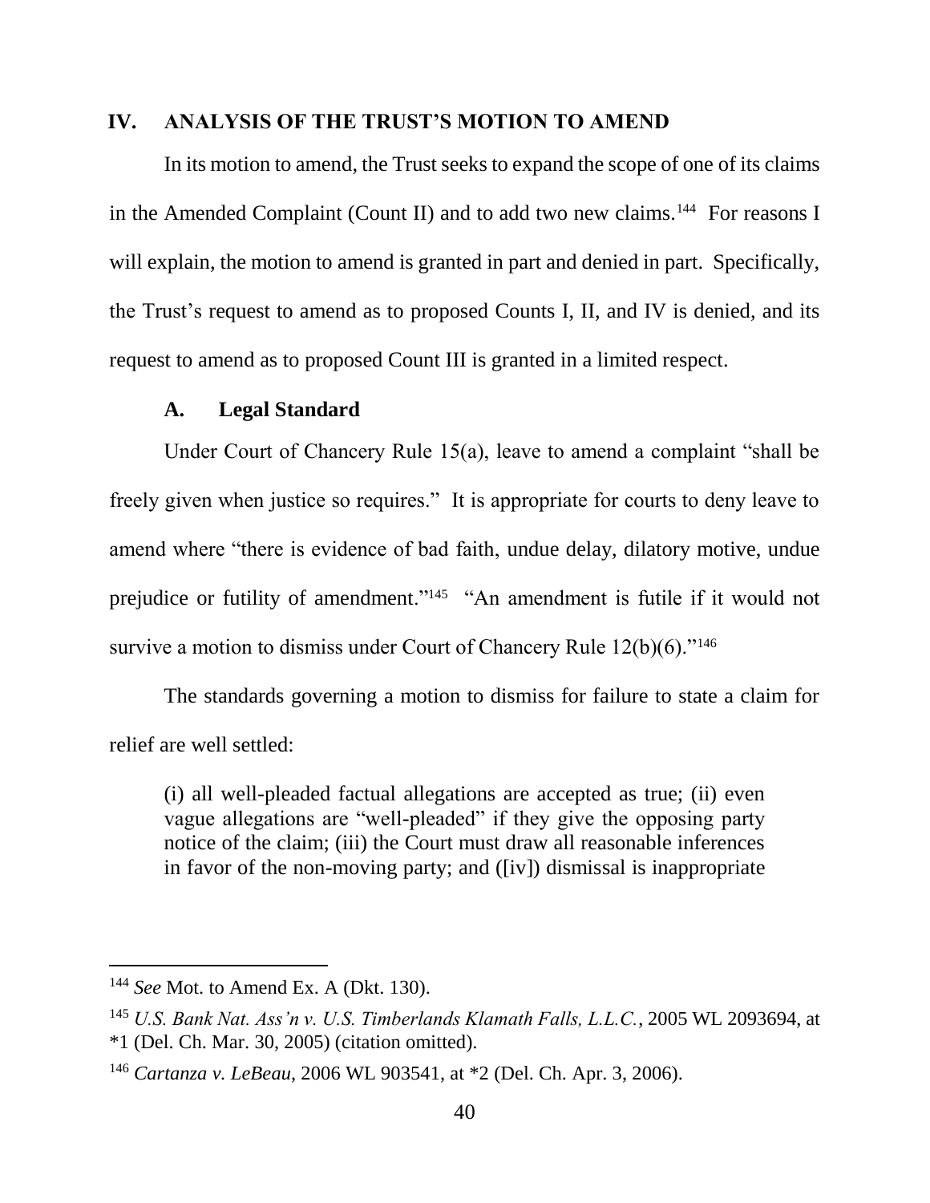## IV. ANALYSIS OF THE TRUST'S MOTION TO AMEND

In its motion to amend, the Trust seeks to expand the scope of one of its claims in the Amended Complaint (Count II) and to add two new claims.[144] For reasons I will explain, the motion to amend is granted in part and denied in part. Specifically, the Trust's request to amend as to proposed Counts I, II, and IV is denied, and its request to amend as to proposed Count III is granted in a limited respect.

### A. Legal Standard

Under Court of Chancery Rule 15(a), leave to amend a complaint "shall be freely given when justice so requires." It is appropriate for courts to deny leave to amend where "there is evidence of bad faith, undue delay, dilatory motive, undue prejudice or futility of amendment."[145] "An amendment is futile if it would not survive a motion to dismiss under Court of Chancery Rule 12(b)(6)."[146]

The standards governing a motion to dismiss for failure to state a claim for relief are well settled:

> (i) all well-pleaded factual allegations are accepted as true; (ii) even vague allegations are "well-pleaded" if they give the opposing party notice of the claim; (iii) the Court must draw all reasonable inferences in favor of the non-moving party; and ([iv]) dismissal is inappropriate

---

[144] *See* Mot. to Amend Ex. A (Dkt. 130).

[145] *U.S. Bank Nat. Ass'n v. U.S. Timberlands Klamath Falls, L.L.C.*, 2005 WL 2093694, at *1 (Del. Ch. Mar. 30, 2005) (citation omitted).

[146] *Cartanza v. LeBeau*, 2006 WL 903541, at *2 (Del. Ch. Apr. 3, 2006).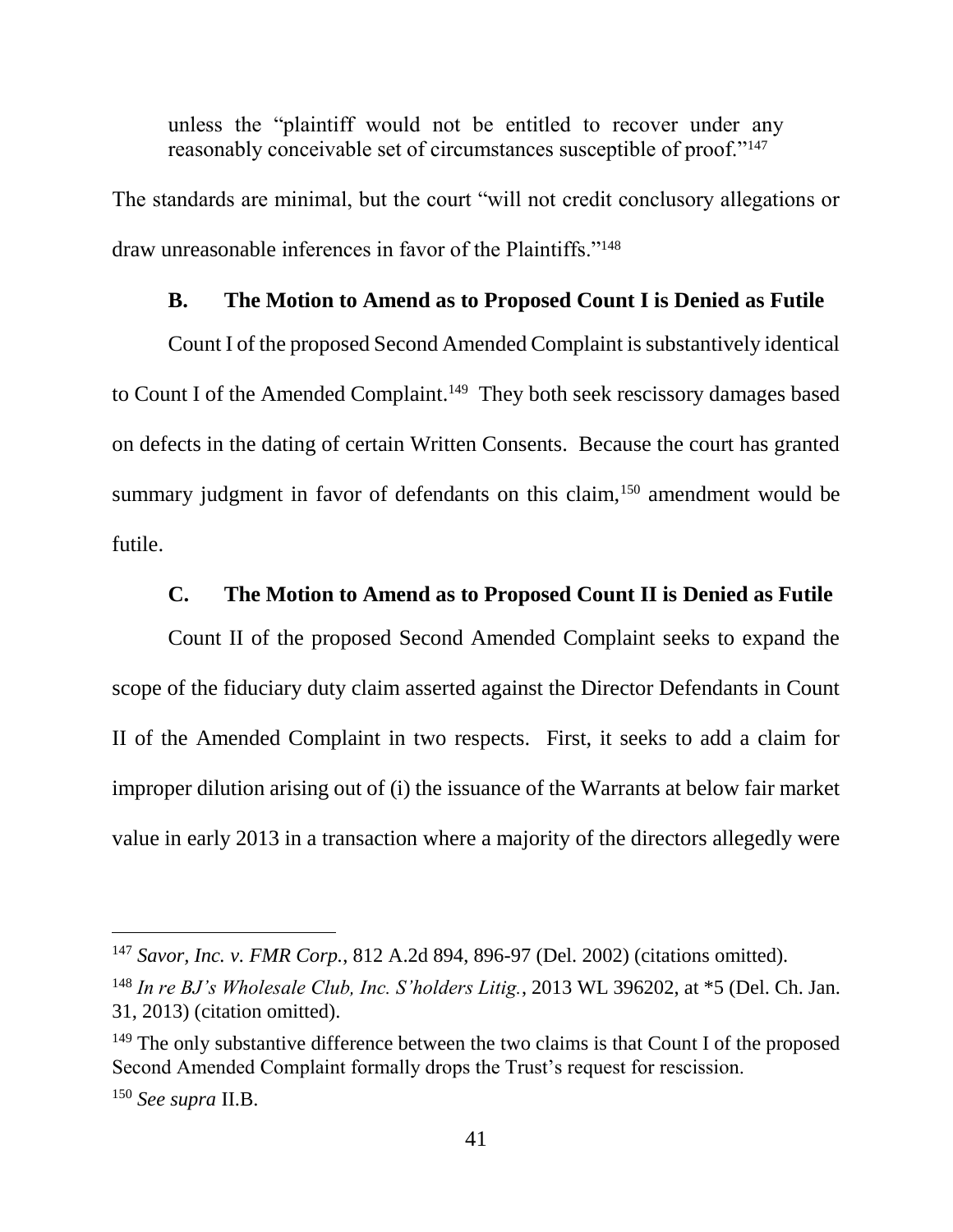unless the "plaintiff would not be entitled to recover under any reasonably conceivable set of circumstances susceptible of proof."[147]

The standards are minimal, but the court "will not credit conclusory allegations or draw unreasonable inferences in favor of the Plaintiffs."[148]

### B. The Motion to Amend as to Proposed Count I is Denied as Futile

Count I of the proposed Second Amended Complaint is substantively identical to Count I of the Amended Complaint.[149] They both seek rescissory damages based on defects in the dating of certain Written Consents. Because the court has granted summary judgment in favor of defendants on this claim,[150] amendment would be futile.

### C. The Motion to Amend as to Proposed Count II is Denied as Futile

Count II of the proposed Second Amended Complaint seeks to expand the scope of the fiduciary duty claim asserted against the Director Defendants in Count II of the Amended Complaint in two respects. First, it seeks to add a claim for improper dilution arising out of (i) the issuance of the Warrants at below fair market value in early 2013 in a transaction where a majority of the directors allegedly were

---

[147] *Savor, Inc. v. FMR Corp.*, 812 A.2d 894, 896-97 (Del. 2002) (citations omitted).

[148] *In re BJ's Wholesale Club, Inc. S'holders Litig.*, 2013 WL 396202, at *5 (Del. Ch. Jan. 31, 2013) (citation omitted).

[149] The only substantive difference between the two claims is that Count I of the proposed Second Amended Complaint formally drops the Trust's request for rescission.

[150] *See supra* II.B.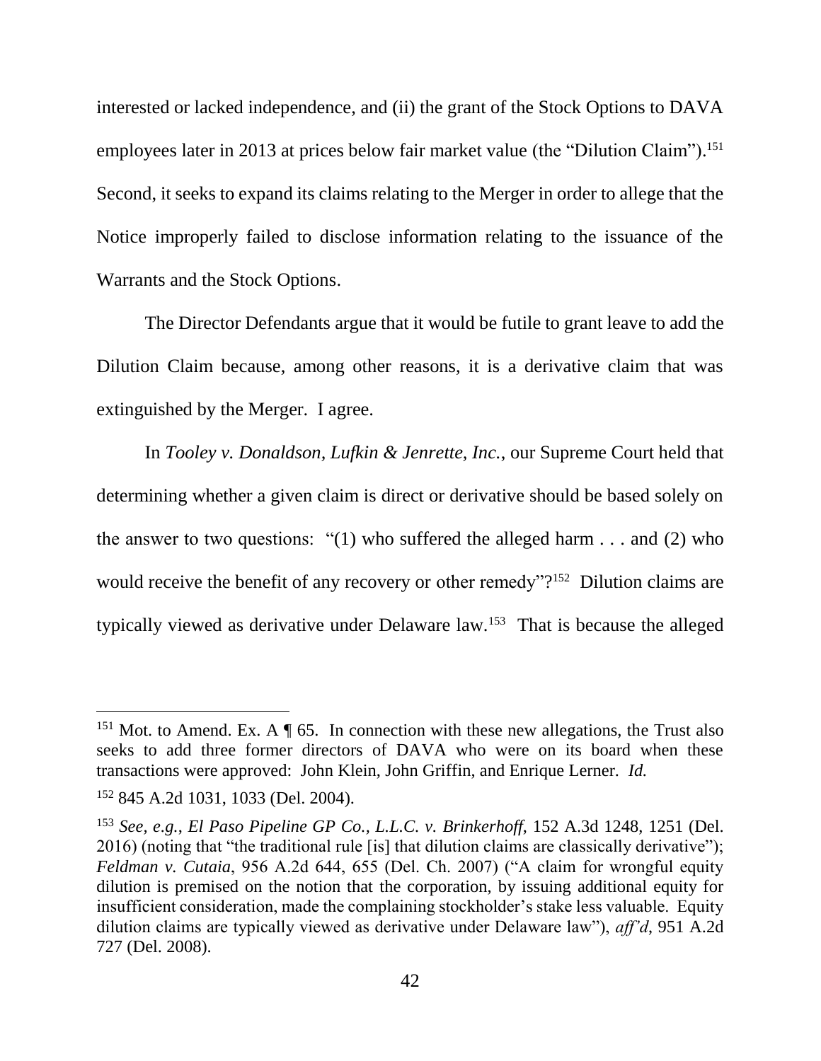interested or lacked independence, and (ii) the grant of the Stock Options to DAVA employees later in 2013 at prices below fair market value (the "Dilution Claim").[151] Second, it seeks to expand its claims relating to the Merger in order to allege that the Notice improperly failed to disclose information relating to the issuance of the Warrants and the Stock Options.

The Director Defendants argue that it would be futile to grant leave to add the Dilution Claim because, among other reasons, it is a derivative claim that was extinguished by the Merger. I agree.

In *Tooley v. Donaldson, Lufkin & Jenrette, Inc.*, our Supreme Court held that determining whether a given claim is direct or derivative should be based solely on the answer to two questions: "(1) who suffered the alleged harm . . . and (2) who would receive the benefit of any recovery or other remedy"?[152] Dilution claims are typically viewed as derivative under Delaware law.[153] That is because the alleged

---

[151] Mot. to Amend. Ex. A ¶ 65. In connection with these new allegations, the Trust also seeks to add three former directors of DAVA who were on its board when these transactions were approved: John Klein, John Griffin, and Enrique Lerner. *Id.*

[152] 845 A.2d 1031, 1033 (Del. 2004).

[153] *See, e.g.*, *El Paso Pipeline GP Co., L.L.C. v. Brinkerhoff*, 152 A.3d 1248, 1251 (Del. 2016) (noting that "the traditional rule [is] that dilution claims are classically derivative"); *Feldman v. Cutaia*, 956 A.2d 644, 655 (Del. Ch. 2007) ("A claim for wrongful equity dilution is premised on the notion that the corporation, by issuing additional equity for insufficient consideration, made the complaining stockholder's stake less valuable. Equity dilution claims are typically viewed as derivative under Delaware law"), *aff'd*, 951 A.2d 727 (Del. 2008).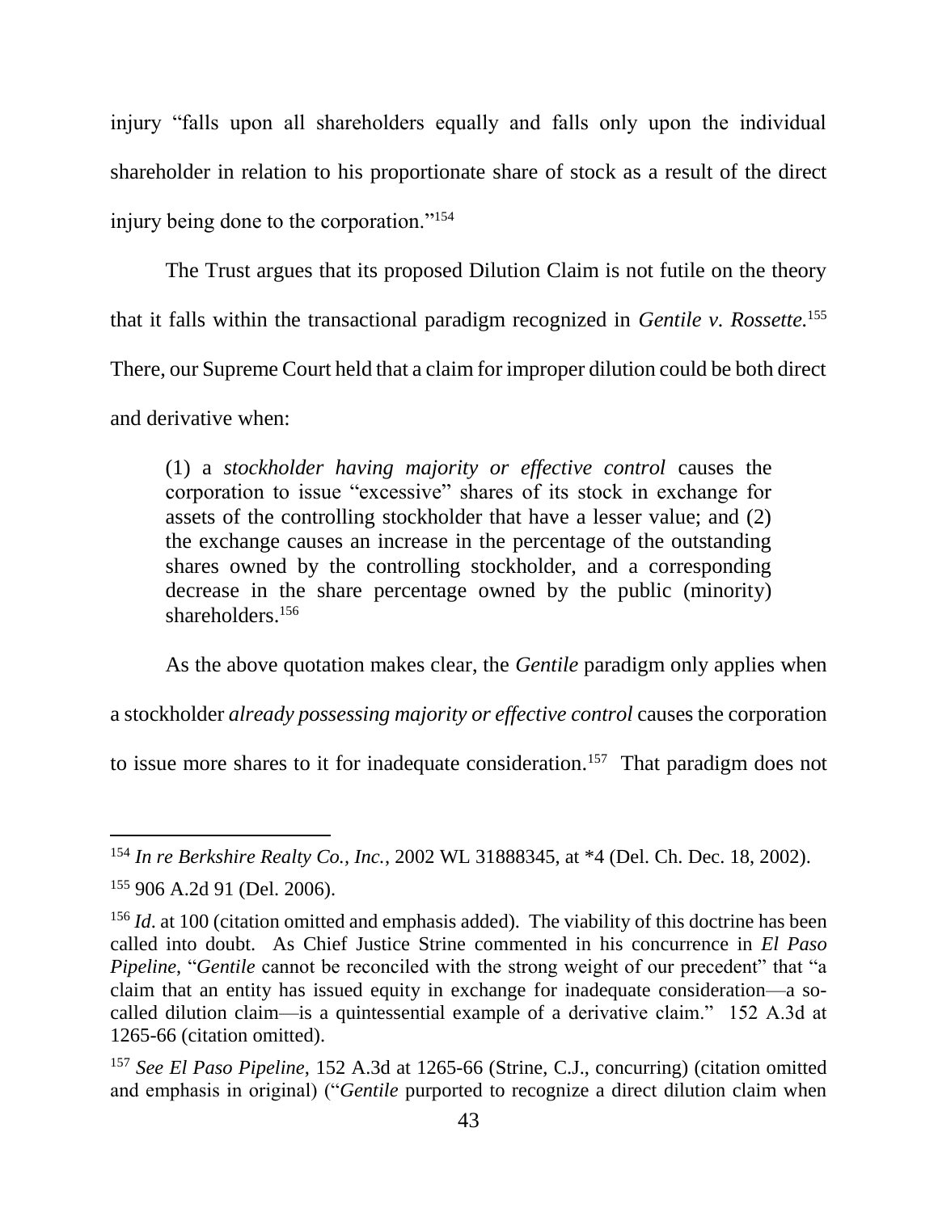injury "falls upon all shareholders equally and falls only upon the individual shareholder in relation to his proportionate share of stock as a result of the direct injury being done to the corporation."[154]

The Trust argues that its proposed Dilution Claim is not futile on the theory that it falls within the transactional paradigm recognized in *Gentile v. Rossette.*[155] There, our Supreme Court held that a claim for improper dilution could be both direct and derivative when:

> (1) a *stockholder having majority or effective control* causes the corporation to issue "excessive" shares of its stock in exchange for assets of the controlling stockholder that have a lesser value; and (2) the exchange causes an increase in the percentage of the outstanding shares owned by the controlling stockholder, and a corresponding decrease in the share percentage owned by the public (minority) shareholders.[156]

As the above quotation makes clear, the *Gentile* paradigm only applies when a stockholder *already possessing majority or effective control* causes the corporation to issue more shares to it for inadequate consideration.[157] That paradigm does not

---

[154] *In re Berkshire Realty Co., Inc.*, 2002 WL 31888345, at *4 (Del. Ch. Dec. 18, 2002).

[155] 906 A.2d 91 (Del. 2006).

[156] *Id*. at 100 (citation omitted and emphasis added). The viability of this doctrine has been called into doubt. As Chief Justice Strine commented in his concurrence in *El Paso Pipeline*, "*Gentile* cannot be reconciled with the strong weight of our precedent" that "a claim that an entity has issued equity in exchange for inadequate consideration—a so-called dilution claim—is a quintessential example of a derivative claim." 152 A.3d at 1265-66 (citation omitted).

[157] *See El Paso Pipeline*, 152 A.3d at 1265-66 (Strine, C.J., concurring) (citation omitted and emphasis in original) ("*Gentile* purported to recognize a direct dilution claim when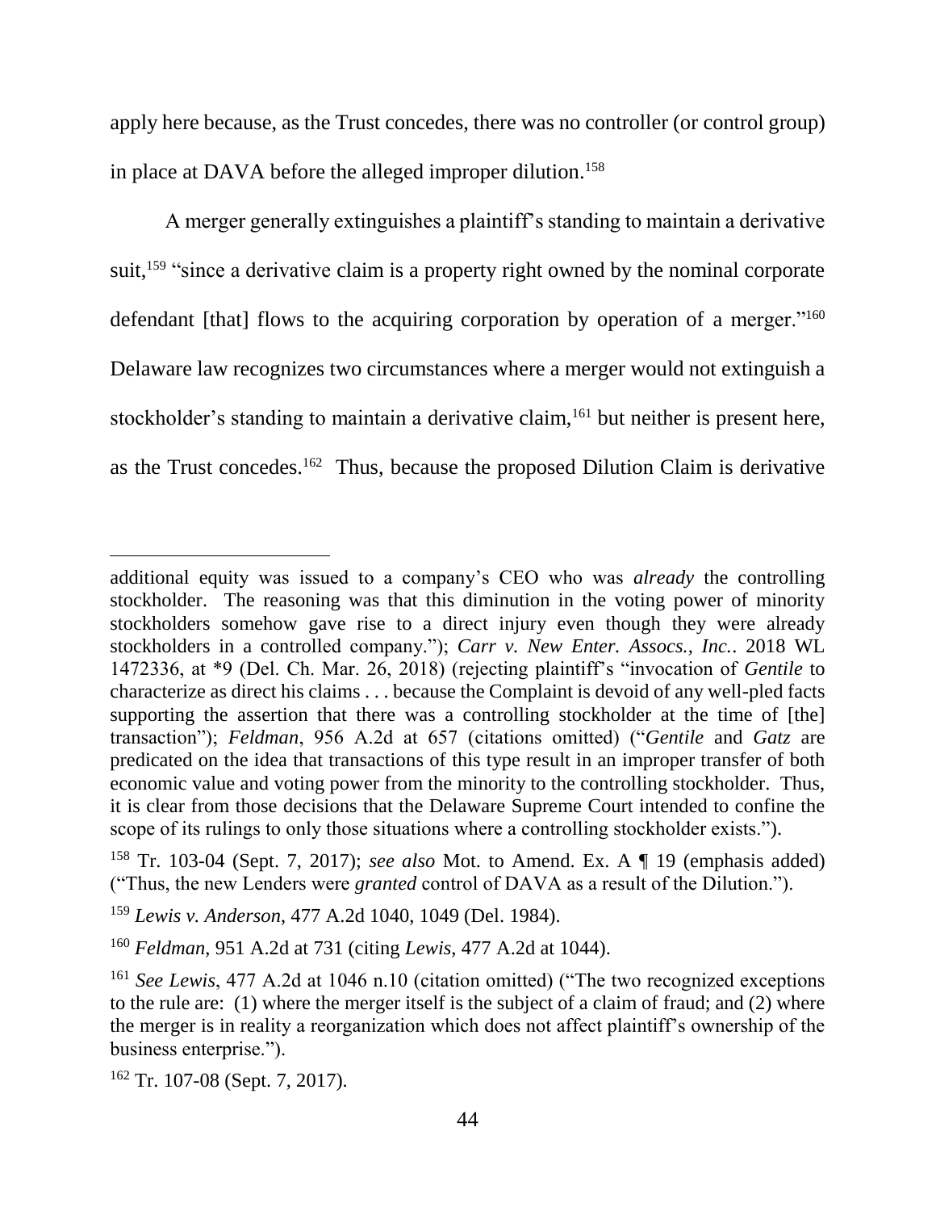apply here because, as the Trust concedes, there was no controller (or control group) in place at DAVA before the alleged improper dilution.[158]

A merger generally extinguishes a plaintiff's standing to maintain a derivative suit,[159] "since a derivative claim is a property right owned by the nominal corporate defendant [that] flows to the acquiring corporation by operation of a merger."[160] Delaware law recognizes two circumstances where a merger would not extinguish a stockholder's standing to maintain a derivative claim,[161] but neither is present here, as the Trust concedes.[162] Thus, because the proposed Dilution Claim is derivative

---

additional equity was issued to a company's CEO who was *already* the controlling stockholder. The reasoning was that this diminution in the voting power of minority stockholders somehow gave rise to a direct injury even though they were already stockholders in a controlled company."); *Carr v. New Enter. Assocs., Inc.*, 2018 WL 1472336, at *9 (Del. Ch. Mar. 26, 2018) (rejecting plaintiff's "invocation of *Gentile* to characterize as direct his claims . . . because the Complaint is devoid of any well-pled facts supporting the assertion that there was a controlling stockholder at the time of [the] transaction"); *Feldman*, 956 A.2d at 657 (citations omitted) ("*Gentile* and *Gatz* are predicated on the idea that transactions of this type result in an improper transfer of both economic value and voting power from the minority to the controlling stockholder. Thus, it is clear from those decisions that the Delaware Supreme Court intended to confine the scope of its rulings to only those situations where a controlling stockholder exists.").

[158] Tr. 103-04 (Sept. 7, 2017); *see also* Mot. to Amend. Ex. A ¶ 19 (emphasis added) ("Thus, the new Lenders were *granted* control of DAVA as a result of the Dilution.").

[159] *Lewis v. Anderson*, 477 A.2d 1040, 1049 (Del. 1984).

[160] *Feldman*, 951 A.2d at 731 (citing *Lewis*, 477 A.2d at 1044).

[161] *See Lewis*, 477 A.2d at 1046 n.10 (citation omitted) ("The two recognized exceptions to the rule are: (1) where the merger itself is the subject of a claim of fraud; and (2) where the merger is in reality a reorganization which does not affect plaintiff's ownership of the business enterprise.").

[162] Tr. 107-08 (Sept. 7, 2017).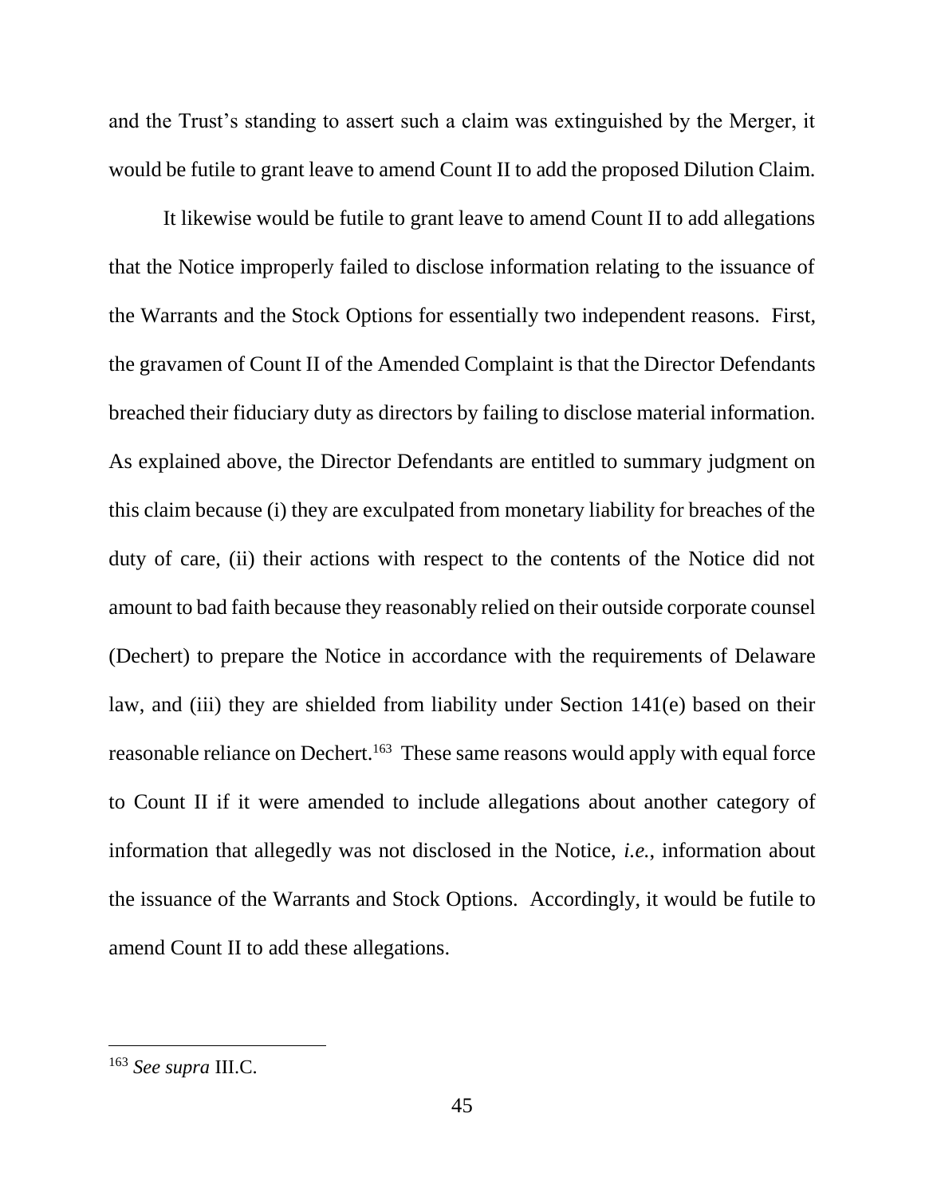and the Trust's standing to assert such a claim was extinguished by the Merger, it would be futile to grant leave to amend Count II to add the proposed Dilution Claim.

It likewise would be futile to grant leave to amend Count II to add allegations that the Notice improperly failed to disclose information relating to the issuance of the Warrants and the Stock Options for essentially two independent reasons. First, the gravamen of Count II of the Amended Complaint is that the Director Defendants breached their fiduciary duty as directors by failing to disclose material information. As explained above, the Director Defendants are entitled to summary judgment on this claim because (i) they are exculpated from monetary liability for breaches of the duty of care, (ii) their actions with respect to the contents of the Notice did not amount to bad faith because they reasonably relied on their outside corporate counsel (Dechert) to prepare the Notice in accordance with the requirements of Delaware law, and (iii) they are shielded from liability under Section 141(e) based on their reasonable reliance on Dechert.[163] These same reasons would apply with equal force to Count II if it were amended to include allegations about another category of information that allegedly was not disclosed in the Notice, *i.e.*, information about the issuance of the Warrants and Stock Options. Accordingly, it would be futile to amend Count II to add these allegations.

---

[163] *See supra* III.C.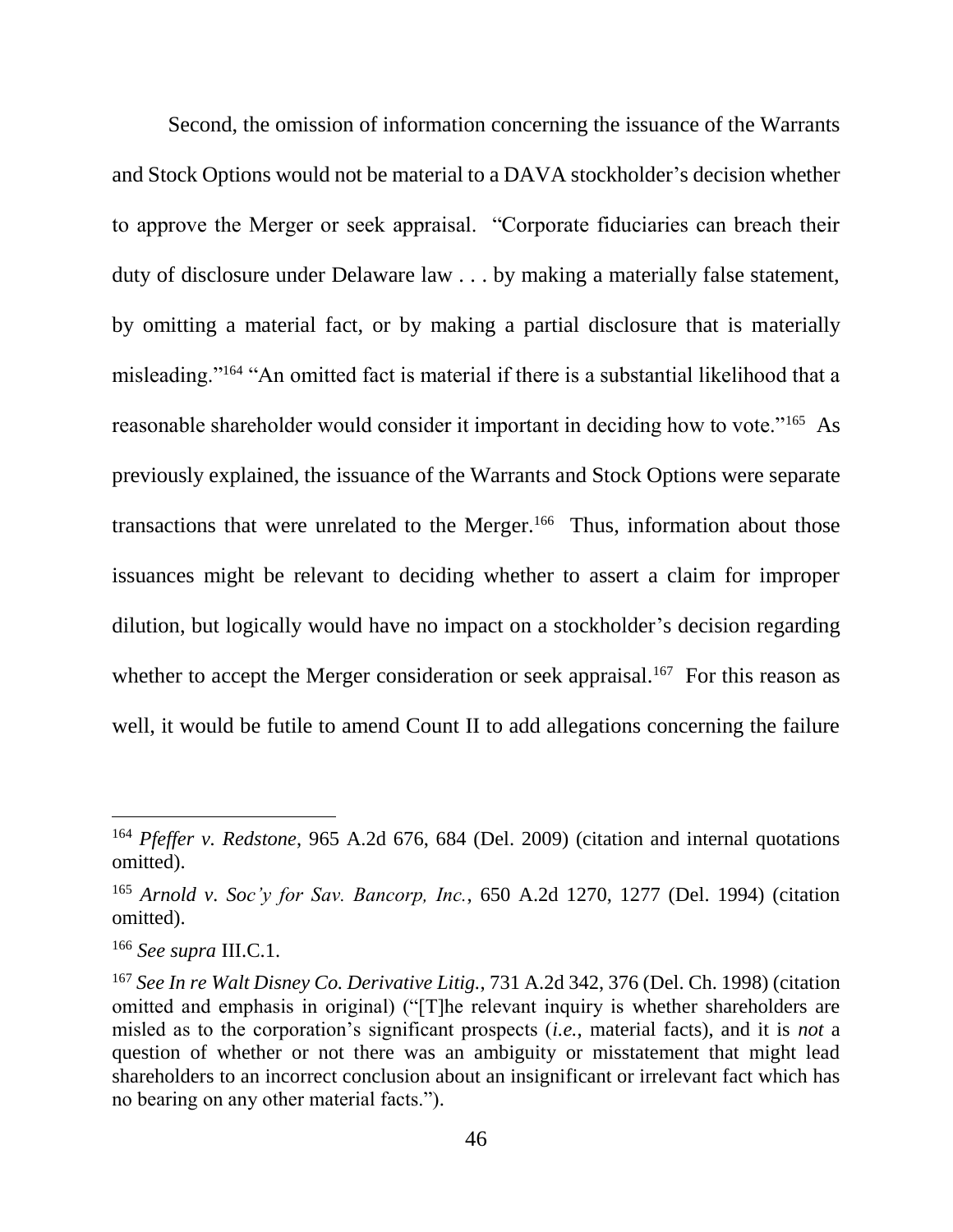Second, the omission of information concerning the issuance of the Warrants and Stock Options would not be material to a DAVA stockholder's decision whether to approve the Merger or seek appraisal. "Corporate fiduciaries can breach their duty of disclosure under Delaware law . . . by making a materially false statement, by omitting a material fact, or by making a partial disclosure that is materially misleading."[164] "An omitted fact is material if there is a substantial likelihood that a reasonable shareholder would consider it important in deciding how to vote."[165] As previously explained, the issuance of the Warrants and Stock Options were separate transactions that were unrelated to the Merger.[166] Thus, information about those issuances might be relevant to deciding whether to assert a claim for improper dilution, but logically would have no impact on a stockholder's decision regarding whether to accept the Merger consideration or seek appraisal.[167] For this reason as well, it would be futile to amend Count II to add allegations concerning the failure

---

[164] *Pfeffer v. Redstone*, 965 A.2d 676, 684 (Del. 2009) (citation and internal quotations omitted).

[165] *Arnold v. Soc'y for Sav. Bancorp, Inc.*, 650 A.2d 1270, 1277 (Del. 1994) (citation omitted).

[166] *See supra* III.C.1.

[167] *See In re Walt Disney Co. Derivative Litig.*, 731 A.2d 342, 376 (Del. Ch. 1998) (citation omitted and emphasis in original) ("[T]he relevant inquiry is whether shareholders are misled as to the corporation's significant prospects (*i.e.*, material facts), and it is *not* a question of whether or not there was an ambiguity or misstatement that might lead shareholders to an incorrect conclusion about an insignificant or irrelevant fact which has no bearing on any other material facts.").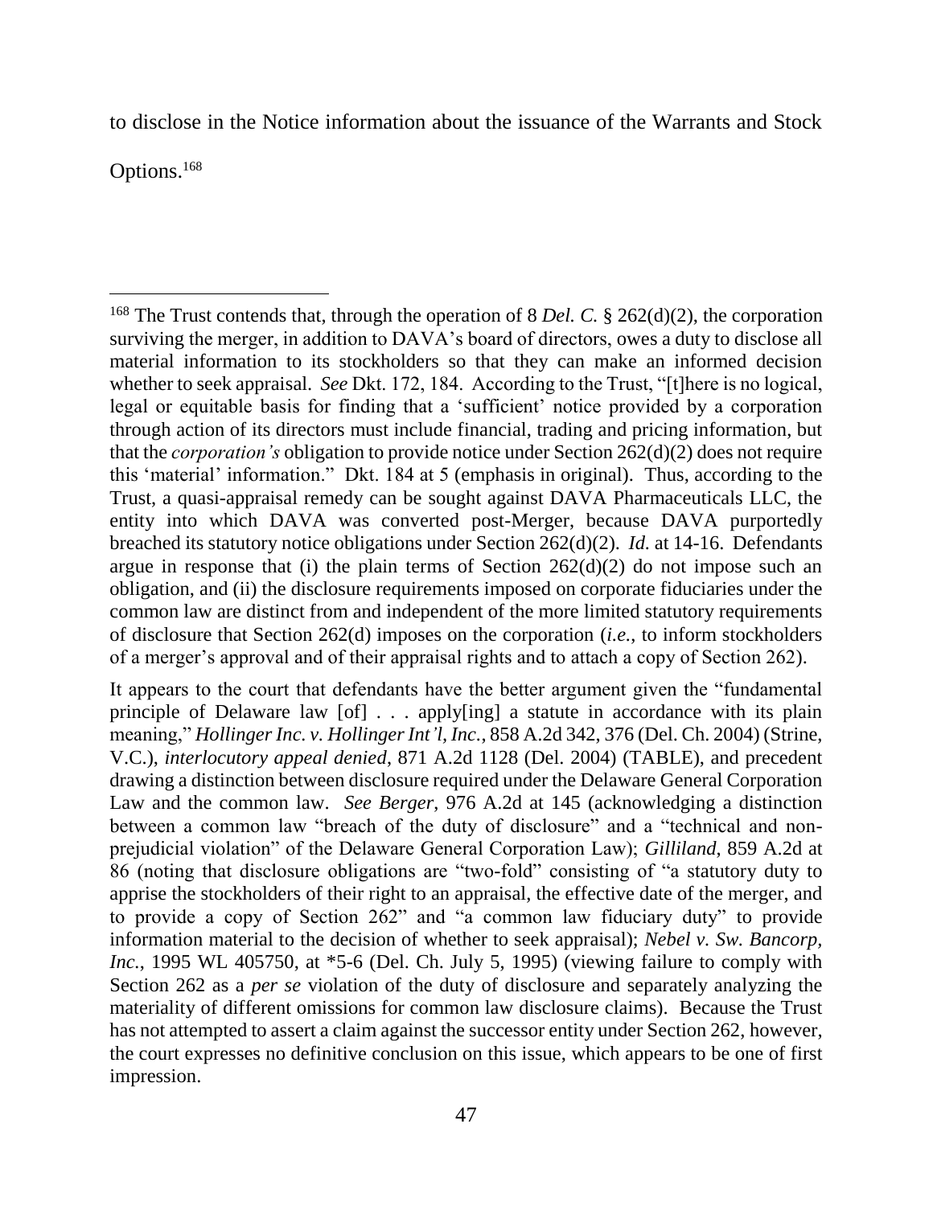to disclose in the Notice information about the issuance of the Warrants and Stock Options.[168]

---

[168] The Trust contends that, through the operation of 8 *Del. C.* § 262(d)(2), the corporation surviving the merger, in addition to DAVA's board of directors, owes a duty to disclose all material information to its stockholders so that they can make an informed decision whether to seek appraisal. *See* Dkt. 172, 184. According to the Trust, "[t]here is no logical, legal or equitable basis for finding that a 'sufficient' notice provided by a corporation through action of its directors must include financial, trading and pricing information, but that the *corporation's* obligation to provide notice under Section 262(d)(2) does not require this 'material' information." Dkt. 184 at 5 (emphasis in original). Thus, according to the Trust, a quasi-appraisal remedy can be sought against DAVA Pharmaceuticals LLC, the entity into which DAVA was converted post-Merger, because DAVA purportedly breached its statutory notice obligations under Section 262(d)(2). *Id.* at 14-16. Defendants argue in response that (i) the plain terms of Section 262(d)(2) do not impose such an obligation, and (ii) the disclosure requirements imposed on corporate fiduciaries under the common law are distinct from and independent of the more limited statutory requirements of disclosure that Section 262(d) imposes on the corporation (*i.e.*, to inform stockholders of a merger's approval and of their appraisal rights and to attach a copy of Section 262).

It appears to the court that defendants have the better argument given the "fundamental principle of Delaware law [of] . . . apply[ing] a statute in accordance with its plain meaning," *Hollinger Inc. v. Hollinger Int'l, Inc.*, 858 A.2d 342, 376 (Del. Ch. 2004) (Strine, V.C.), *interlocutory appeal denied*, 871 A.2d 1128 (Del. 2004) (TABLE), and precedent drawing a distinction between disclosure required under the Delaware General Corporation Law and the common law. *See Berger*, 976 A.2d at 145 (acknowledging a distinction between a common law "breach of the duty of disclosure" and a "technical and non-prejudicial violation" of the Delaware General Corporation Law); *Gilliland*, 859 A.2d at 86 (noting that disclosure obligations are "two-fold" consisting of "a statutory duty to apprise the stockholders of their right to an appraisal, the effective date of the merger, and to provide a copy of Section 262" and "a common law fiduciary duty" to provide information material to the decision of whether to seek appraisal); *Nebel v. Sw. Bancorp, Inc.*, 1995 WL 405750, at \*5-6 (Del. Ch. July 5, 1995) (viewing failure to comply with Section 262 as a *per se* violation of the duty of disclosure and separately analyzing the materiality of different omissions for common law disclosure claims). Because the Trust has not attempted to assert a claim against the successor entity under Section 262, however, the court expresses no definitive conclusion on this issue, which appears to be one of first impression.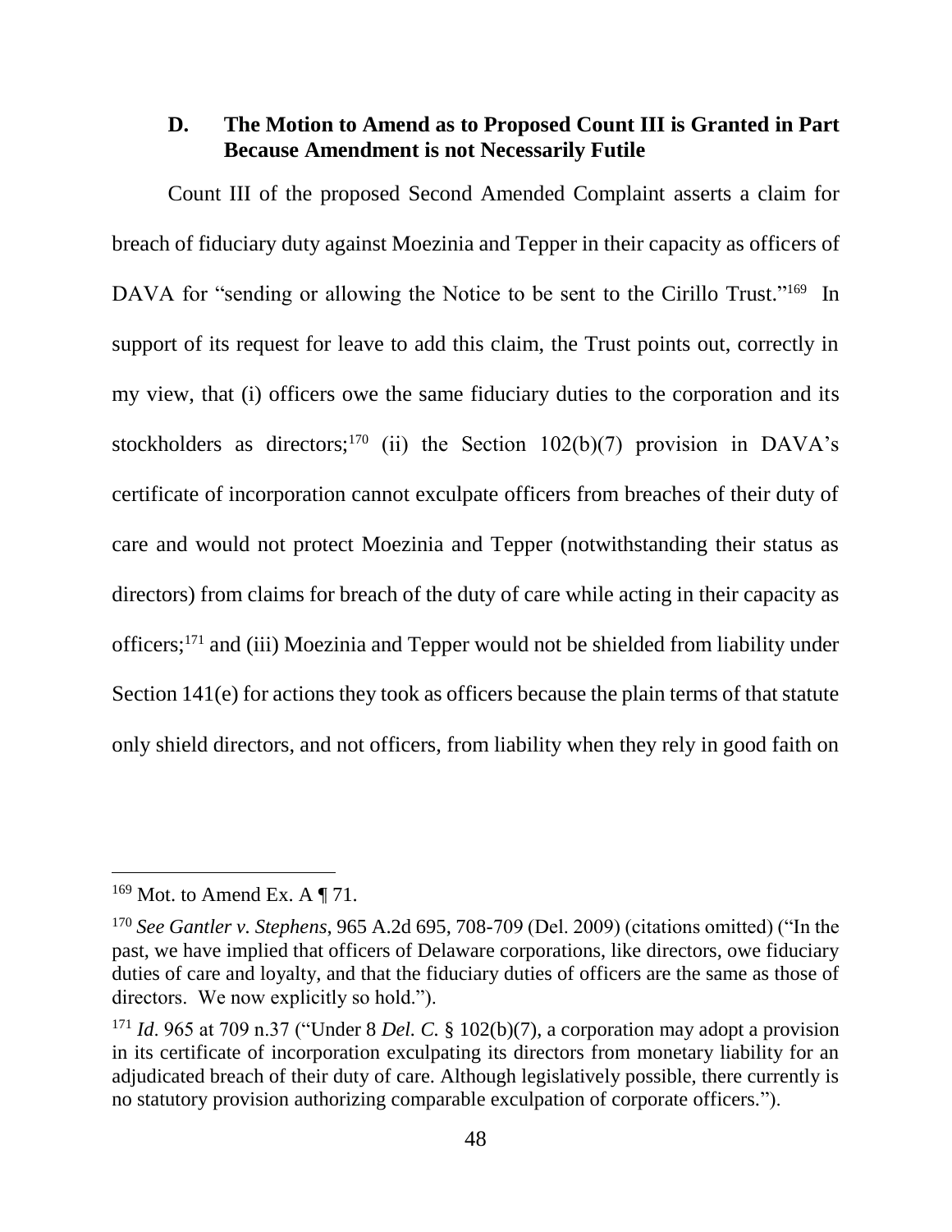### D. The Motion to Amend as to Proposed Count III is Granted in Part Because Amendment is not Necessarily Futile

Count III of the proposed Second Amended Complaint asserts a claim for breach of fiduciary duty against Moezinia and Tepper in their capacity as officers of DAVA for "sending or allowing the Notice to be sent to the Cirillo Trust."[169] In support of its request for leave to add this claim, the Trust points out, correctly in my view, that (i) officers owe the same fiduciary duties to the corporation and its stockholders as directors;[170] (ii) the Section 102(b)(7) provision in DAVA's certificate of incorporation cannot exculpate officers from breaches of their duty of care and would not protect Moezinia and Tepper (notwithstanding their status as directors) from claims for breach of the duty of care while acting in their capacity as officers;[171] and (iii) Moezinia and Tepper would not be shielded from liability under Section 141(e) for actions they took as officers because the plain terms of that statute only shield directors, and not officers, from liability when they rely in good faith on

---

[169] Mot. to Amend Ex. A ¶ 71.

[170] *See Gantler v. Stephens*, 965 A.2d 695, 708-709 (Del. 2009) (citations omitted) ("In the past, we have implied that officers of Delaware corporations, like directors, owe fiduciary duties of care and loyalty, and that the fiduciary duties of officers are the same as those of directors. We now explicitly so hold.").

[171] *Id*. 965 at 709 n.37 ("Under 8 *Del. C.* § 102(b)(7), a corporation may adopt a provision in its certificate of incorporation exculpating its directors from monetary liability for an adjudicated breach of their duty of care. Although legislatively possible, there currently is no statutory provision authorizing comparable exculpation of corporate officers.").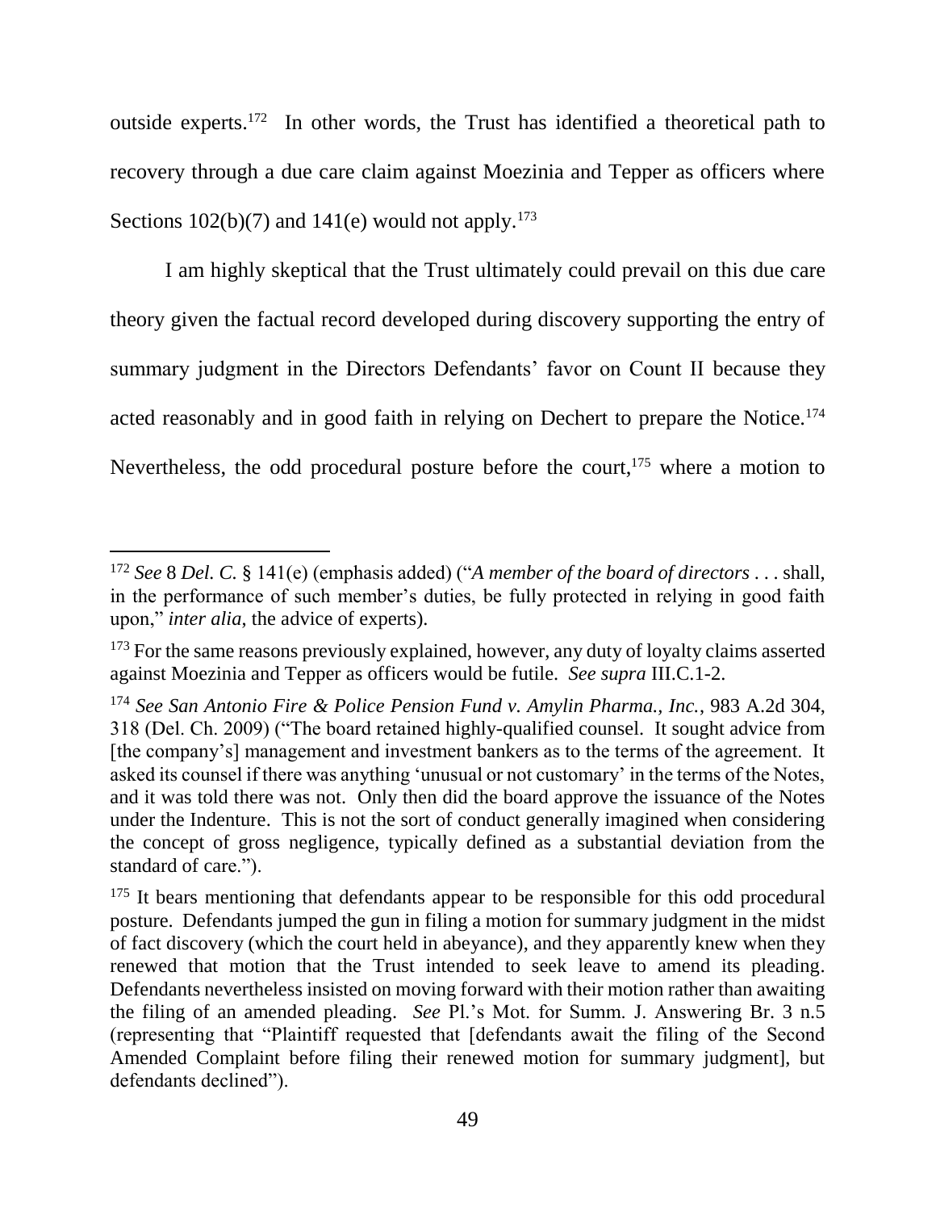outside experts.[172] In other words, the Trust has identified a theoretical path to recovery through a due care claim against Moezinia and Tepper as officers where Sections 102(b)(7) and 141(e) would not apply.[173]

I am highly skeptical that the Trust ultimately could prevail on this due care theory given the factual record developed during discovery supporting the entry of summary judgment in the Directors Defendants' favor on Count II because they acted reasonably and in good faith in relying on Dechert to prepare the Notice.[174] Nevertheless, the odd procedural posture before the court,[175] where a motion to

---

[172] *See* 8 *Del. C.* § 141(e) (emphasis added) ("*A member of the board of directors* . . . shall, in the performance of such member's duties, be fully protected in relying in good faith upon," *inter alia*, the advice of experts).

[173] For the same reasons previously explained, however, any duty of loyalty claims asserted against Moezinia and Tepper as officers would be futile. *See supra* III.C.1-2.

[174] *See San Antonio Fire & Police Pension Fund v. Amylin Pharma., Inc.*, 983 A.2d 304, 318 (Del. Ch. 2009) ("The board retained highly-qualified counsel. It sought advice from [the company's] management and investment bankers as to the terms of the agreement. It asked its counsel if there was anything 'unusual or not customary' in the terms of the Notes, and it was told there was not. Only then did the board approve the issuance of the Notes under the Indenture. This is not the sort of conduct generally imagined when considering the concept of gross negligence, typically defined as a substantial deviation from the standard of care.").

[175] It bears mentioning that defendants appear to be responsible for this odd procedural posture. Defendants jumped the gun in filing a motion for summary judgment in the midst of fact discovery (which the court held in abeyance), and they apparently knew when they renewed that motion that the Trust intended to seek leave to amend its pleading. Defendants nevertheless insisted on moving forward with their motion rather than awaiting the filing of an amended pleading. *See* Pl.'s Mot. for Summ. J. Answering Br. 3 n.5 (representing that "Plaintiff requested that [defendants await the filing of the Second Amended Complaint before filing their renewed motion for summary judgment], but defendants declined").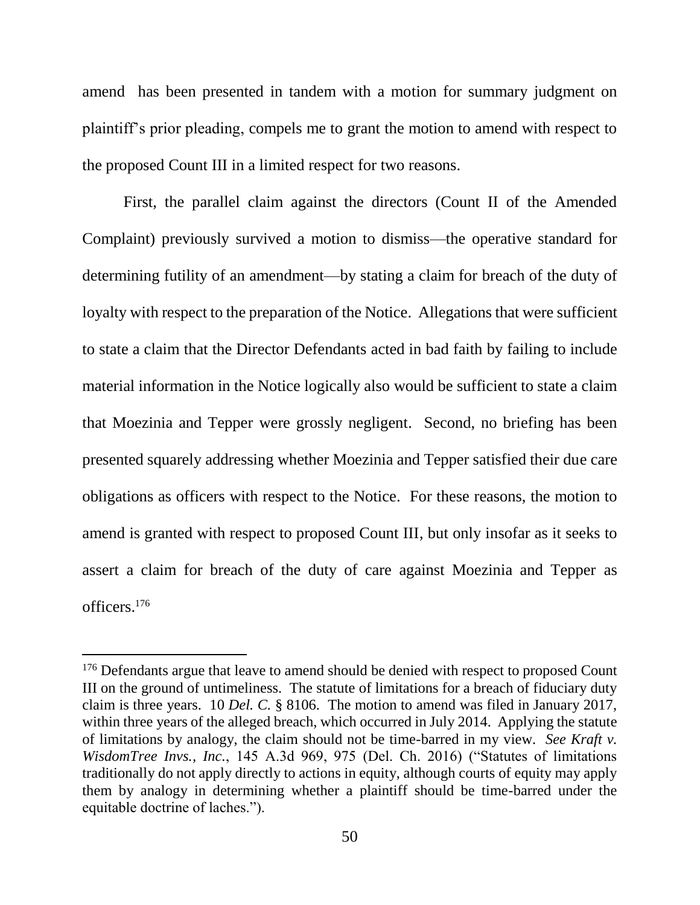amend has been presented in tandem with a motion for summary judgment on plaintiff's prior pleading, compels me to grant the motion to amend with respect to the proposed Count III in a limited respect for two reasons.

First, the parallel claim against the directors (Count II of the Amended Complaint) previously survived a motion to dismiss—the operative standard for determining futility of an amendment—by stating a claim for breach of the duty of loyalty with respect to the preparation of the Notice. Allegations that were sufficient to state a claim that the Director Defendants acted in bad faith by failing to include material information in the Notice logically also would be sufficient to state a claim that Moezinia and Tepper were grossly negligent. Second, no briefing has been presented squarely addressing whether Moezinia and Tepper satisfied their due care obligations as officers with respect to the Notice. For these reasons, the motion to amend is granted with respect to proposed Count III, but only insofar as it seeks to assert a claim for breach of the duty of care against Moezinia and Tepper as officers.[176]

---

[176] Defendants argue that leave to amend should be denied with respect to proposed Count III on the ground of untimeliness. The statute of limitations for a breach of fiduciary duty claim is three years. 10 *Del. C.* § 8106. The motion to amend was filed in January 2017, within three years of the alleged breach, which occurred in July 2014. Applying the statute of limitations by analogy, the claim should not be time-barred in my view. *See Kraft v. WisdomTree Invs., Inc.*, 145 A.3d 969, 975 (Del. Ch. 2016) ("Statutes of limitations traditionally do not apply directly to actions in equity, although courts of equity may apply them by analogy in determining whether a plaintiff should be time-barred under the equitable doctrine of laches.").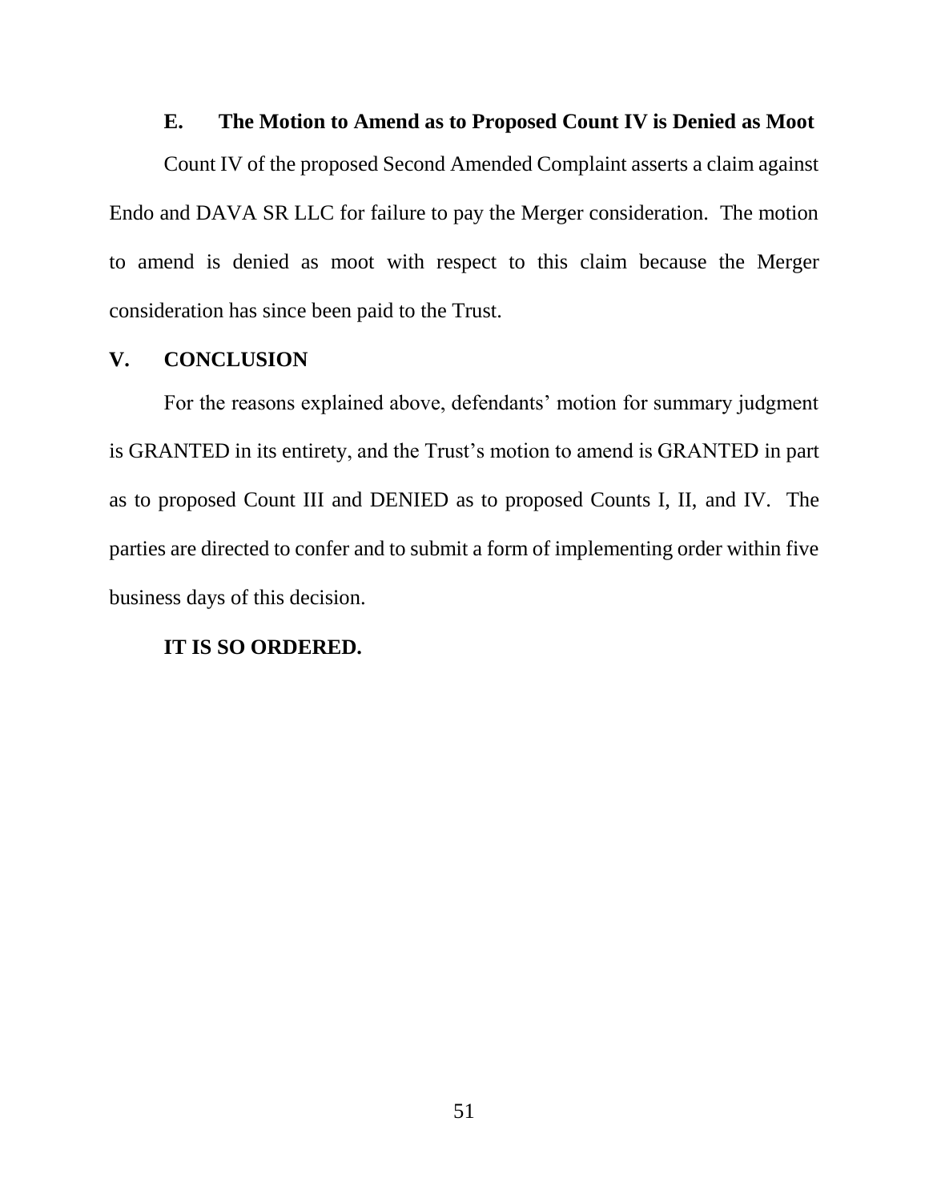### E. The Motion to Amend as to Proposed Count IV is Denied as Moot

Count IV of the proposed Second Amended Complaint asserts a claim against Endo and DAVA SR LLC for failure to pay the Merger consideration. The motion to amend is denied as moot with respect to this claim because the Merger consideration has since been paid to the Trust.

## V. CONCLUSION

For the reasons explained above, defendants' motion for summary judgment is GRANTED in its entirety, and the Trust's motion to amend is GRANTED in part as to proposed Count III and DENIED as to proposed Counts I, II, and IV. The parties are directed to confer and to submit a form of implementing order within five business days of this decision.

**IT IS SO ORDERED.**